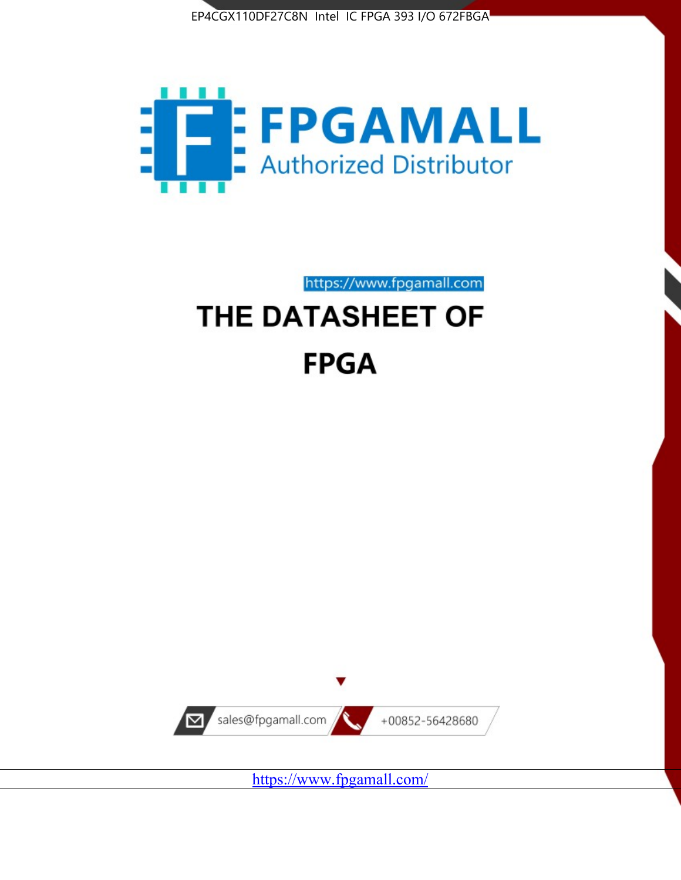EP4CGX110DF27C8N Intel IC FPGA 393 I/O 672FBGA

FPGAMALL

Authorized Distributor

https://www.fpgamall.com

# THE DATASHEET OF

# FPGA

sales@fpgamall.com

+00852-56428680

https://www.fpgamall.com/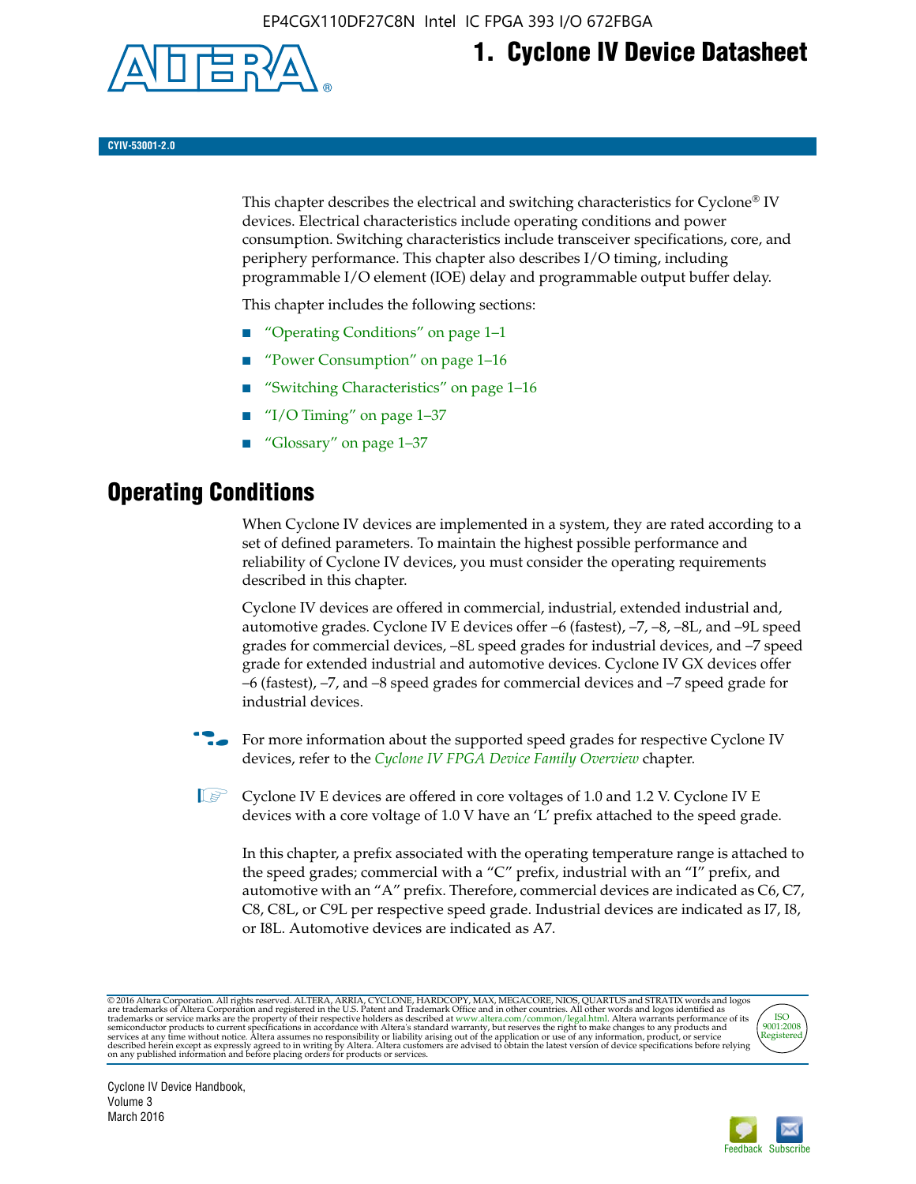# 1. Cyclone IV Device Datasheet

CYIV-53001-2.0

This chapter describes the electrical and switching characteristics for Cyclone® IV devices. Electrical characteristics include operating conditions and power consumption. Switching characteristics include transceiver specifications, core, and periphery performance. This chapter also describes I/O timing, including programmable I/O element (IOE) delay and programmable output buffer delay.

This chapter includes the following sections:

- "Operating Conditions" on page 1–1
- "Power Consumption" on page 1–16
- "Switching Characteristics" on page 1–16
- "I/O Timing" on page 1–37
- "Glossary" on page 1–37

## Operating Conditions

When Cyclone IV devices are implemented in a system, they are rated according to a set of defined parameters. To maintain the highest possible performance and reliability of Cyclone IV devices, you must consider the operating requirements described in this chapter.

Cyclone IV devices are offered in commercial, industrial, extended industrial and, automotive grades. Cyclone IV E devices offer –6 (fastest), –7, –8, –8L, and –9L speed grades for commercial devices, –8L speed grades for industrial devices, and –7 speed grade for extended industrial and automotive devices. Cyclone IV GX devices offer –6 (fastest), –7, and –8 speed grades for commercial devices and –7 speed grade for industrial devices.

For more information about the supported speed grades for respective Cyclone IV devices, refer to the *Cyclone IV FPGA Device Family Overview* chapter.

Cyclone IV E devices are offered in core voltages of 1.0 and 1.2 V. Cyclone IV E devices with a core voltage of 1.0 V have an 'L' prefix attached to the speed grade.

In this chapter, a prefix associated with the operating temperature range is attached to the speed grades; commercial with a "C" prefix, industrial with an "I" prefix, and automotive with an "A" prefix. Therefore, commercial devices are indicated as C6, C7, C8, C8L, or C9L per respective speed grade. Industrial devices are indicated as I7, I8, or I8L. Automotive devices are indicated as A7.

© 2016 Altera Corporation. All rights reserved. ALTERA, ARRIA, CYCLONE, HARDCOPY, MAX, MEGACORE, NIOS, QUARTUS and STRATIX words and logos are trademarks of Altera Corporation and registered in the U.S. Patent and Trademark Office and in other countries. All other words and logos identified as trademarks or service marks are the property of their respective holders as described at www.altera.com/common/legal.html. Altera warrants performance of its semiconductor products to current specifications in accordance with Altera's standard warranty, but reserves the right to make changes to any products and services at any time without notice. Altera assumes no responsibility or liability arising out of the application or use of any information, product, or service described herein except as expressly agreed to in writing by Altera. Altera customers are advised to obtain the latest version of device specifications before relying on any published information and before placing orders for products or services.

Cyclone IV Device Handbook,
Volume 3
March 2016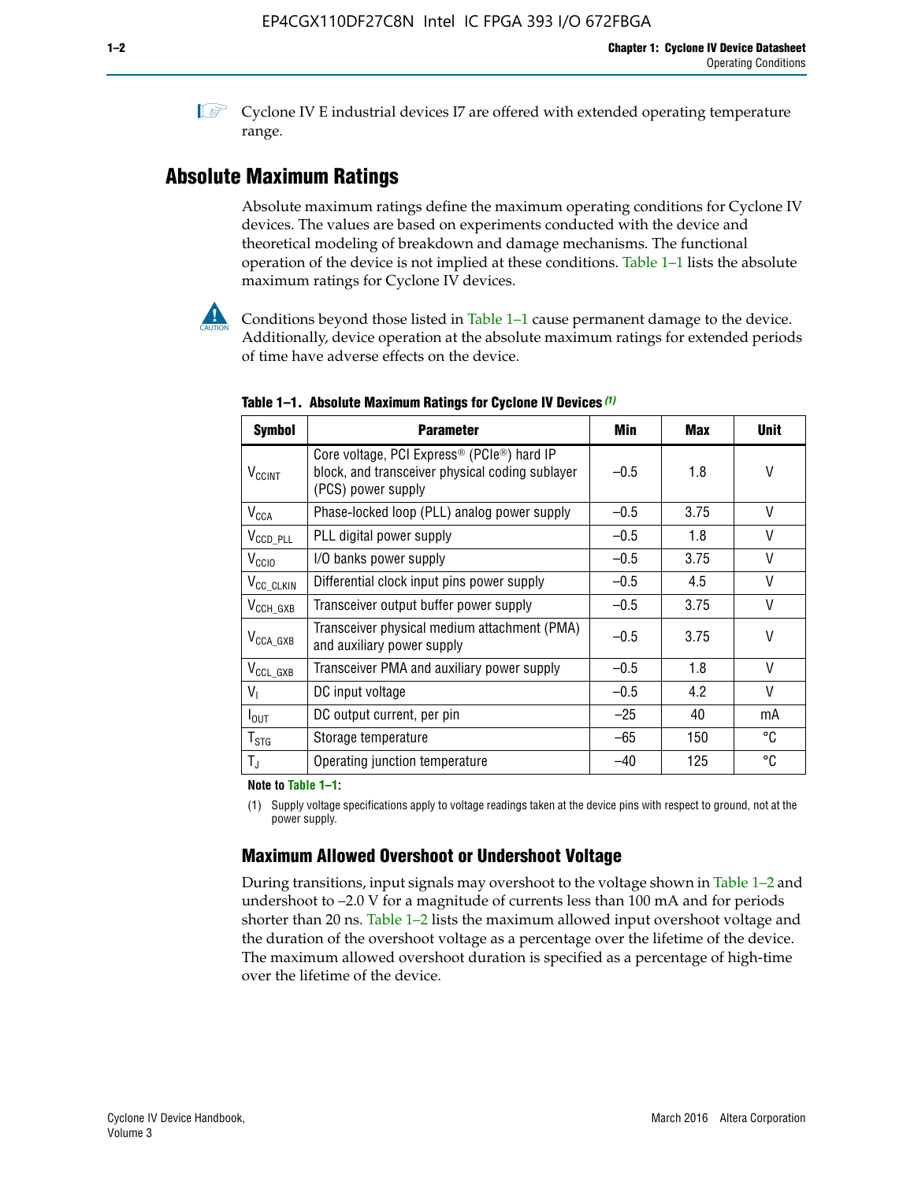Cyclone IV E industrial devices I7 are offered with extended operating temperature range.

## Absolute Maximum Ratings

Absolute maximum ratings define the maximum operating conditions for Cyclone IV devices. The values are based on experiments conducted with the device and theoretical modeling of breakdown and damage mechanisms. The functional operation of the device is not implied at these conditions. Table 1–1 lists the absolute maximum ratings for Cyclone IV devices.

Conditions beyond those listed in Table 1–1 cause permanent damage to the device. Additionally, device operation at the absolute maximum ratings for extended periods of time have adverse effects on the device.

**Table 1–1. Absolute Maximum Ratings for Cyclone IV Devices (1)**

| Symbol | Parameter | Min | Max | Unit |
|---|---|---|---|---|
| $V_{CCINT}$ | Core voltage, PCI Express® (PCIe®) hard IP block, and transceiver physical coding sublayer (PCS) power supply | –0.5 | 1.8 | V |
| $V_{CCA}$ | Phase-locked loop (PLL) analog power supply | –0.5 | 3.75 | V |
| $V_{CCD\_PLL}$ | PLL digital power supply | –0.5 | 1.8 | V |
| $V_{CCIO}$ | I/O banks power supply | –0.5 | 3.75 | V |
| $V_{CC\_CLKIN}$ | Differential clock input pins power supply | –0.5 | 4.5 | V |
| $V_{CCH\_GXB}$ | Transceiver output buffer power supply | –0.5 | 3.75 | V |
| $V_{CCA\_GXB}$ | Transceiver physical medium attachment (PMA) and auxiliary power supply | –0.5 | 3.75 | V |
| $V_{CCL\_GXB}$ | Transceiver PMA and auxiliary power supply | –0.5 | 1.8 | V |
| $V_I$ | DC input voltage | –0.5 | 4.2 | V |
| $I_{OUT}$ | DC output current, per pin | –25 | 40 | mA |
| $T_{STG}$ | Storage temperature | –65 | 150 | °C |
| $T_J$ | Operating junction temperature | –40 | 125 | °C |

**Note to Table 1–1:**

(1) Supply voltage specifications apply to voltage readings taken at the device pins with respect to ground, not at the power supply.

### Maximum Allowed Overshoot or Undershoot Voltage

During transitions, input signals may overshoot to the voltage shown in Table 1–2 and undershoot to –2.0 V for a magnitude of currents less than 100 mA and for periods shorter than 20 ns. Table 1–2 lists the maximum allowed input overshoot voltage and the duration of the overshoot voltage as a percentage over the lifetime of the device. The maximum allowed overshoot duration is specified as a percentage of high-time over the lifetime of the device.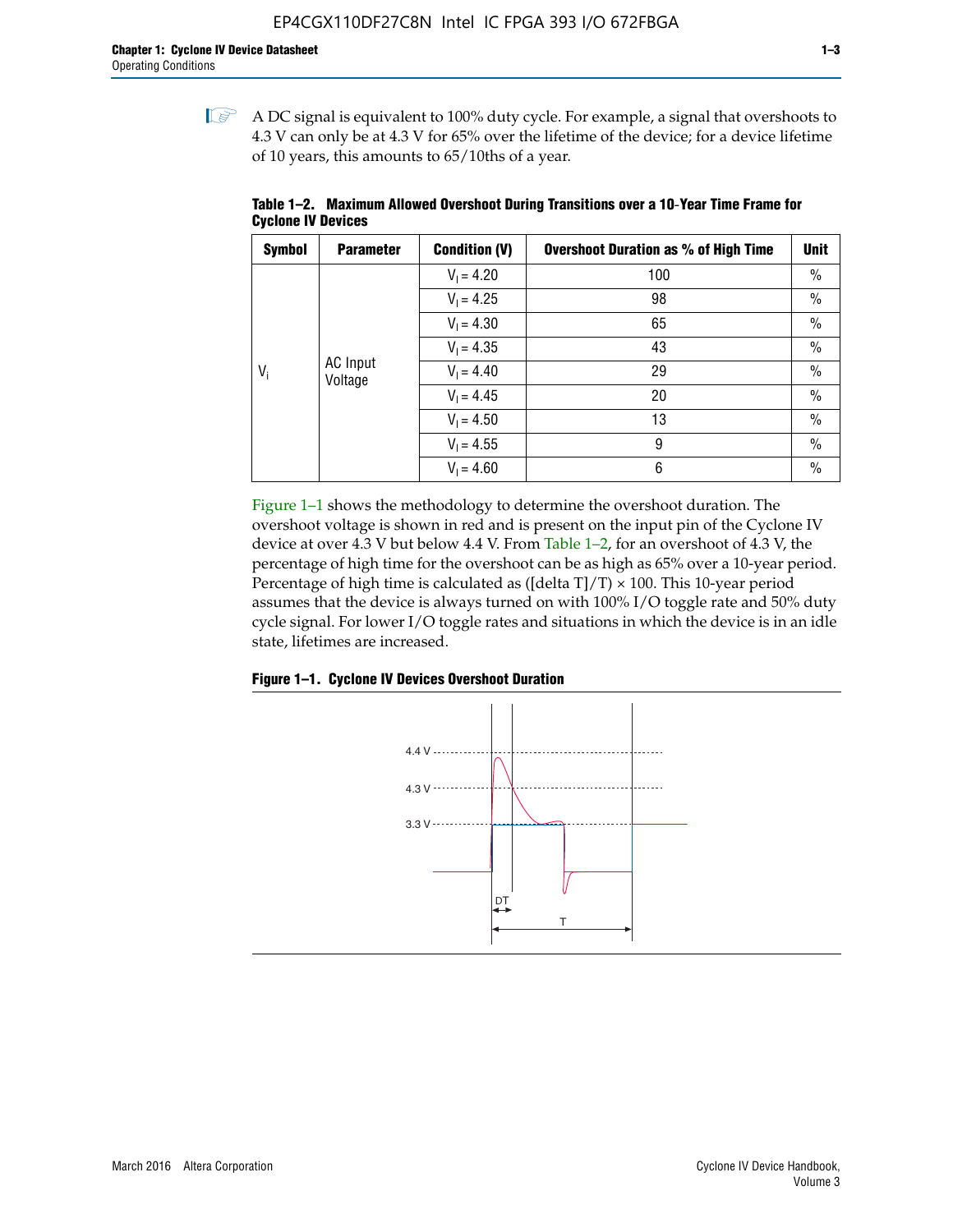A DC signal is equivalent to 100% duty cycle. For example, a signal that overshoots to 4.3 V can only be at 4.3 V for 65% over the lifetime of the device; for a device lifetime of 10 years, this amounts to 65/10ths of a year.

**Table 1–2. Maximum Allowed Overshoot During Transitions over a 10-Year Time Frame for Cyclone IV Devices**

| Symbol | Parameter | Condition (V) | Overshoot Duration as % of High Time | Unit |
|---|---|---|---|---|
| $V_i$ | AC Input Voltage | $V_I$ = 4.20 | 100 | % |
| | | $V_I$ = 4.25 | 98 | % |
| | | $V_I$ = 4.30 | 65 | % |
| | | $V_I$ = 4.35 | 43 | % |
| | | $V_I$ = 4.40 | 29 | % |
| | | $V_I$ = 4.45 | 20 | % |
| | | $V_I$ = 4.50 | 13 | % |
| | | $V_I$ = 4.55 | 9 | % |
| | | $V_I$ = 4.60 | 6 | % |

Figure 1–1 shows the methodology to determine the overshoot duration. The overshoot voltage is shown in red and is present on the input pin of the Cyclone IV device at over 4.3 V but below 4.4 V. From Table 1–2, for an overshoot of 4.3 V, the percentage of high time for the overshoot can be as high as 65% over a 10-year period. Percentage of high time is calculated as ([delta T]/T) × 100. This 10-year period assumes that the device is always turned on with 100% I/O toggle rate and 50% duty cycle signal. For lower I/O toggle rates and situations in which the device is in an idle state, lifetimes are increased.

**Figure 1–1. Cyclone IV Devices Overshoot Duration**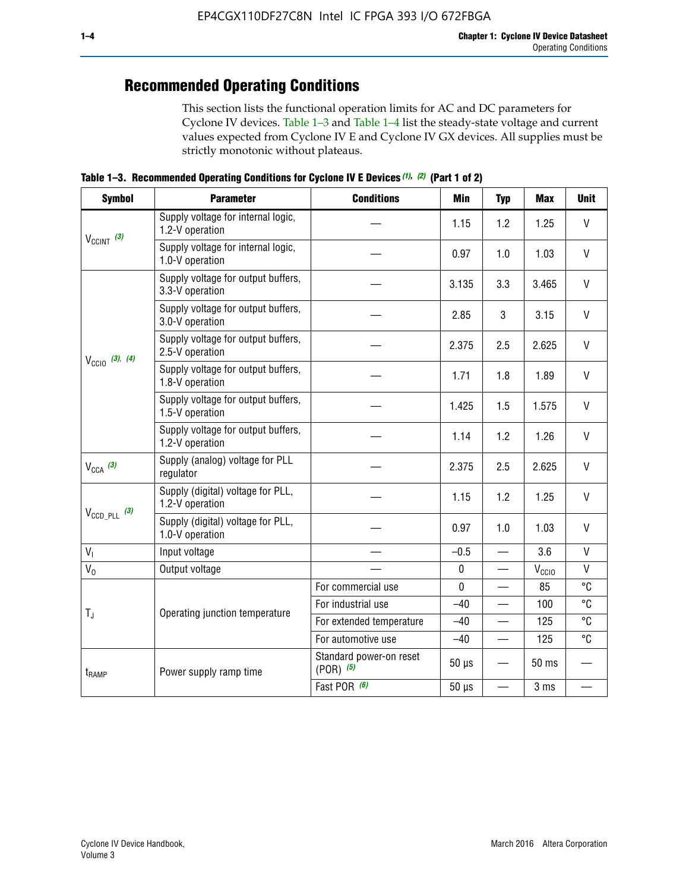## Recommended Operating Conditions

This section lists the functional operation limits for AC and DC parameters for Cyclone IV devices. Table 1–3 and Table 1–4 list the steady-state voltage and current values expected from Cyclone IV E and Cyclone IV GX devices. All supplies must be strictly monotonic without plateaus.

**Table 1–3. Recommended Operating Conditions for Cyclone IV E Devices (1), (2) (Part 1 of 2)**

| Symbol | Parameter | Conditions | Min | Typ | Max | Unit |
|---|---|---|---|---|---|---|
| $V_{CCINT}$ (3) | Supply voltage for internal logic, 1.2-V operation | — | 1.15 | 1.2 | 1.25 | V |
| | Supply voltage for internal logic, 1.0-V operation | — | 0.97 | 1.0 | 1.03 | V |
| $V_{CCIO}$ (3), (4) | Supply voltage for output buffers, 3.3-V operation | — | 3.135 | 3.3 | 3.465 | V |
| | Supply voltage for output buffers, 3.0-V operation | — | 2.85 | 3 | 3.15 | V |
| | Supply voltage for output buffers, 2.5-V operation | — | 2.375 | 2.5 | 2.625 | V |
| | Supply voltage for output buffers, 1.8-V operation | — | 1.71 | 1.8 | 1.89 | V |
| | Supply voltage for output buffers, 1.5-V operation | — | 1.425 | 1.5 | 1.575 | V |
| | Supply voltage for output buffers, 1.2-V operation | — | 1.14 | 1.2 | 1.26 | V |
| $V_{CCA}$ (3) | Supply (analog) voltage for PLL regulator | — | 2.375 | 2.5 | 2.625 | V |
| $V_{CCD\_PLL}$ (3) | Supply (digital) voltage for PLL, 1.2-V operation | — | 1.15 | 1.2 | 1.25 | V |
| | Supply (digital) voltage for PLL, 1.0-V operation | — | 0.97 | 1.0 | 1.03 | V |
| $V_I$ | Input voltage | — | –0.5 | — | 3.6 | V |
| $V_O$ | Output voltage | — | 0 | — | $V_{CCIO}$ | V |
| $T_J$ | Operating junction temperature | For commercial use | 0 | — | 85 | °C |
| | | For industrial use | –40 | — | 100 | °C |
| | | For extended temperature | –40 | — | 125 | °C |
| | | For automotive use | –40 | — | 125 | °C |
| $t_{RAMP}$ | Power supply ramp time | Standard power-on reset (POR) (5) | 50 µs | — | 50 ms | — |
| | | Fast POR (6) | 50 µs | — | 3 ms | — |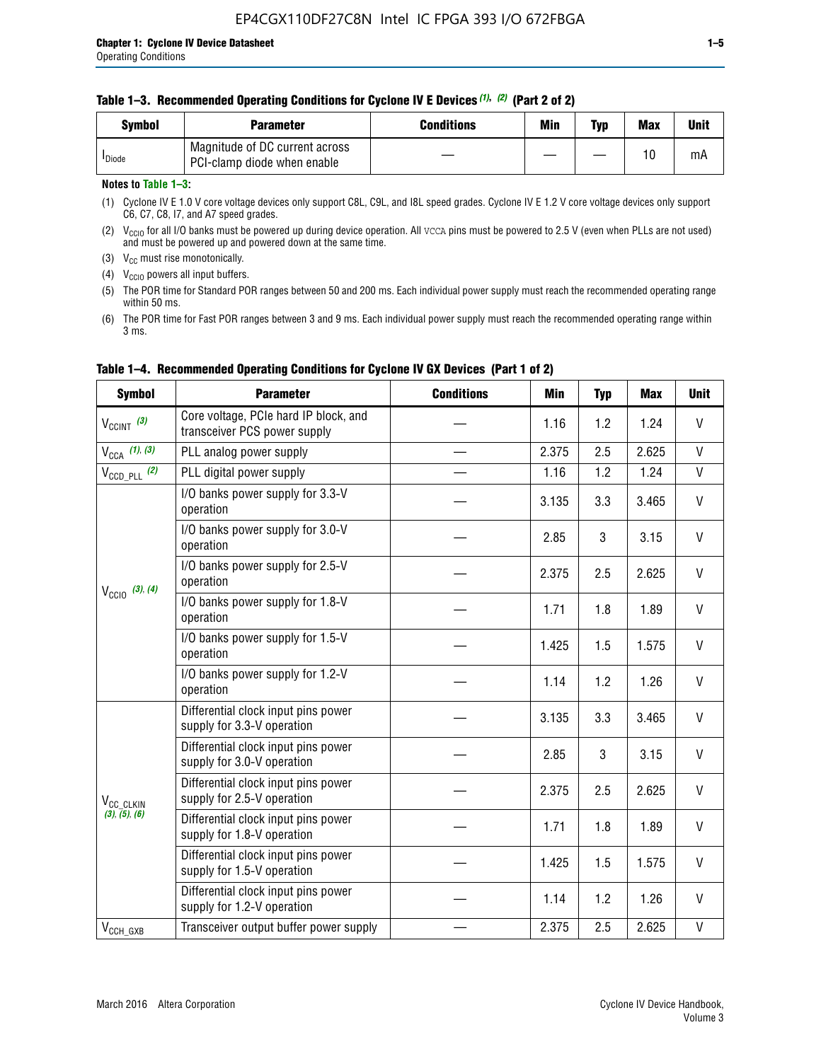**Table 1–3. Recommended Operating Conditions for Cyclone IV E Devices (1), (2) (Part 2 of 2)**

| Symbol | Parameter | Conditions | Min | Typ | Max | Unit |
|---|---|---|---|---|---|---|
| $I_{Diode}$ | Magnitude of DC current across PCI-clamp diode when enable | — | — | — | 10 | mA |

**Notes to Table 1–3:**

(1) Cyclone IV E 1.0 V core voltage devices only support C8L, C9L, and I8L speed grades. Cyclone IV E 1.2 V core voltage devices only support C6, C7, C8, I7, and A7 speed grades.

(2) $V_{CCIO}$ for all I/O banks must be powered up during device operation. All VCCA pins must be powered to 2.5 V (even when PLLs are not used) and must be powered up and powered down at the same time.

(3) $V_{CC}$ must rise monotonically.

(4) $V_{CCIO}$ powers all input buffers.

(5) The POR time for Standard POR ranges between 50 and 200 ms. Each individual power supply must reach the recommended operating range within 50 ms.

(6) The POR time for Fast POR ranges between 3 and 9 ms. Each individual power supply must reach the recommended operating range within 3 ms.

**Table 1–4. Recommended Operating Conditions for Cyclone IV GX Devices (Part 1 of 2)**

| Symbol | Parameter | Conditions | Min | Typ | Max | Unit |
|---|---|---|---|---|---|---|
| $V_{CCINT}$ (3) | Core voltage, PCIe hard IP block, and transceiver PCS power supply | — | 1.16 | 1.2 | 1.24 | V |
| $V_{CCA}$ (1), (3) | PLL analog power supply | — | 2.375 | 2.5 | 2.625 | V |
| $V_{CCD\_PLL}$ (2) | PLL digital power supply | — | 1.16 | 1.2 | 1.24 | V |
| $V_{CCIO}$ (3), (4) | I/O banks power supply for 3.3-V operation | — | 3.135 | 3.3 | 3.465 | V |
| | I/O banks power supply for 3.0-V operation | — | 2.85 | 3 | 3.15 | V |
| | I/O banks power supply for 2.5-V operation | — | 2.375 | 2.5 | 2.625 | V |
| | I/O banks power supply for 1.8-V operation | — | 1.71 | 1.8 | 1.89 | V |
| | I/O banks power supply for 1.5-V operation | — | 1.425 | 1.5 | 1.575 | V |
| | I/O banks power supply for 1.2-V operation | — | 1.14 | 1.2 | 1.26 | V |
| $V_{CC\_CLKIN}$ (3), (5), (6) | Differential clock input pins power supply for 3.3-V operation | — | 3.135 | 3.3 | 3.465 | V |
| | Differential clock input pins power supply for 3.0-V operation | — | 2.85 | 3 | 3.15 | V |
| | Differential clock input pins power supply for 2.5-V operation | — | 2.375 | 2.5 | 2.625 | V |
| | Differential clock input pins power supply for 1.8-V operation | — | 1.71 | 1.8 | 1.89 | V |
| | Differential clock input pins power supply for 1.5-V operation | — | 1.425 | 1.5 | 1.575 | V |
| | Differential clock input pins power supply for 1.2-V operation | — | 1.14 | 1.2 | 1.26 | V |
| $V_{CCH\_GXB}$ | Transceiver output buffer power supply | — | 2.375 | 2.5 | 2.625 | V |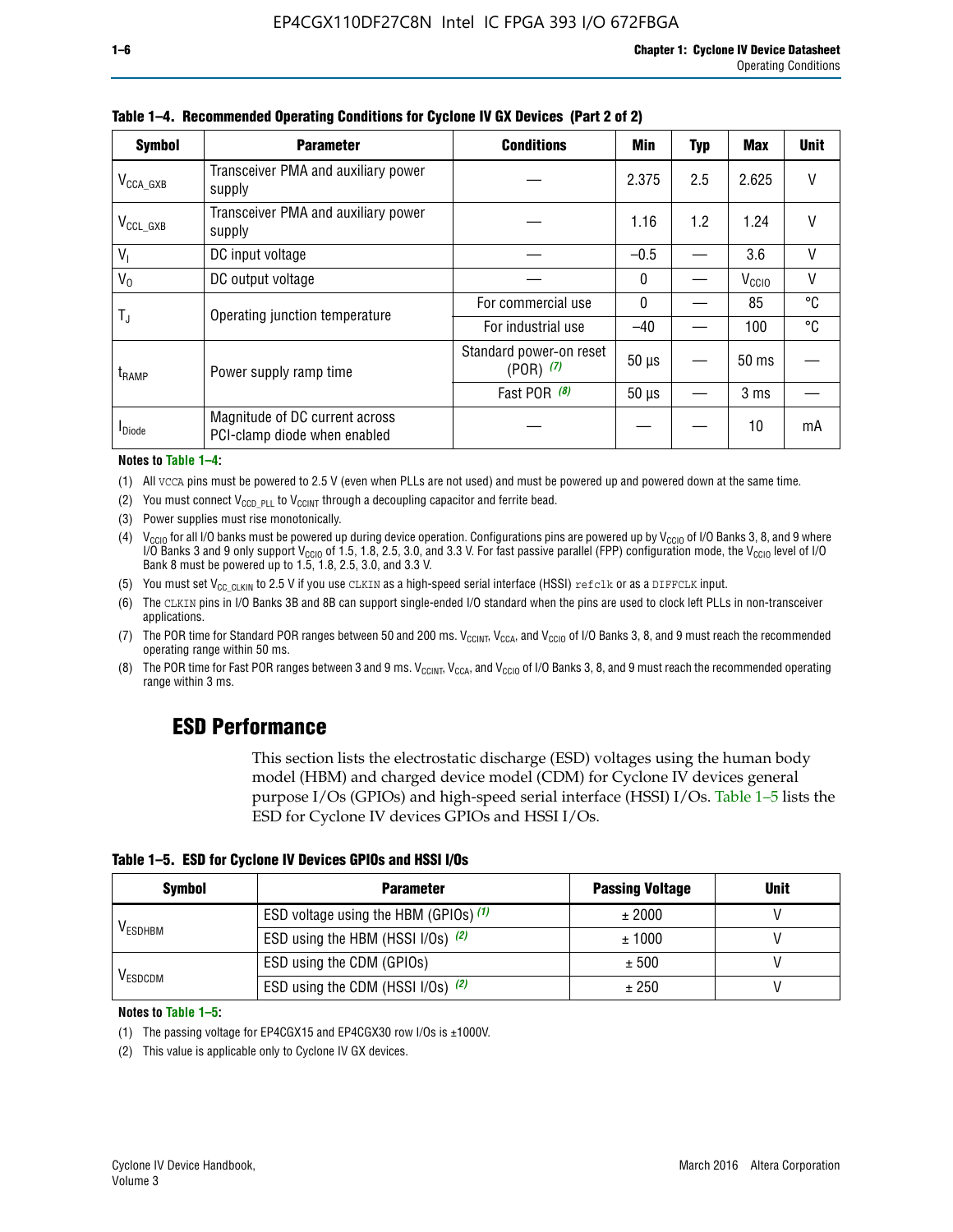**Table 1–4. Recommended Operating Conditions for Cyclone IV GX Devices (Part 2 of 2)**

| Symbol | Parameter | Conditions | Min | Typ | Max | Unit |
|---|---|---|---|---|---|---|
| $V_{CCA\_GXB}$ | Transceiver PMA and auxiliary power supply | — | 2.375 | 2.5 | 2.625 | V |
| $V_{CCL\_GXB}$ | Transceiver PMA and auxiliary power supply | — | 1.16 | 1.2 | 1.24 | V |
| $V_I$ | DC input voltage | — | –0.5 | — | 3.6 | V |
| $V_O$ | DC output voltage | — | 0 | — | $V_{CCIO}$ | V |
| $T_J$ | Operating junction temperature | For commercial use | 0 | — | 85 | °C |
| | | For industrial use | –40 | — | 100 | °C |
| $t_{RAMP}$ | Power supply ramp time | Standard power-on reset (POR) *(7)* | 50 µs | — | 50 ms | — |
| | | Fast POR *(8)* | 50 µs | — | 3 ms | — |
| $I_{Diode}$ | Magnitude of DC current across PCI-clamp diode when enabled | — | — | — | 10 | mA |

**Notes to Table 1–4:**

(1) All VCCA pins must be powered to 2.5 V (even when PLLs are not used) and must be powered up and powered down at the same time.

(2) You must connect $V_{CCD\_PLL}$ to $V_{CCINT}$ through a decoupling capacitor and ferrite bead.

(3) Power supplies must rise monotonically.

(4) $V_{CCIO}$ for all I/O banks must be powered up during device operation. Configurations pins are powered up by $V_{CCIO}$ of I/O Banks 3, 8, and 9 where I/O Banks 3 and 9 only support $V_{CCIO}$ of 1.5, 1.8, 2.5, 3.0, and 3.3 V. For fast passive parallel (FPP) configuration mode, the $V_{CCIO}$ level of I/O Bank 8 must be powered up to 1.5, 1.8, 2.5, 3.0, and 3.3 V.

(5) You must set $V_{CC\_CLKIN}$ to 2.5 V if you use CLKIN as a high-speed serial interface (HSSI) refclk or as a DIFFCLK input.

(6) The CLKIN pins in I/O Banks 3B and 8B can support single-ended I/O standard when the pins are used to clock left PLLs in non-transceiver applications.

(7) The POR time for Standard POR ranges between 50 and 200 ms. $V_{CCINT}$, $V_{CCA}$, and $V_{CCIO}$ of I/O Banks 3, 8, and 9 must reach the recommended operating range within 50 ms.

(8) The POR time for Fast POR ranges between 3 and 9 ms. $V_{CCINT}$, $V_{CCA}$, and $V_{CCIO}$ of I/O Banks 3, 8, and 9 must reach the recommended operating range within 3 ms.

## ESD Performance

This section lists the electrostatic discharge (ESD) voltages using the human body model (HBM) and charged device model (CDM) for Cyclone IV devices general purpose I/Os (GPIOs) and high-speed serial interface (HSSI) I/Os. Table 1–5 lists the ESD for Cyclone IV devices GPIOs and HSSI I/Os.

**Table 1–5. ESD for Cyclone IV Devices GPIOs and HSSI I/Os**

| Symbol | Parameter | Passing Voltage | Unit |
|---|---|---|---|
| $V_{ESDHBM}$ | ESD voltage using the HBM (GPIOs) *(1)* | ± 2000 | V |
| | ESD using the HBM (HSSI I/Os) *(2)* | ± 1000 | V |
| $V_{ESDCDM}$ | ESD using the CDM (GPIOs) | ± 500 | V |
| | ESD using the CDM (HSSI I/Os) *(2)* | ± 250 | V |

**Notes to Table 1–5:**

(1) The passing voltage for EP4CGX15 and EP4CGX30 row I/Os is ±1000V.

(2) This value is applicable only to Cyclone IV GX devices.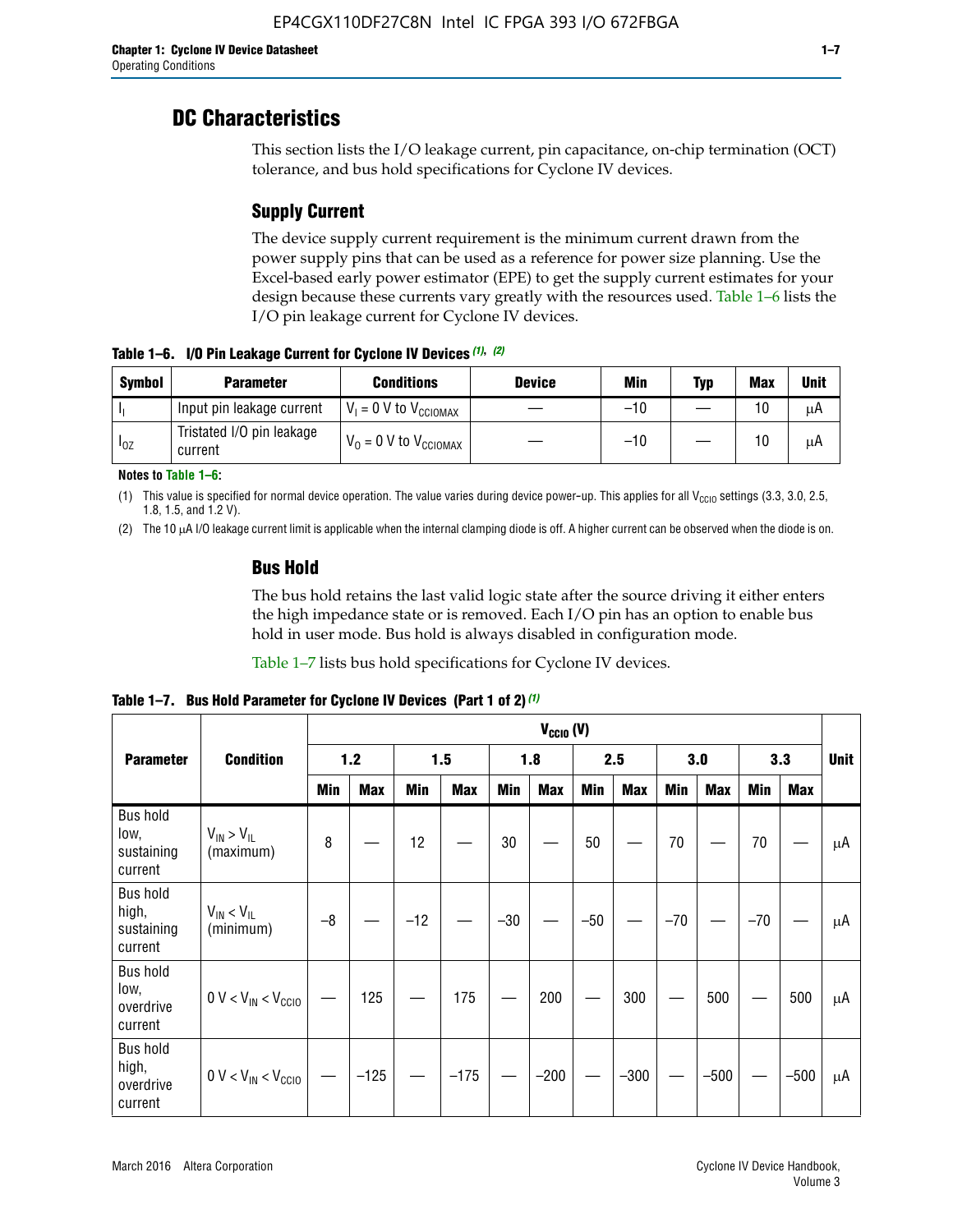## DC Characteristics

This section lists the I/O leakage current, pin capacitance, on-chip termination (OCT) tolerance, and bus hold specifications for Cyclone IV devices.

### Supply Current

The device supply current requirement is the minimum current drawn from the power supply pins that can be used as a reference for power size planning. Use the Excel-based early power estimator (EPE) to get the supply current estimates for your design because these currents vary greatly with the resources used. Table 1–6 lists the I/O pin leakage current for Cyclone IV devices.

**Table 1–6. I/O Pin Leakage Current for Cyclone IV Devices (1), (2)**

| Symbol | Parameter | Conditions | Device | Min | Typ | Max | Unit |
|---|---|---|---|---|---|---|---|
| $I_I$ | Input pin leakage current | $V_I$ = 0 V to $V_{CCIOMAX}$ | — | –10 | — | 10 | μA |
| $I_{OZ}$ | Tristated I/O pin leakage current | $V_O$ = 0 V to $V_{CCIOMAX}$ | — | –10 | — | 10 | μA |

**Notes to Table 1–6:**

(1) This value is specified for normal device operation. The value varies during device power-up. This applies for all $V_{CCIO}$ settings (3.3, 3.0, 2.5, 1.8, 1.5, and 1.2 V).

(2) The 10 μA I/O leakage current limit is applicable when the internal clamping diode is off. A higher current can be observed when the diode is on.

### Bus Hold

The bus hold retains the last valid logic state after the source driving it either enters the high impedance state or is removed. Each I/O pin has an option to enable bus hold in user mode. Bus hold is always disabled in configuration mode.

Table 1–7 lists bus hold specifications for Cyclone IV devices.

**Table 1–7. Bus Hold Parameter for Cyclone IV Devices (Part 1 of 2) (1)**

| Parameter | Condition | $V_{CCIO}$ (V) | | | | | | | | | | | | Unit |
|---|---|---|---|---|---|---|---|---|---|---|---|---|---|---|
| | | 1.2 | | 1.5 | | 1.8 | | 2.5 | | 3.0 | | 3.3 | | |
| | | Min | Max | Min | Max | Min | Max | Min | Max | Min | Max | Min | Max | |
| Bus hold low, sustaining current | $V_{IN} > V_{IL}$ (maximum) | 8 | — | 12 | — | 30 | — | 50 | — | 70 | — | 70 | — | μA |
| Bus hold high, sustaining current | $V_{IN} < V_{IL}$ (minimum) | –8 | — | –12 | — | –30 | — | –50 | — | –70 | — | –70 | — | μA |
| Bus hold low, overdrive current | $0 V < V_{IN} < V_{CCIO}$ | — | 125 | — | 175 | — | 200 | — | 300 | — | 500 | — | 500 | μA |
| Bus hold high, overdrive current | $0 V < V_{IN} < V_{CCIO}$ | — | –125 | — | –175 | — | –200 | — | –300 | — | –500 | — | –500 | μA |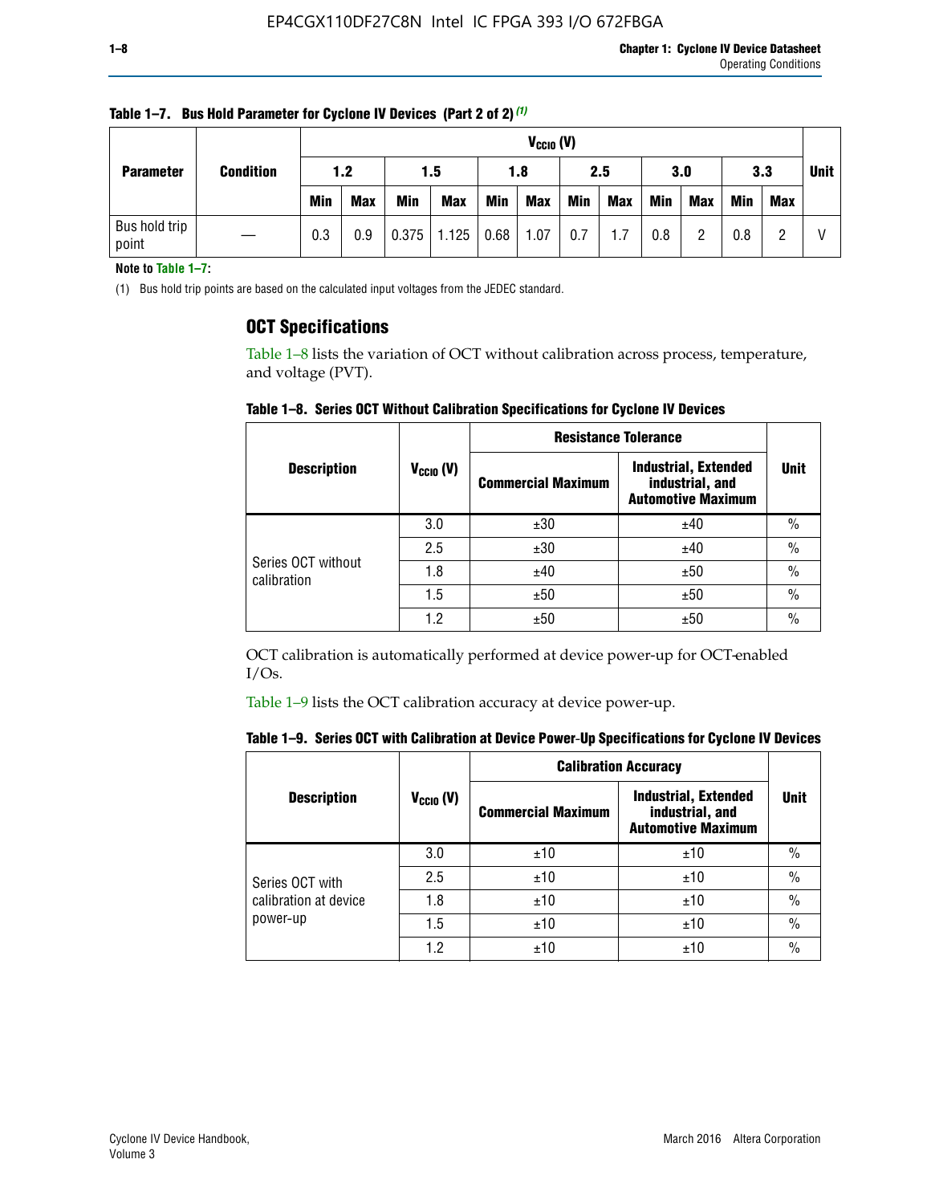**Table 1–7. Bus Hold Parameter for Cycline IV Devices (Part 2 of 2)** (1)

| Parameter | Condition | $V_{CCIO}$ (V) | | | | | | | | | | | | Unit |
|---|---|---|---|---|---|---|---|---|---|---|---|---|---|---|
| | | 1.2 | | 1.5 | | 1.8 | | 2.5 | | 3.0 | | 3.3 | | |
| | | Min | Max | Min | Max | Min | Max | Min | Max | Min | Max | Min | Max | |
| Bus hold trip point | — | 0.3 | 0.9 | 0.375 | 1.125 | 0.68 | 1.07 | 0.7 | 1.7 | 0.8 | 2 | 0.8 | 2 | V |

**Note to Table 1–7:**

(1) Bus hold trip points are based on the calculated input voltages from the JEDEC standard.

## OCT Specifications

Table 1–8 lists the variation of OCT without calibration across process, temperature, and voltage (PVT).

**Table 1–8. Series OCT Without Calibration Specifications for Cyclone IV Devices**

| Description | $V_{CCIO}$ (V) | Resistance Tolerance | | Unit |
|---|---|---|---|---|
| | | Commercial Maximum | Industrial, Extended industrial, and Automotive Maximum | |
| Series OCT without calibration | 3.0 | ±30 | ±40 | % |
| | 2.5 | ±30 | ±40 | % |
| | 1.8 | ±40 | ±50 | % |
| | 1.5 | ±50 | ±50 | % |
| | 1.2 | ±50 | ±50 | % |

OCT calibration is automatically performed at device power-up for OCT-enabled I/Os.

Table 1–9 lists the OCT calibration accuracy at device power-up.

**Table 1–9. Series OCT with Calibration at Device Power-Up Specifications for Cyclone IV Devices**

| Description | $V_{CCIO}$ (V) | Calibration Accuracy | | Unit |
|---|---|---|---|---|
| | | Commercial Maximum | Industrial, Extended industrial, and Automotive Maximum | |
| Series OCT with calibration at device power-up | 3.0 | ±10 | ±10 | % |
| | 2.5 | ±10 | ±10 | % |
| | 1.8 | ±10 | ±10 | % |
| | 1.5 | ±10 | ±10 | % |
| | 1.2 | ±10 | ±10 | % |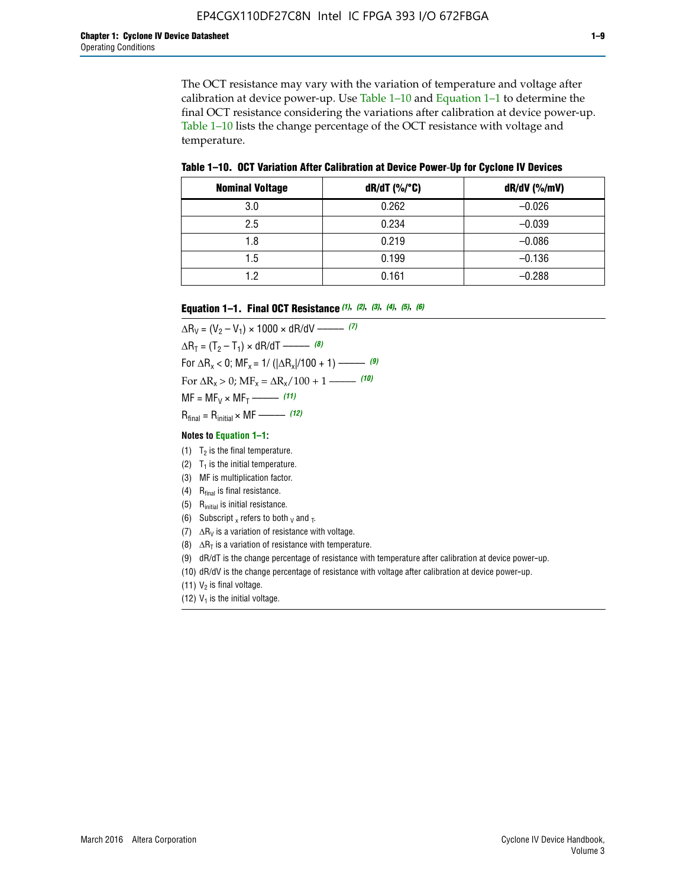The OCT resistance may vary with the variation of temperature and voltage after calibration at device power-up. Use Table 1–10 and Equation 1–1 to determine the final OCT resistance considering the variations after calibration at device power-up. Table 1–10 lists the change percentage of the OCT resistance with voltage and temperature.

**Table 1–10. OCT Variation After Calibration at Device Power-Up for Cyclone IV Devices**

| Nominal Voltage | dR/dT (%/°C) | dR/dV (%/mV) |
|---|---|---|
| 3.0 | 0.262 | –0.026 |
| 2.5 | 0.234 | –0.039 |
| 1.8 | 0.219 | –0.086 |
| 1.5 | 0.199 | –0.136 |
| 1.2 | 0.161 | –0.288 |

**Equation 1–1. Final OCT Resistance** *(1), (2), (3), (4), (5), (6)*

$\Delta R_V = (V_2 - V_1) \times 1000 \times dR/dV$ ——— *(7)*

$\Delta R_T = (T_2 - T_1) \times dR/dT$ ——— *(8)*

For $\Delta R_x < 0$; $MF_x = 1/(|\Delta R_x|/100 + 1)$ ——— *(9)*

For $\Delta R_x > 0$; $MF_x = \Delta R_x/100 + 1$ ——— *(10)*

$MF = MF_V \times MF_T$ ——— *(11)*

$R_{final} = R_{initial} \times MF$ ——— *(12)*

**Notes to Equation 1–1:**

(1) $T_2$ is the final temperature.

(2) $T_1$ is the initial temperature.

(3) MF is multiplication factor.

(4) $R_{final}$ is final resistance.

(5) $R_{initial}$ is initial resistance.

(6) Subscript $_x$ refers to both $_V$ and $_T$.

(7) $\Delta R_V$ is a variation of resistance with voltage.

(8) $\Delta R_T$ is a variation of resistance with temperature.

(9) dR/dT is the change percentage of resistance with temperature after calibration at device power-up.

(10) dR/dV is the change percentage of resistance with voltage after calibration at device power-up.

(11) $V_2$ is final voltage.

(12) $V_1$ is the initial voltage.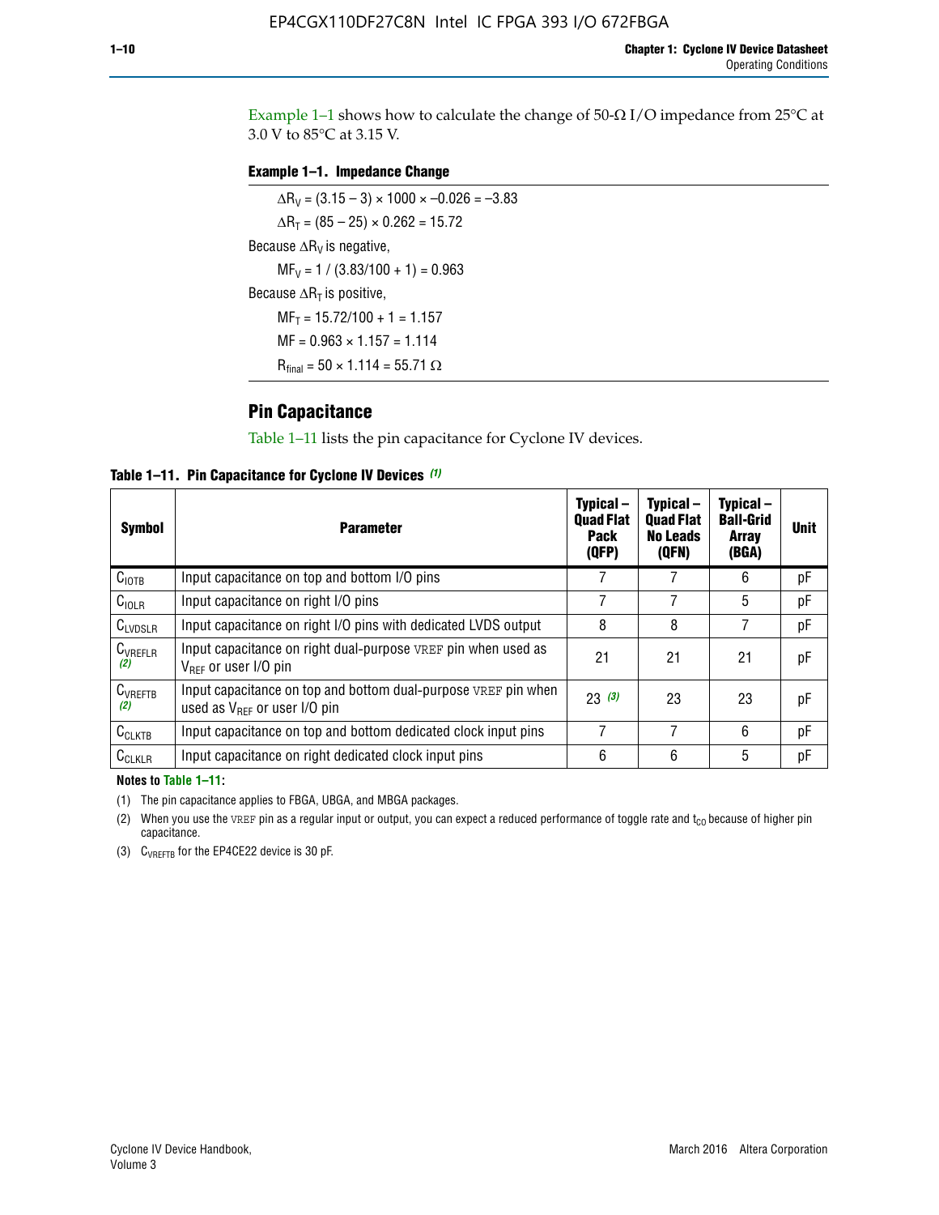Example 1–1 shows how to calculate the change of 50-Ω I/O impedance from 25°C at 3.0 V to 85°C at 3.15 V.

**Example 1–1. Impedance Change**

$\Delta R_V = (3.15 - 3) \times 1000 \times -0.026 = -3.83$

$\Delta R_T = (85 - 25) \times 0.262 = 15.72$

Because $\Delta R_V$ is negative,

$MF_V = 1 / (3.83/100 + 1) = 0.963$

Because $\Delta R_T$ is positive,

$MF_T = 15.72/100 + 1 = 1.157$

$MF = 0.963 \times 1.157 = 1.114$

$R_{final} = 50 \times 1.114 = 55.71\ \Omega$

## Pin Capacitance

Table 1–11 lists the pin capacitance for Cyclone IV devices.

**Table 1–11. Pin Capacitance for Cyclone IV Devices (1)**

| Symbol | Parameter | Typical – Quad Flat Pack (QFP) | Typical – Quad Flat No Leads (QFN) | Typical – Ball-Grid Array (BGA) | Unit |
|---|---|---|---|---|---|
| $C_{IOTB}$ | Input capacitance on top and bottom I/O pins | 7 | 7 | 6 | pF |
| $C_{IOLR}$ | Input capacitance on right I/O pins | 7 | 7 | 5 | pF |
| $C_{LVDSLR}$ | Input capacitance on right I/O pins with dedicated LVDS output | 8 | 8 | 7 | pF |
| $C_{VREFLR}$ (2) | Input capacitance on right dual-purpose VREF pin when used as $V_{REF}$ or user I/O pin | 21 | 21 | 21 | pF |
| $C_{VREFTB}$ (2) | Input capacitance on top and bottom dual-purpose VREF pin when used as $V_{REF}$ or user I/O pin | 23 (3) | 23 | 23 | pF |
| $C_{CLKTB}$ | Input capacitance on top and bottom dedicated clock input pins | 7 | 7 | 6 | pF |
| $C_{CLKLR}$ | Input capacitance on right dedicated clock input pins | 6 | 6 | 5 | pF |

**Notes to Table 1–11:**

(1) The pin capacitance applies to FBGA, UBGA, and MBGA packages.

(2) When you use the VREF pin as a regular input or output, you can expect a reduced performance of toggle rate and $t_{CO}$ because of higher pin capacitance.

(3) $C_{VREFTB}$ for the EP4CE22 device is 30 pF.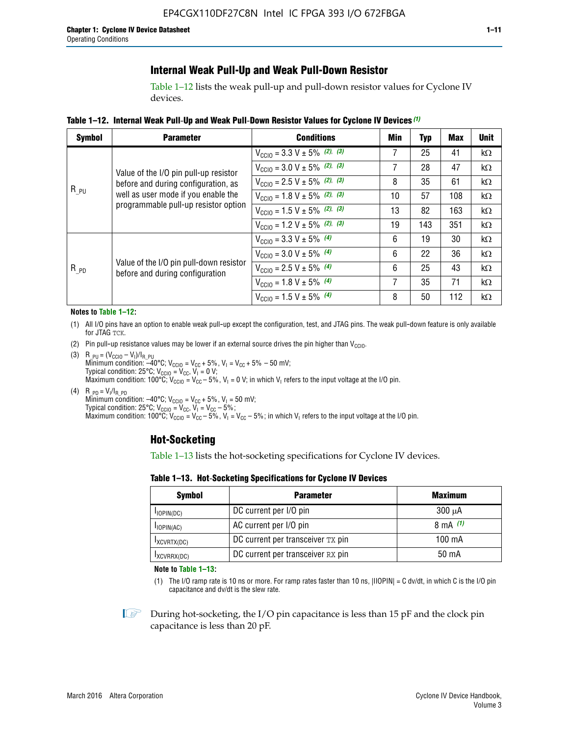## Internal Weak Pull-Up and Weak Pull-Down Resistor

Table 1–12 lists the weak pull-up and pull-down resistor values for Cyclone IV devices.

**Table 1–12. Internal Weak Pull-Up and Weak Pull-Down Resistor Values for Cyclone IV Devices** *(1)*

| Symbol | Parameter | Conditions | Min | Typ | Max | Unit |
|---|---|---|---|---|---|---|
| $R_{\_PU}$ | Value of the I/O pin pull-up resistor before and during configuration, as well as user mode if you enable the programmable pull-up resistor option | $V_{CCIO}$ = 3.3 V ± 5% *(2)*, *(3)* | 7 | 25 | 41 | kΩ |
| | | $V_{CCIO}$ = 3.0 V ± 5% *(2)*, *(3)* | 7 | 28 | 47 | kΩ |
| | | $V_{CCIO}$ = 2.5 V ± 5% *(2)*, *(3)* | 8 | 35 | 61 | kΩ |
| | | $V_{CCIO}$ = 1.8 V ± 5% *(2)*, *(3)* | 10 | 57 | 108 | kΩ |
| | | $V_{CCIO}$ = 1.5 V ± 5% *(2)*, *(3)* | 13 | 82 | 163 | kΩ |
| | | $V_{CCIO}$ = 1.2 V ± 5% *(2)*, *(3)* | 19 | 143 | 351 | kΩ |
| $R_{\_PD}$ | Value of the I/O pin pull-down resistor before and during configuration | $V_{CCIO}$ = 3.3 V ± 5% *(4)* | 6 | 19 | 30 | kΩ |
| | | $V_{CCIO}$ = 3.0 V ± 5% *(4)* | 6 | 22 | 36 | kΩ |
| | | $V_{CCIO}$ = 2.5 V ± 5% *(4)* | 6 | 25 | 43 | kΩ |
| | | $V_{CCIO}$ = 1.8 V ± 5% *(4)* | 7 | 35 | 71 | kΩ |
| | | $V_{CCIO}$ = 1.5 V ± 5% *(4)* | 8 | 50 | 112 | kΩ |

**Notes to Table 1–12:**

(1) All I/O pins have an option to enable weak pull-up except the configuration, test, and JTAG pins. The weak pull-down feature is only available for JTAG TCK.

(2) Pin pull-up resistance values may be lower if an external source drives the pin higher than $V_{CCIO}$.

(3) $R_{\_PU} = (V_{CCIO} - V_I)/I_{R\_PU}$
Minimum condition: –40°C; $V_{CCIO} = V_{CC} + 5\%$, $V_I = V_{CC} + 5\% - 50$ mV;
Typical condition: 25°C; $V_{CCIO} = V_{CC}$, $V_I = 0$ V;
Maximum condition: 100°C; $V_{CCIO} = V_{CC} - 5\%$, $V_I = 0$ V; in which $V_I$ refers to the input voltage at the I/O pin.

(4) $R_{\_PD} = V_I/I_{R\_PD}$
Minimum condition: –40°C; $V_{CCIO} = V_{CC} + 5\%$, $V_I = 50$ mV;
Typical condition: 25°C; $V_{CCIO} = V_{CC}$, $V_I = V_{CC} - 5\%$;
Maximum condition: 100°C; $V_{CCIO} = V_{CC} - 5\%$, $V_I = V_{CC} - 5\%$; in which $V_I$ refers to the input voltage at the I/O pin.

## Hot-Socketing

Table 1–13 lists the hot-socketing specifications for Cyclone IV devices.

**Table 1–13. Hot-Socketing Specifications for Cyclone IV Devices**

| Symbol | Parameter | Maximum |
|---|---|---|
| $I_{IOPIN(DC)}$ | DC current per I/O pin | 300 μA |
| $I_{IOPIN(AC)}$ | AC current per I/O pin | 8 mA *(1)* |
| $I_{XCVRTX(DC)}$ | DC current per transceiver TX pin | 100 mA |
| $I_{XCVRRX(DC)}$ | DC current per transceiver RX pin | 50 mA |

**Note to Table 1–13:**

(1) The I/O ramp rate is 10 ns or more. For ramp rates faster than 10 ns, |IIOPIN| = C dv/dt, in which C is the I/O pin capacitance and dv/dt is the slew rate.

During hot-socketing, the I/O pin capacitance is less than 15 pF and the clock pin capacitance is less than 20 pF.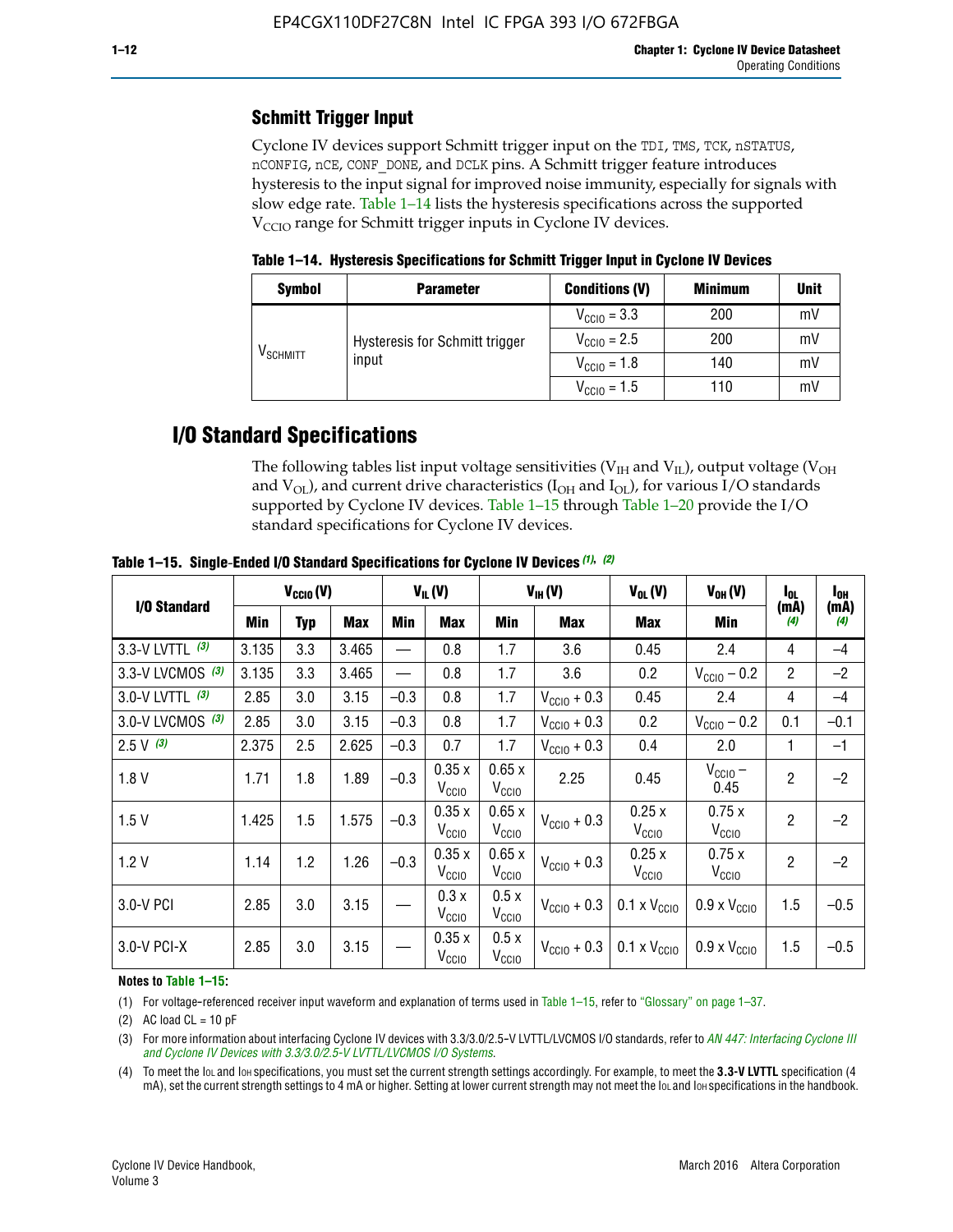## Schmitt Trigger Input

Cyclone IV devices support Schmitt trigger input on the TDI, TMS, TCK, nSTATUS, nCONFIG, nCE, CONF_DONE, and DCLK pins. A Schmitt trigger feature introduces hysteresis to the input signal for improved noise immunity, especially for signals with slow edge rate. Table 1–14 lists the hysteresis specifications across the supported $V_{CCIO}$ range for Schmitt trigger inputs in Cyclone IV devices.

**Table 1–14. Hysteresis Specifications for Schmitt Trigger Input in Cyclone IV Devices**

| Symbol | Parameter | Conditions (V) | Minimum | Unit |
|---|---|---|---|---|
| $V_{SCHMITT}$ | Hysteresis for Schmitt trigger input | $V_{CCIO}$ = 3.3 | 200 | mV |
| | | $V_{CCIO}$ = 2.5 | 200 | mV |
| | | $V_{CCIO}$ = 1.8 | 140 | mV |
| | | $V_{CCIO}$ = 1.5 | 110 | mV |

# I/O Standard Specifications

The following tables list input voltage sensitivities ($V_{IH}$ and $V_{IL}$), output voltage ($V_{OH}$ and $V_{OL}$), and current drive characteristics ($I_{OH}$ and $I_{OL}$), for various I/O standards supported by Cyclone IV devices. Table 1–15 through Table 1–20 provide the I/O standard specifications for Cyclone IV devices.

**Table 1–15. Single-Ended I/O Standard Specifications for Cyclone IV Devices (1), (2)**

| I/O Standard | $V_{CCIO}$ (V) | | | $V_{IL}$ (V) | | $V_{IH}$ (V) | | $V_{OL}$ (V) | $V_{OH}$ (V) | $I_{OL}$ (mA) (4) | $I_{OH}$ (mA) (4) |
|---|---|---|---|---|---|---|---|---|---|---|---|
| | Min | Typ | Max | Min | Max | Min | Max | Max | Min | | |
| 3.3-V LVTTL (3) | 3.135 | 3.3 | 3.465 | — | 0.8 | 1.7 | 3.6 | 0.45 | 2.4 | 4 | –4 |
| 3.3-V LVCMOS (3) | 3.135 | 3.3 | 3.465 | — | 0.8 | 1.7 | 3.6 | 0.2 | $V_{CCIO}$ – 0.2 | 2 | –2 |
| 3.0-V LVTTL (3) | 2.85 | 3.0 | 3.15 | –0.3 | 0.8 | 1.7 | $V_{CCIO}$ + 0.3 | 0.45 | 2.4 | 4 | –4 |
| 3.0-V LVCMOS (3) | 2.85 | 3.0 | 3.15 | –0.3 | 0.8 | 1.7 | $V_{CCIO}$ + 0.3 | 0.2 | $V_{CCIO}$ – 0.2 | 0.1 | –0.1 |
| 2.5 V (3) | 2.375 | 2.5 | 2.625 | –0.3 | 0.7 | 1.7 | $V_{CCIO}$ + 0.3 | 0.4 | 2.0 | 1 | –1 |
| 1.8 V | 1.71 | 1.8 | 1.89 | –0.3 | 0.35 x $V_{CCIO}$ | 0.65 x $V_{CCIO}$ | 2.25 | 0.45 | $V_{CCIO}$ – 0.45 | 2 | –2 |
| 1.5 V | 1.425 | 1.5 | 1.575 | –0.3 | 0.35 x $V_{CCIO}$ | 0.65 x $V_{CCIO}$ | $V_{CCIO}$ + 0.3 | 0.25 x $V_{CCIO}$ | 0.75 x $V_{CCIO}$ | 2 | –2 |
| 1.2 V | 1.14 | 1.2 | 1.26 | –0.3 | 0.35 x $V_{CCIO}$ | 0.65 x $V_{CCIO}$ | $V_{CCIO}$ + 0.3 | 0.25 x $V_{CCIO}$ | 0.75 x $V_{CCIO}$ | 2 | –2 |
| 3.0-V PCI | 2.85 | 3.0 | 3.15 | — | 0.3 x $V_{CCIO}$ | 0.5 x $V_{CCIO}$ | $V_{CCIO}$ + 0.3 | 0.1 x $V_{CCIO}$ | 0.9 x $V_{CCIO}$ | 1.5 | –0.5 |
| 3.0-V PCI-X | 2.85 | 3.0 | 3.15 | — | 0.35 x $V_{CCIO}$ | 0.5 x $V_{CCIO}$ | $V_{CCIO}$ + 0.3 | 0.1 x $V_{CCIO}$ | 0.9 x $V_{CCIO}$ | 1.5 | –0.5 |

**Notes to Table 1–15:**

(1) For voltage-referenced receiver input waveform and explanation of terms used in Table 1–15, refer to "Glossary" on page 1–37.

(2) AC load CL = 10 pF

(3) For more information about interfacing Cyclone IV devices with 3.3/3.0/2.5-V LVTTL/LVCMOS I/O standards, refer to *AN 447: Interfacing Cyclone III and Cyclone IV Devices with 3.3/3.0/2.5-V LVTTL/LVCMOS I/O Systems*.

(4) To meet the IOL and IOH specifications, you must set the current strength settings accordingly. For example, to meet the **3.3-V LVTTL** specification (4 mA), set the current strength settings to 4 mA or higher. Setting at lower current strength may not meet the IOL and IOH specifications in the handbook.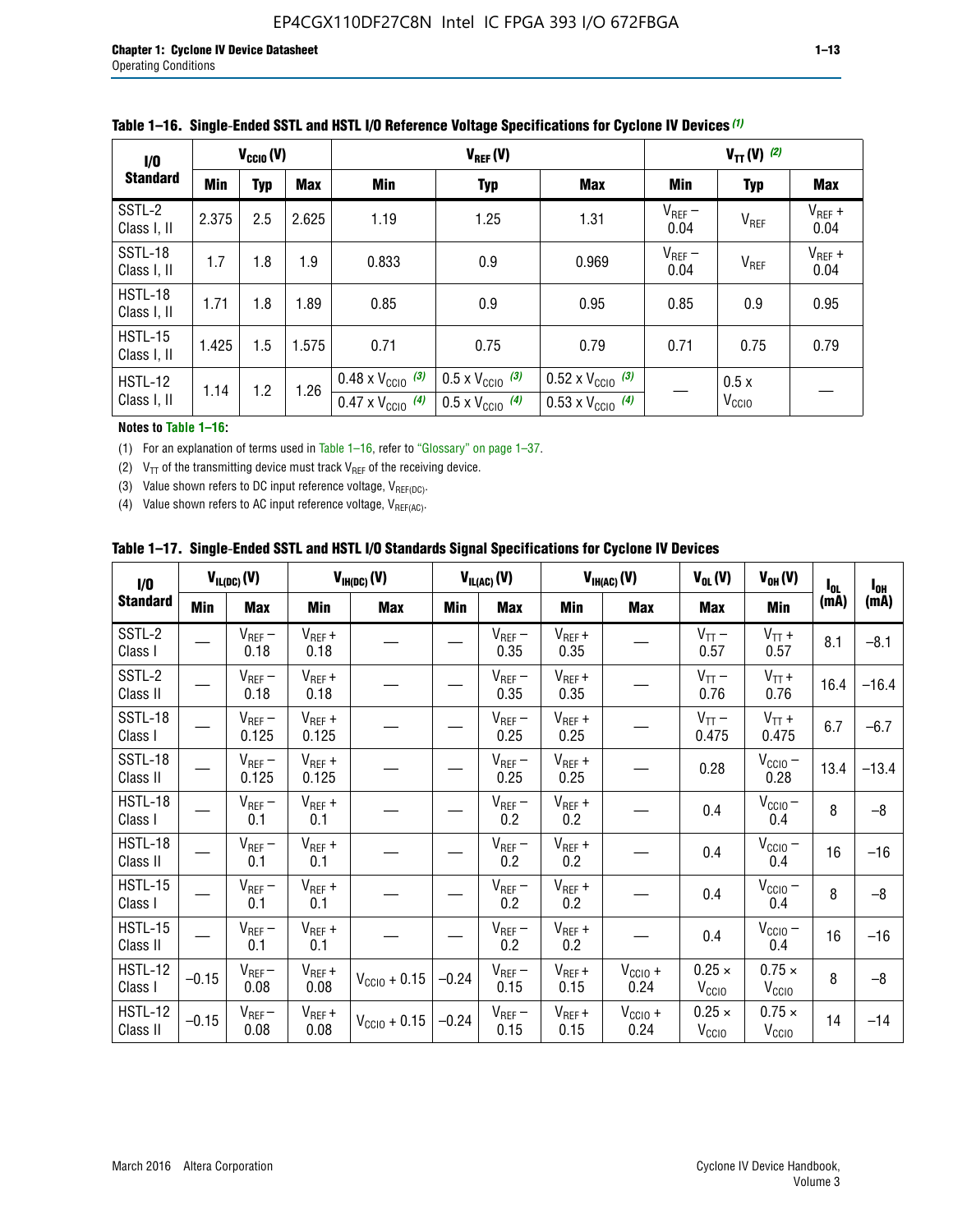**Table 1–16. Single-Ended SSTL and HSTL I/O Reference Voltage Specifications for Cyclone IV Devices (1)**

| I/O Standard | $V_{CCIO}$ (V) | | | $V_{REF}$ (V) | | | $V_{TT}$ (V) (2) | | |
|---|---|---|---|---|---|---|---|---|---|
| | Min | Typ | Max | Min | Typ | Max | Min | Typ | Max |
| SSTL-2 Class I, II | 2.375 | 2.5 | 2.625 | 1.19 | 1.25 | 1.31 | $V_{REF}$ – 0.04 | $V_{REF}$ | $V_{REF}$ + 0.04 |
| SSTL-18 Class I, II | 1.7 | 1.8 | 1.9 | 0.833 | 0.9 | 0.969 | $V_{REF}$ – 0.04 | $V_{REF}$ | $V_{REF}$ + 0.04 |
| HSTL-18 Class I, II | 1.71 | 1.8 | 1.89 | 0.85 | 0.9 | 0.95 | 0.85 | 0.9 | 0.95 |
| HSTL-15 Class I, II | 1.425 | 1.5 | 1.575 | 0.71 | 0.75 | 0.79 | 0.71 | 0.75 | 0.79 |
| HSTL-12 Class I, II | 1.14 | 1.2 | 1.26 | 0.48 x $V_{CCIO}$ (3) / 0.47 x $V_{CCIO}$ (4) | 0.5 x $V_{CCIO}$ (3) / 0.5 x $V_{CCIO}$ (4) | 0.52 x $V_{CCIO}$ (3) / 0.53 x $V_{CCIO}$ (4) | — | 0.5 x $V_{CCIO}$ | — |

**Notes to Table 1–16:**

(1) For an explanation of terms used in Table 1–16, refer to "Glossary" on page 1–37.

(2) $V_{TT}$ of the transmitting device must track $V_{REF}$ of the receiving device.

(3) Value shown refers to DC input reference voltage, $V_{REF(DC)}$.

(4) Value shown refers to AC input reference voltage, $V_{REF(AC)}$.

**Table 1–17. Single-Ended SSTL and HSTL I/O Standards Signal Specifications for Cyclone IV Devices**

| I/O Standard | $V_{IL(DC)}$ (V) | | $V_{IH(DC)}$ (V) | | $V_{IL(AC)}$ (V) | | $V_{IH(AC)}$ (V) | | $V_{OL}$ (V) | $V_{OH}$ (V) | $I_{OL}$ (mA) | $I_{OH}$ (mA) |
|---|---|---|---|---|---|---|---|---|---|---|---|---|
| | Min | Max | Min | Max | Min | Max | Min | Max | Max | Min | | |
| SSTL-2 Class I | — | $V_{REF}$ – 0.18 | $V_{REF}$ + 0.18 | — | — | $V_{REF}$ – 0.35 | $V_{REF}$ + 0.35 | — | $V_{TT}$ – 0.57 | $V_{TT}$ + 0.57 | 8.1 | –8.1 |
| SSTL-2 Class II | — | $V_{REF}$ – 0.18 | $V_{REF}$ + 0.18 | — | — | $V_{REF}$ – 0.35 | $V_{REF}$ + 0.35 | — | $V_{TT}$ – 0.76 | $V_{TT}$ + 0.76 | 16.4 | –16.4 |
| SSTL-18 Class I | — | $V_{REF}$ – 0.125 | $V_{REF}$ + 0.125 | — | — | $V_{REF}$ – 0.25 | $V_{REF}$ + 0.25 | — | $V_{TT}$ – 0.475 | $V_{TT}$ + 0.475 | 6.7 | –6.7 |
| SSTL-18 Class II | — | $V_{REF}$ – 0.125 | $V_{REF}$ + 0.125 | — | — | $V_{REF}$ – 0.25 | $V_{REF}$ + 0.25 | — | 0.28 | $V_{CCIO}$ – 0.28 | 13.4 | –13.4 |
| HSTL-18 Class I | — | $V_{REF}$ – 0.1 | $V_{REF}$ + 0.1 | — | — | $V_{REF}$ – 0.2 | $V_{REF}$ + 0.2 | — | 0.4 | $V_{CCIO}$ – 0.4 | 8 | –8 |
| HSTL-18 Class II | — | $V_{REF}$ – 0.1 | $V_{REF}$ + 0.1 | — | — | $V_{REF}$ – 0.2 | $V_{REF}$ + 0.2 | — | 0.4 | $V_{CCIO}$ – 0.4 | 16 | –16 |
| HSTL-15 Class I | — | $V_{REF}$ – 0.1 | $V_{REF}$ + 0.1 | — | — | $V_{REF}$ – 0.2 | $V_{REF}$ + 0.2 | — | 0.4 | $V_{CCIO}$ – 0.4 | 8 | –8 |
| HSTL-15 Class II | — | $V_{REF}$ – 0.1 | $V_{REF}$ + 0.1 | — | — | $V_{REF}$ – 0.2 | $V_{REF}$ + 0.2 | — | 0.4 | $V_{CCIO}$ – 0.4 | 16 | –16 |
| HSTL-12 Class I | –0.15 | $V_{REF}$ – 0.08 | $V_{REF}$ + 0.08 | $V_{CCIO}$ + 0.15 | –0.24 | $V_{REF}$ – 0.15 | $V_{REF}$ + 0.15 | $V_{CCIO}$ + 0.24 | 0.25 × $V_{CCIO}$ | 0.75 × $V_{CCIO}$ | 8 | –8 |
| HSTL-12 Class II | –0.15 | $V_{REF}$ – 0.08 | $V_{REF}$ + 0.08 | $V_{CCIO}$ + 0.15 | –0.24 | $V_{REF}$ – 0.15 | $V_{REF}$ + 0.15 | $V_{CCIO}$ + 0.24 | 0.25 × $V_{CCIO}$ | 0.75 × $V_{CCIO}$ | 14 | –14 |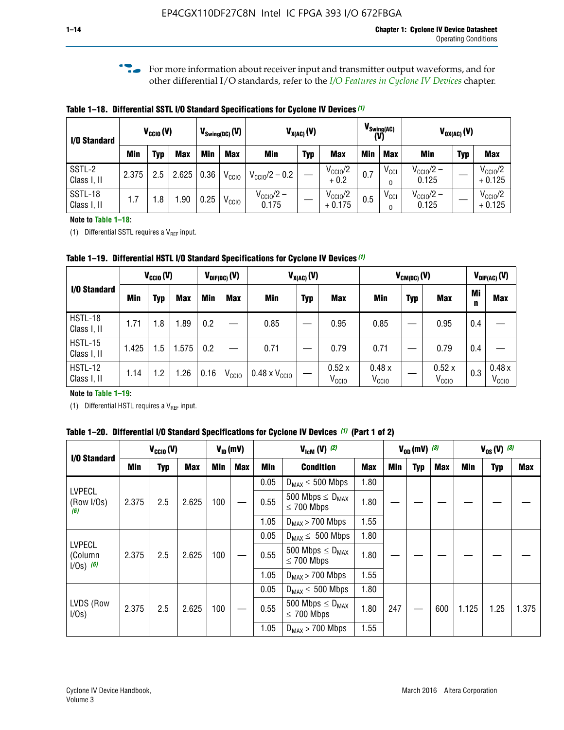For more information about receiver input and transmitter output waveforms, and for other differential I/O standards, refer to the *I/O Features in Cyclone IV Devices* chapter.

**Table 1–18. Differential SSTL I/O Standard Specifications for Cyclone IV Devices (1)**

| I/O Standard | $V_{CCIO}$ (V) | | | $V_{Swing(DC)}$ (V) | | $V_{X(AC)}$ (V) | | | $V_{Swing(AC)}$ (V) | | $V_{OX(AC)}$ (V) | | |
|---|---|---|---|---|---|---|---|---|---|---|---|---|---|
| | Min | Typ | Max | Min | Max | Min | Typ | Max | Min | Max | Min | Typ | Max |
| SSTL-2 Class I, II | 2.375 | 2.5 | 2.625 | 0.36 | $V_{CCIO}$ | $V_{CCIO}/2 - 0.2$ | — | $V_{CCIO}/2 + 0.2$ | 0.7 | $V_{CCIO}$ | $V_{CCIO}/2 - 0.125$ | — | $V_{CCIO}/2 + 0.125$ |
| SSTL-18 Class I, II | 1.7 | 1.8 | 1.90 | 0.25 | $V_{CCIO}$ | $V_{CCIO}/2 - 0.175$ | — | $V_{CCIO}/2 + 0.175$ | 0.5 | $V_{CCIO}$ | $V_{CCIO}/2 - 0.125$ | — | $V_{CCIO}/2 + 0.125$ |

**Note to Table 1–18:**

(1) Differential SSTL requires a $V_{REF}$ input.

**Table 1–19. Differential HSTL I/O Standard Specifications for Cyclone IV Devices (1)**

| I/O Standard | $V_{CCIO}$ (V) | | | $V_{DIF(DC)}$ (V) | | $V_{X(AC)}$ (V) | | | $V_{CM(DC)}$ (V) | | | $V_{DIF(AC)}$ (V) | |
|---|---|---|---|---|---|---|---|---|---|---|---|---|---|
| | Min | Typ | Max | Min | Max | Min | Typ | Max | Min | Typ | Max | Min | Max |
| HSTL-18 Class I, II | 1.71 | 1.8 | 1.89 | 0.2 | — | 0.85 | — | 0.95 | 0.85 | — | 0.95 | 0.4 | — |
| HSTL-15 Class I, II | 1.425 | 1.5 | 1.575 | 0.2 | — | 0.71 | — | 0.79 | 0.71 | — | 0.79 | 0.4 | — |
| HSTL-12 Class I, II | 1.14 | 1.2 | 1.26 | 0.16 | $V_{CCIO}$ | 0.48 x $V_{CCIO}$ | — | 0.52 x $V_{CCIO}$ | 0.48 x $V_{CCIO}$ | — | 0.52 x $V_{CCIO}$ | 0.3 | 0.48 x $V_{CCIO}$ |

**Note to Table 1–19:**

(1) Differential HSTL requires a $V_{REF}$ input.

**Table 1–20. Differential I/O Standard Specifications for Cyclone IV Devices (1) (Part 1 of 2)**

| I/O Standard | $V_{CCIO}$ (V) | | | $V_{ID}$ (mV) | | $V_{IcM}$ (V) (2) | | | $V_{OD}$ (mV) (3) | | | $V_{OS}$ (V) (3) | | |
|---|---|---|---|---|---|---|---|---|---|---|---|---|---|---|
| | Min | Typ | Max | Min | Max | Min | Condition | Max | Min | Typ | Max | Min | Typ | Max |
| LVPECL (Row I/Os) (6) | 2.375 | 2.5 | 2.625 | 100 | — | 0.05 | $D_{MAX} \leq$ 500 Mbps | 1.80 | — | — | — | — | — | — |
| | | | | | | 0.55 | 500 Mbps $\leq D_{MAX} \leq$ 700 Mbps | 1.80 | | | | | | |
| | | | | | | 1.05 | $D_{MAX} >$ 700 Mbps | 1.55 | | | | | | |
| LVPECL (Column I/Os) (6) | 2.375 | 2.5 | 2.625 | 100 | — | 0.05 | $D_{MAX} \leq$ 500 Mbps | 1.80 | — | — | — | — | — | — |
| | | | | | | 0.55 | 500 Mbps $\leq D_{MAX} \leq$ 700 Mbps | 1.80 | | | | | | |
| | | | | | | 1.05 | $D_{MAX} >$ 700 Mbps | 1.55 | | | | | | |
| LVDS (Row I/Os) | 2.375 | 2.5 | 2.625 | 100 | — | 0.05 | $D_{MAX} \leq$ 500 Mbps | 1.80 | 247 | — | 600 | 1.125 | 1.25 | 1.375 |
| | | | | | | 0.55 | 500 Mbps $\leq D_{MAX} \leq$ 700 Mbps | 1.80 | | | | | | |
| | | | | | | 1.05 | $D_{MAX} >$ 700 Mbps | 1.55 | | | | | | |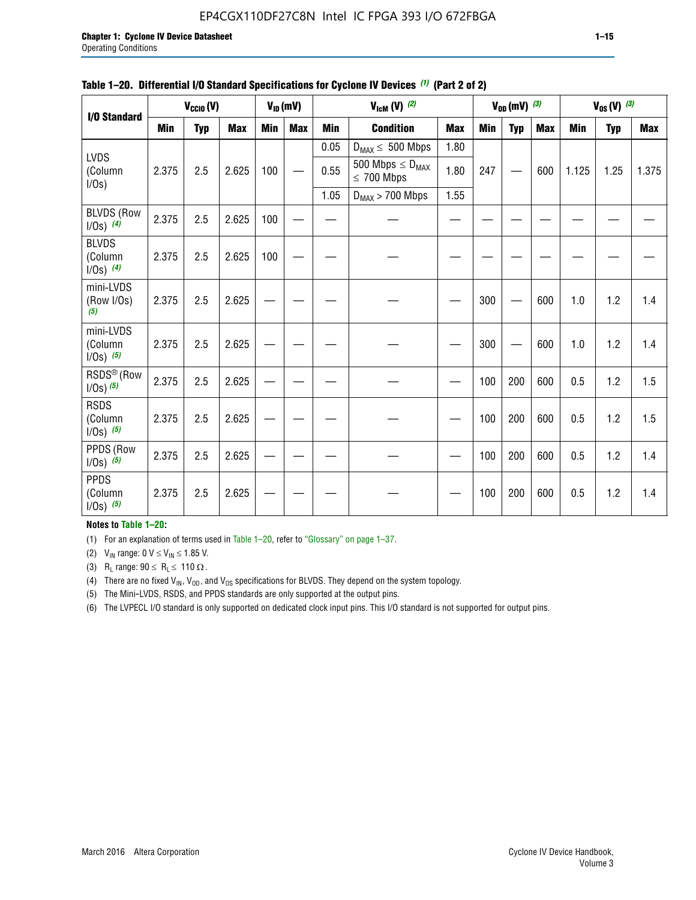**Table 1–20. Differential I/O Standard Specifications for Cyclone IV Devices (1) (Part 2 of 2)**

| I/O Standard | $V_{CCIO}$ (V) | | | $V_{ID}$ (mV) | | $V_{IcM}$ (V) (2) | | | $V_{OD}$ (mV) (3) | | | $V_{OS}$ (V) (3) | | |
|---|---|---|---|---|---|---|---|---|---|---|---|---|---|---|
| | Min | Typ | Max | Min | Max | Min | Condition | Max | Min | Typ | Max | Min | Typ | Max |
| LVDS (Column I/Os) | 2.375 | 2.5 | 2.625 | 100 | — | 0.05 | $D_{MAX} \leq$ 500 Mbps | 1.80 | 247 | — | 600 | 1.125 | 1.25 | 1.375 |
| | | | | | | 0.55 | 500 Mbps $\leq D_{MAX} \leq$ 700 Mbps | 1.80 | | | | | | |
| | | | | | | 1.05 | $D_{MAX}$ > 700 Mbps | 1.55 | | | | | | |
| BLVDS (Row I/Os) (4) | 2.375 | 2.5 | 2.625 | 100 | — | — | — | — | — | — | — | — | — | — |
| BLVDS (Column I/Os) (4) | 2.375 | 2.5 | 2.625 | 100 | — | — | — | — | — | — | — | — | — | — |
| mini-LVDS (Row I/Os) (5) | 2.375 | 2.5 | 2.625 | — | — | — | — | — | 300 | — | 600 | 1.0 | 1.2 | 1.4 |
| mini-LVDS (Column I/Os) (5) | 2.375 | 2.5 | 2.625 | — | — | — | — | — | 300 | — | 600 | 1.0 | 1.2 | 1.4 |
| RSDS® (Row I/Os) (5) | 2.375 | 2.5 | 2.625 | — | — | — | — | — | 100 | 200 | 600 | 0.5 | 1.2 | 1.5 |
| RSDS (Column I/Os) (5) | 2.375 | 2.5 | 2.625 | — | — | — | — | — | 100 | 200 | 600 | 0.5 | 1.2 | 1.5 |
| PPDS (Row I/Os) (5) | 2.375 | 2.5 | 2.625 | — | — | — | — | — | 100 | 200 | 600 | 0.5 | 1.2 | 1.4 |
| PPDS (Column I/Os) (5) | 2.375 | 2.5 | 2.625 | — | — | — | — | — | 100 | 200 | 600 | 0.5 | 1.2 | 1.4 |

**Notes to Table 1–20:**

(1) For an explanation of terms used in Table 1–20, refer to "Glossary" on page 1–37.

(2) $V_{IN}$ range: 0 V ≤ $V_{IN}$ ≤ 1.85 V.

(3) $R_L$ range: 90 ≤ $R_L$ ≤ 110 Ω.

(4) There are no fixed $V_{IN}$, $V_{OD}$, and $V_{OS}$ specifications for BLVDS. They depend on the system topology.

(5) The Mini-LVDS, RSDS, and PPDS standards are only supported at the output pins.

(6) The LVPECL I/O standard is only supported on dedicated clock input pins. This I/O standard is not supported for output pins.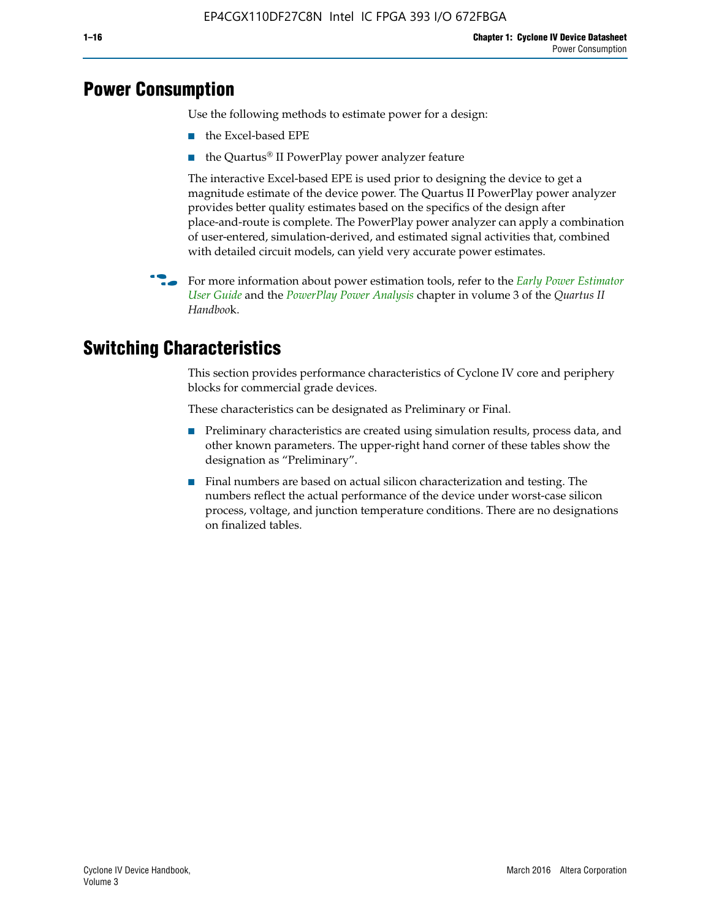## Power Consumption

Use the following methods to estimate power for a design:

- the Excel-based EPE
- the Quartus® II PowerPlay power analyzer feature

The interactive Excel-based EPE is used prior to designing the device to get a magnitude estimate of the device power. The Quartus II PowerPlay power analyzer provides better quality estimates based on the specifics of the design after place-and-route is complete. The PowerPlay power analyzer can apply a combination of user-entered, simulation-derived, and estimated signal activities that, combined with detailed circuit models, can yield very accurate power estimates.

For more information about power estimation tools, refer to the *Early Power Estimator User Guide* and the *PowerPlay Power Analysis* chapter in volume 3 of the *Quartus II Handbook*.

## Switching Characteristics

This section provides performance characteristics of Cyclone IV core and periphery blocks for commercial grade devices.

These characteristics can be designated as Preliminary or Final.

- Preliminary characteristics are created using simulation results, process data, and other known parameters. The upper-right hand corner of these tables show the designation as "Preliminary".
- Final numbers are based on actual silicon characterization and testing. The numbers reflect the actual performance of the device under worst-case silicon process, voltage, and junction temperature conditions. There are no designations on finalized tables.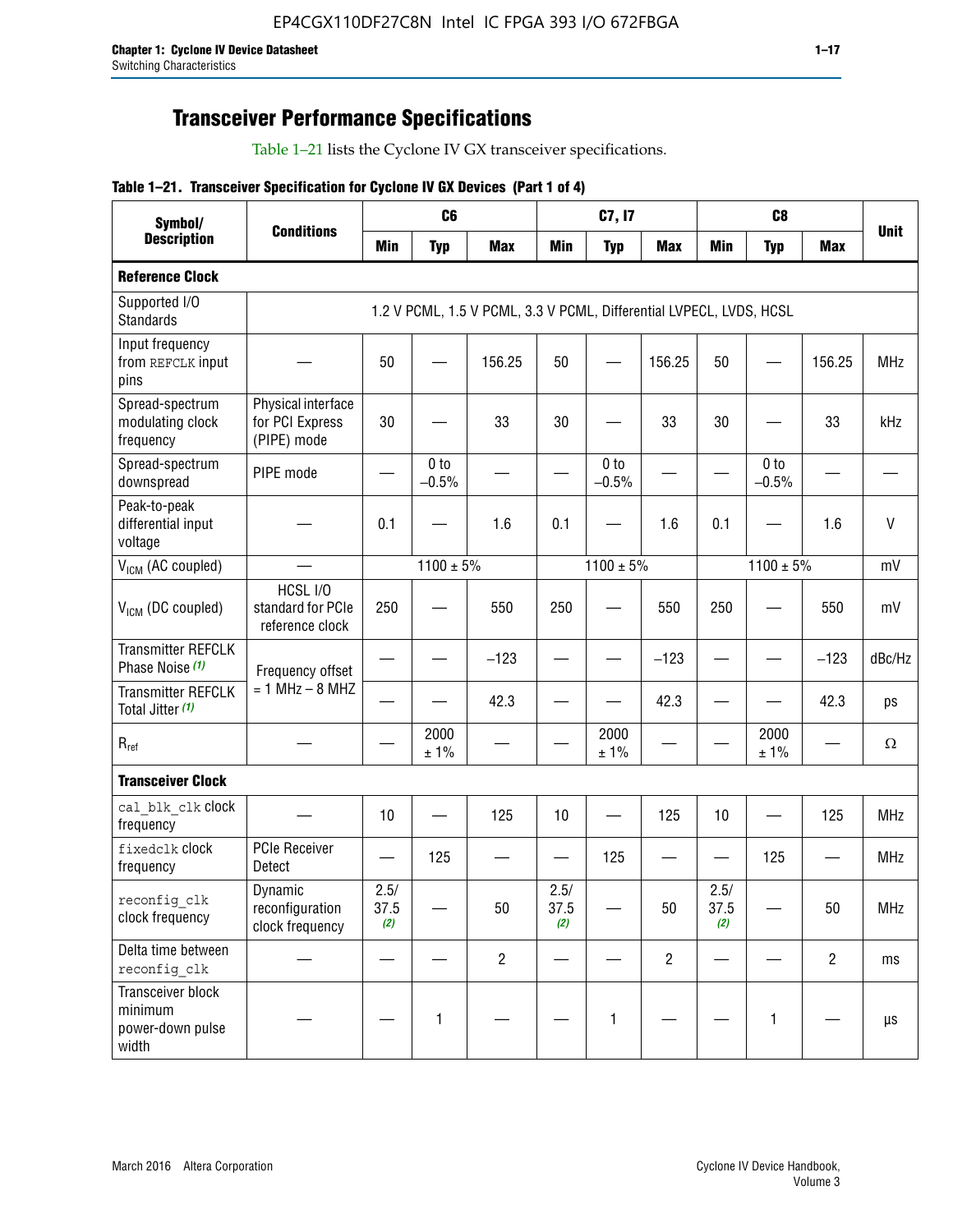## Transceiver Performance Specifications

Table 1–21 lists the Cyclone IV GX transceiver specifications.

**Table 1–21. Transceiver Specification for Cyclone IV GX Devices (Part 1 of 4)**

| Symbol/ Description | Conditions | C6 | | | C7, I7 | | | C8 | | | Unit |
|---|---|---|---|---|---|---|---|---|---|---|---|
| | | Min | Typ | Max | Min | Typ | Max | Min | Typ | Max | |
| **Reference Clock** | | | | | | | | | | | |
| Supported I/O Standards | 1.2 V PCML, 1.5 V PCML, 3.3 V PCML, Differential LVPECL, LVDS, HCSL | | | | | | | | | | |
| Input frequency from REFCLK input pins | — | 50 | — | 156.25 | 50 | — | 156.25 | 50 | — | 156.25 | MHz |
| Spread-spectrum modulating clock frequency | Physical interface for PCI Express (PIPE) mode | 30 | — | 33 | 30 | — | 33 | 30 | — | 33 | kHz |
| Spread-spectrum downspread | PIPE mode | — | 0 to −0.5% | — | — | 0 to −0.5% | — | — | 0 to −0.5% | — | — |
| Peak-to-peak differential input voltage | — | 0.1 | — | 1.6 | 0.1 | — | 1.6 | 0.1 | — | 1.6 | V |
| $V_{ICM}$ (AC coupled) | — | 1100 ± 5% | | | 1100 ± 5% | | | 1100 ± 5% | | | mV |
| $V_{ICM}$ (DC coupled) | HCSL I/O standard for PCIe reference clock | 250 | — | 550 | 250 | — | 550 | 250 | — | 550 | mV |
| Transmitter REFCLK Phase Noise (1) | Frequency offset = 1 MHz – 8 MHZ | — | — | −123 | — | — | −123 | — | — | −123 | dBc/Hz |
| Transmitter REFCLK Total Jitter (1) | | — | — | 42.3 | — | — | 42.3 | — | — | 42.3 | ps |
| $R_{ref}$ | — | — | 2000 ± 1% | — | — | 2000 ± 1% | — | — | 2000 ± 1% | — | Ω |
| **Transceiver Clock** | | | | | | | | | | | |
| cal_blk_clk clock frequency | — | 10 | — | 125 | 10 | — | 125 | 10 | — | 125 | MHz |
| fixedclk clock frequency | PCIe Receiver Detect | — | 125 | — | — | 125 | — | — | 125 | — | MHz |
| reconfig_clk clock frequency | Dynamic reconfiguration clock frequency | 2.5/ 37.5 (2) | — | 50 | 2.5/ 37.5 (2) | — | 50 | 2.5/ 37.5 (2) | — | 50 | MHz |
| Delta time between reconfig_clk | — | — | — | 2 | — | — | 2 | — | — | 2 | ms |
| Transceiver block minimum power-down pulse width | — | — | 1 | — | — | 1 | — | — | 1 | — | µs |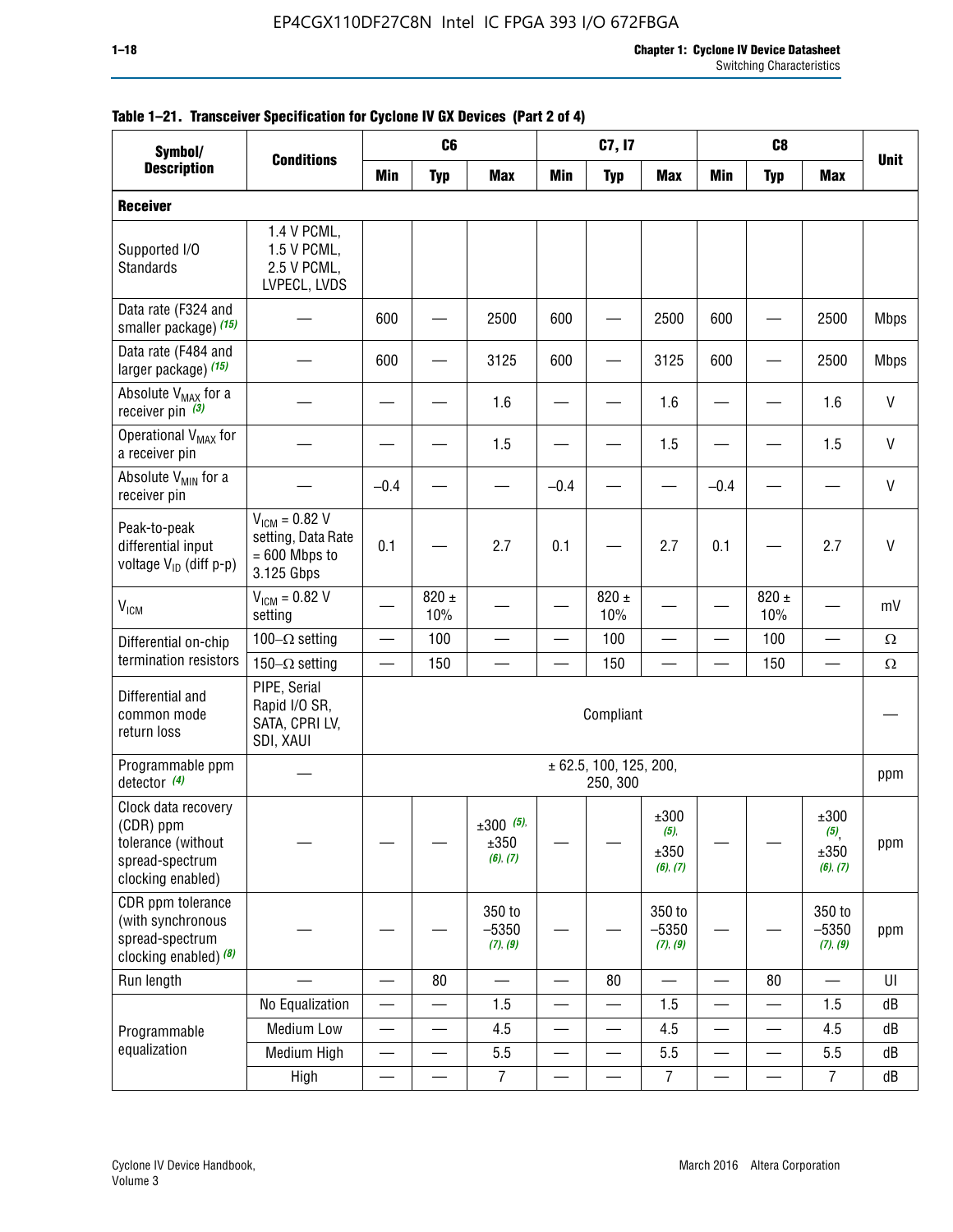**Table 1–21. Transceiver Specification for Cyclone IV GX Devices (Part 2 of 4)**

| Symbol/ Description | Conditions | C6 | | | C7, I7 | | | C8 | | | Unit |
|---|---|---|---|---|---|---|---|---|---|---|---|
| | | Min | Typ | Max | Min | Typ | Max | Min | Typ | Max | |
| **Receiver** | | | | | | | | | | | |
| Supported I/O Standards | 1.4 V PCML, 1.5 V PCML, 2.5 V PCML, LVPECL, LVDS | | | | | | | | | | |
| Data rate (F324 and smaller package) (15) | — | 600 | — | 2500 | 600 | — | 2500 | 600 | — | 2500 | Mbps |
| Data rate (F484 and larger package) (15) | — | 600 | — | 3125 | 600 | — | 3125 | 600 | — | 2500 | Mbps |
| Absolute $V_{MAX}$ for a receiver pin (3) | — | — | — | 1.6 | — | — | 1.6 | — | — | 1.6 | V |
| Operational $V_{MAX}$ for a receiver pin | — | — | — | 1.5 | — | — | 1.5 | — | — | 1.5 | V |
| Absolute $V_{MIN}$ for a receiver pin | — | –0.4 | — | — | –0.4 | — | — | –0.4 | — | — | V |
| Peak-to-peak differential input voltage $V_{ID}$ (diff p-p) | $V_{ICM}$ = 0.82 V setting, Data Rate = 600 Mbps to 3.125 Gbps | 0.1 | — | 2.7 | 0.1 | — | 2.7 | 0.1 | — | 2.7 | V |
| $V_{ICM}$ | $V_{ICM}$ = 0.82 V setting | — | 820 ± 10% | — | — | 820 ± 10% | — | — | 820 ± 10% | — | mV |
| Differential on-chip termination resistors | 100–Ω setting | — | 100 | — | — | 100 | — | — | 100 | — | Ω |
| | 150–Ω setting | — | 150 | — | — | 150 | — | — | 150 | — | Ω |
| Differential and common mode return loss | PIPE, Serial Rapid I/O SR, SATA, CPRI LV, SDI, XAUI | Compliant | | | | | | | | | — |
| Programmable ppm detector (4) | — | ± 62.5, 100, 125, 200, 250, 300 | | | | | | | | | ppm |
| Clock data recovery (CDR) ppm tolerance (without spread-spectrum clocking enabled) | — | — | — | ±300 (5), ±350 (6), (7) | — | — | ±300 (5), ±350 (6), (7) | — | — | ±300 (5), ±350 (6), (7) | ppm |
| CDR ppm tolerance (with synchronous spread-spectrum clocking enabled) (8) | — | — | — | 350 to –5350 (7), (9) | — | — | 350 to –5350 (7), (9) | — | — | 350 to –5350 (7), (9) | ppm |
| Run length | — | — | 80 | — | — | 80 | — | — | 80 | — | UI |
| Programmable equalization | No Equalization | — | — | 1.5 | — | — | 1.5 | — | — | 1.5 | dB |
| | Medium Low | — | — | 4.5 | — | — | 4.5 | — | — | 4.5 | dB |
| | Medium High | — | — | 5.5 | — | — | 5.5 | — | — | 5.5 | dB |
| | High | — | — | 7 | — | — | 7 | — | — | 7 | dB |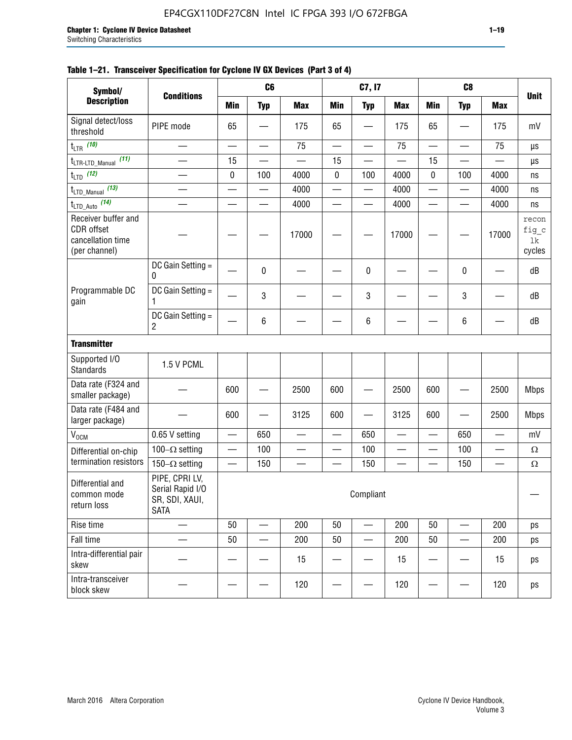**Table 1–21. Transceiver Specification for Cyclone IV GX Devices (Part 3 of 4)**

| Symbol/ Description | Conditions | C6 | | | C7, I7 | | | C8 | | | Unit |
|---|---|---|---|---|---|---|---|---|---|---|---|
| | | Min | Typ | Max | Min | Typ | Max | Min | Typ | Max | |
| Signal detect/loss threshold | PIPE mode | 65 | — | 175 | 65 | — | 175 | 65 | — | 175 | mV |
| $t_{LTR}$ (10) | — | — | — | 75 | — | — | 75 | — | — | 75 | µs |
| $t_{LTR\text{-}LTD\_Manual}$ (11) | — | 15 | — | — | 15 | — | — | 15 | — | — | µs |
| $t_{LTD}$ (12) | — | 0 | 100 | 4000 | 0 | 100 | 4000 | 0 | 100 | 4000 | ns |
| $t_{LTD\_Manual}$ (13) | — | — | — | 4000 | — | — | 4000 | — | — | 4000 | ns |
| $t_{LTD\_Auto}$ (14) | — | — | — | 4000 | — | — | 4000 | — | — | 4000 | ns |
| Receiver buffer and CDR offset cancellation time (per channel) | — | — | — | 17000 | — | — | 17000 | — | — | 17000 | reconfig_clk cycles |
| Programmable DC gain | DC Gain Setting = 0 | — | 0 | — | — | 0 | — | — | 0 | — | dB |
| | DC Gain Setting = 1 | — | 3 | — | — | 3 | — | — | 3 | — | dB |
| | DC Gain Setting = 2 | — | 6 | — | — | 6 | — | — | 6 | — | dB |
| **Transmitter** | | | | | | | | | | | |
| Supported I/O Standards | 1.5 V PCML | | | | | | | | | | |
| Data rate (F324 and smaller package) | — | 600 | — | 2500 | 600 | — | 2500 | 600 | — | 2500 | Mbps |
| Data rate (F484 and larger package) | — | 600 | — | 3125 | 600 | — | 3125 | 600 | — | 2500 | Mbps |
| $V_{OCM}$ | 0.65 V setting | — | 650 | — | — | 650 | — | — | 650 | — | mV |
| Differential on-chip termination resistors | 100–Ω setting | — | 100 | — | — | 100 | — | — | 100 | — | Ω |
| | 150–Ω setting | — | 150 | — | — | 150 | — | — | 150 | — | Ω |
| Differential and common mode return loss | PIPE, CPRI LV, Serial Rapid I/O SR, SDI, XAUI, SATA | Compliant | | | | | | | | | — |
| Rise time | — | 50 | — | 200 | 50 | — | 200 | 50 | — | 200 | ps |
| Fall time | — | 50 | — | 200 | 50 | — | 200 | 50 | — | 200 | ps |
| Intra-differential pair skew | — | — | — | 15 | — | — | 15 | — | — | 15 | ps |
| Intra-transceiver block skew | — | — | — | 120 | — | — | 120 | — | — | 120 | ps |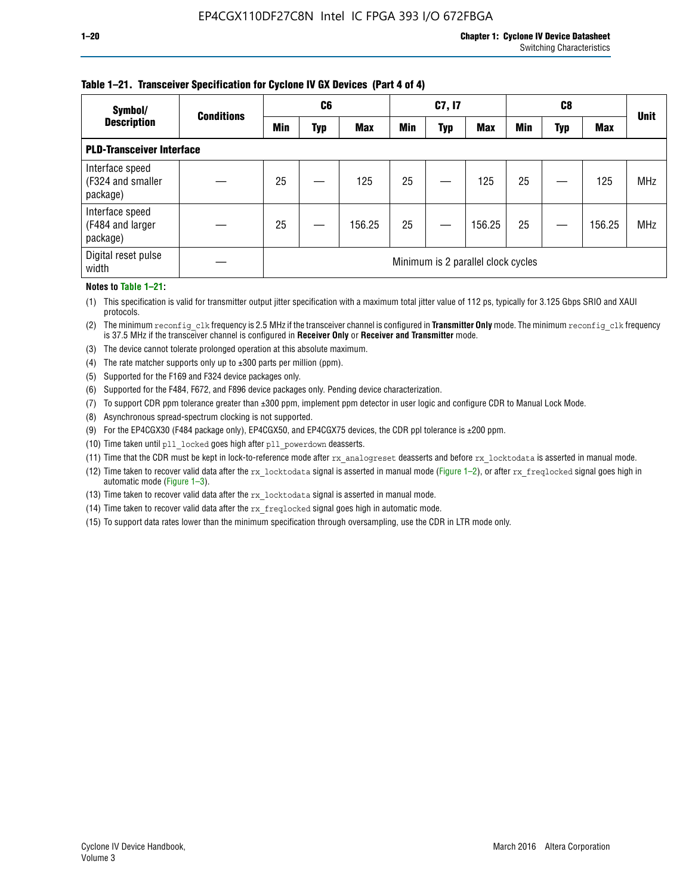**Table 1–21. Transceiver Specification for Cyclone IV GX Devices (Part 4 of 4)**

| Symbol/ Description | Conditions | C6 | | | C7, I7 | | | C8 | | | Unit |
|---|---|---|---|---|---|---|---|---|---|---|---|
| | | Min | Typ | Max | Min | Typ | Max | Min | Typ | Max | |
| **PLD-Transceiver Interface** | | | | | | | | | | | |
| Interface speed (F324 and smaller package) | — | 25 | — | 125 | 25 | — | 125 | 25 | — | 125 | MHz |
| Interface speed (F484 and larger package) | — | 25 | — | 156.25 | 25 | — | 156.25 | 25 | — | 156.25 | MHz |
| Digital reset pulse width | — | Minimum is 2 parallel clock cycles | | | | | | | | | |

**Notes to Table 1–21:**

(1) This specification is valid for transmitter output jitter specification with a maximum total jitter value of 112 ps, typically for 3.125 Gbps SRIO and XAUI protocols.

(2) The minimum `reconfig_clk` frequency is 2.5 MHz if the transceiver channel is configured in **Transmitter Only** mode. The minimum `reconfig_clk` frequency is 37.5 MHz if the transceiver channel is configured in **Receiver Only** or **Receiver and Transmitter** mode.

(3) The device cannot tolerate prolonged operation at this absolute maximum.

(4) The rate matcher supports only up to ±300 parts per million (ppm).

(5) Supported for the F169 and F324 device packages only.

(6) Supported for the F484, F672, and F896 device packages only. Pending device characterization.

(7) To support CDR ppm tolerance greater than ±300 ppm, implement ppm detector in user logic and configure CDR to Manual Lock Mode.

(8) Asynchronous spread-spectrum clocking is not supported.

(9) For the EP4CGX30 (F484 package only), EP4CGX50, and EP4CGX75 devices, the CDR ppl tolerance is ±200 ppm.

(10) Time taken until `pll_locked` goes high after `pll_powerdown` deasserts.

(11) Time that the CDR must be kept in lock-to-reference mode after `rx_analogreset` deasserts and before `rx_locktodata` is asserted in manual mode.

(12) Time taken to recover valid data after the `rx_locktodata` signal is asserted in manual mode (Figure 1–2), or after `rx_freqlocked` signal goes high in automatic mode (Figure 1–3).

(13) Time taken to recover valid data after the `rx_locktodata` signal is asserted in manual mode.

(14) Time taken to recover valid data after the `rx_freqlocked` signal goes high in automatic mode.

(15) To support data rates lower than the minimum specification through oversampling, use the CDR in LTR mode only.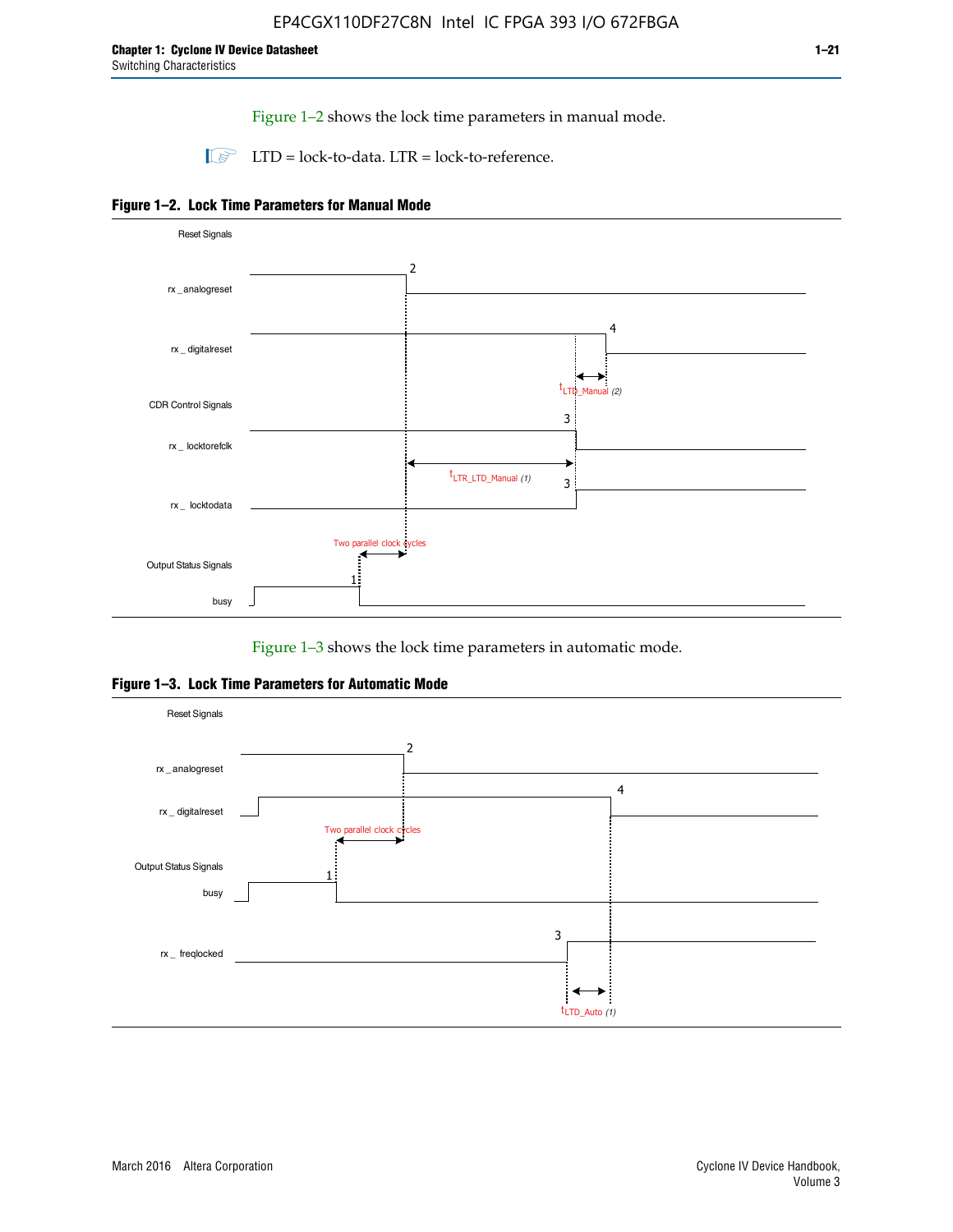Figure 1–2 shows the lock time parameters in manual mode.

LTD = lock-to-data. LTR = lock-to-reference.

**Figure 1–2. Lock Time Parameters for Manual Mode**

Figure 1–3 shows the lock time parameters in automatic mode.

**Figure 1–3. Lock Time Parameters for Automatic Mode**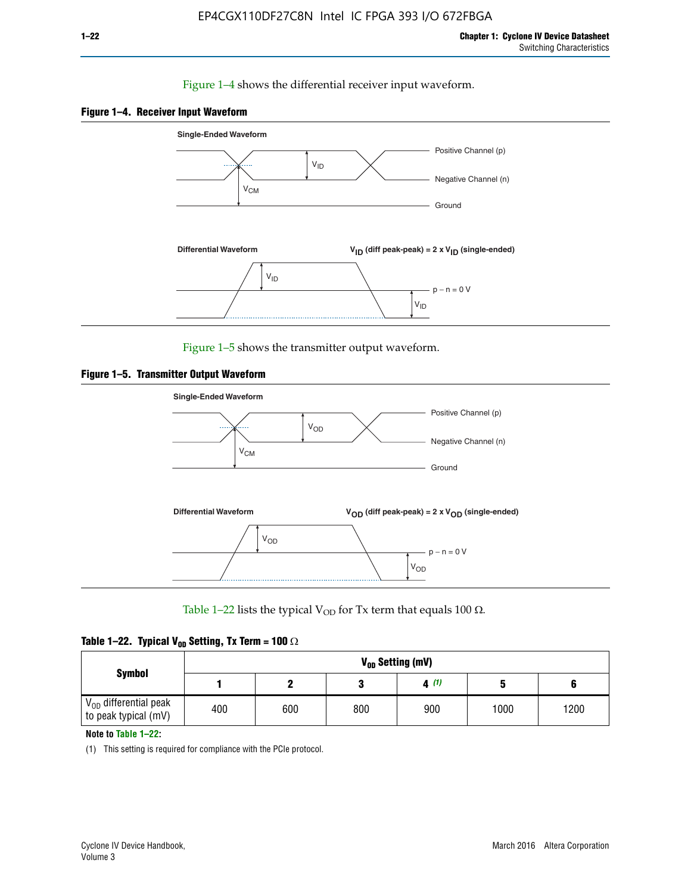Figure 1–4 shows the differential receiver input waveform.

**Figure 1–4. Receiver Input Waveform**

Single-Ended Waveform

Positive Channel (p)

Negative Channel (n)

Ground

$V_{ID}$

$V_{CM}$

Differential Waveform

$V_{ID}$ (diff peak-peak) = 2 x $V_{ID}$ (single-ended)

$V_{ID}$

p − n = 0 V

$V_{ID}$

Figure 1–5 shows the transmitter output waveform.

**Figure 1–5. Transmitter Output Waveform**

Single-Ended Waveform

Positive Channel (p)

Negative Channel (n)

Ground

$V_{OD}$

$V_{CM}$

Differential Waveform

$V_{OD}$ (diff peak-peak) = 2 x $V_{OD}$ (single-ended)

$V_{OD}$

p − n = 0 V

$V_{OD}$

Table 1–22 lists the typical $V_{OD}$ for Tx term that equals 100 Ω.

**Table 1–22. Typical $V_{OD}$ Setting, Tx Term = 100 Ω**

| Symbol | $V_{OD}$ Setting (mV) | | | | | |
|---|---|---|---|---|---|---|
| | 1 | 2 | 3 | 4 (1) | 5 | 6 |
| $V_{OD}$ differential peak to peak typical (mV) | 400 | 600 | 800 | 900 | 1000 | 1200 |

**Note to Table 1–22:**

(1) This setting is required for compliance with the PCIe protocol.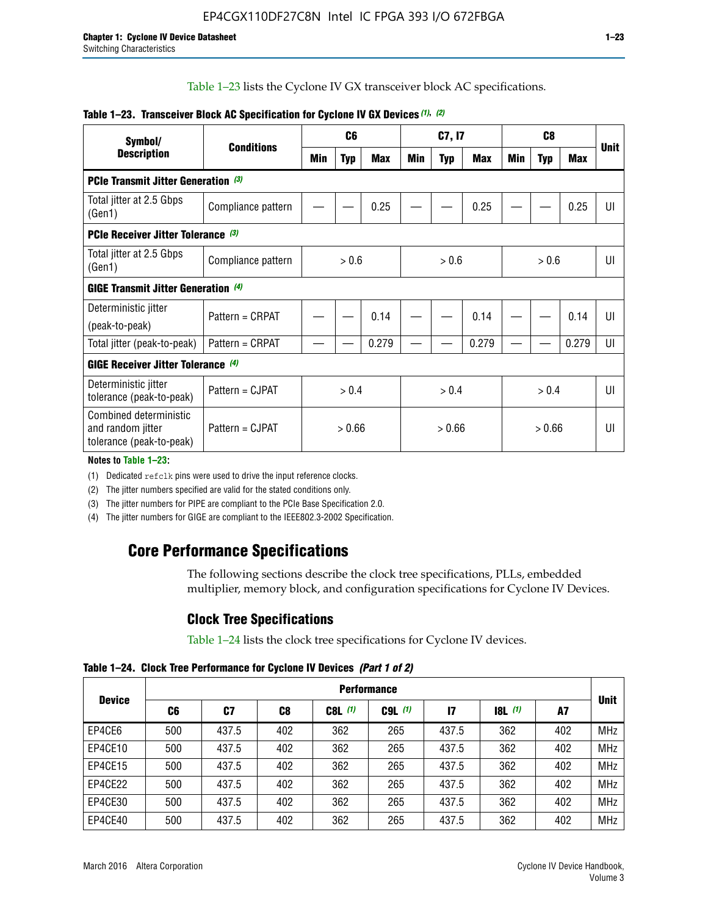Table 1–23 lists the Cyclone IV GX transceiver block AC specifications.

**Table 1–23. Transceiver Block AC Specification for Cyclone IV GX Devices (1), (2)**

| Symbol/ Description | Conditions | C6 | | | C7, I7 | | | C8 | | | Unit |
|---|---|---|---|---|---|---|---|---|---|---|---|
| | | Min | Typ | Max | Min | Typ | Max | Min | Typ | Max | |
| **PCIe Transmit Jitter Generation (3)** | | | | | | | | | | | |
| Total jitter at 2.5 Gbps (Gen1) | Compliance pattern | — | — | 0.25 | — | — | 0.25 | — | — | 0.25 | UI |
| **PCIe Receiver Jitter Tolerance (3)** | | | | | | | | | | | |
| Total jitter at 2.5 Gbps (Gen1) | Compliance pattern | > 0.6 | | | > 0.6 | | | > 0.6 | | | UI |
| **GIGE Transmit Jitter Generation (4)** | | | | | | | | | | | |
| Deterministic jitter (peak-to-peak) | Pattern = CRPAT | — | — | 0.14 | — | — | 0.14 | — | — | 0.14 | UI |
| Total jitter (peak-to-peak) | Pattern = CRPAT | — | — | 0.279 | — | — | 0.279 | — | — | 0.279 | UI |
| **GIGE Receiver Jitter Tolerance (4)** | | | | | | | | | | | |
| Deterministic jitter tolerance (peak-to-peak) | Pattern = CJPAT | > 0.4 | | | > 0.4 | | | > 0.4 | | | UI |
| Combined deterministic and random jitter tolerance (peak-to-peak) | Pattern = CJPAT | > 0.66 | | | > 0.66 | | | > 0.66 | | | UI |

**Notes to Table 1–23:**

(1) Dedicated refclk pins were used to drive the input reference clocks.

(2) The jitter numbers specified are valid for the stated conditions only.

(3) The jitter numbers for PIPE are compliant to the PCIe Base Specification 2.0.

(4) The jitter numbers for GIGE are compliant to the IEEE802.3-2002 Specification.

## Core Performance Specifications

The following sections describe the clock tree specifications, PLLs, embedded multiplier, memory block, and configuration specifications for Cyclone IV Devices.

### Clock Tree Specifications

Table 1–24 lists the clock tree specifications for Cyclone IV devices.

**Table 1–24. Clock Tree Performance for Cyclone IV Devices (Part 1 of 2)**

| Device | Performance | | | | | | | | Unit |
|---|---|---|---|---|---|---|---|---|---|
| | C6 | C7 | C8 | C8L (1) | C9L (1) | I7 | I8L (1) | A7 | |
| EP4CE6 | 500 | 437.5 | 402 | 362 | 265 | 437.5 | 362 | 402 | MHz |
| EP4CE10 | 500 | 437.5 | 402 | 362 | 265 | 437.5 | 362 | 402 | MHz |
| EP4CE15 | 500 | 437.5 | 402 | 362 | 265 | 437.5 | 362 | 402 | MHz |
| EP4CE22 | 500 | 437.5 | 402 | 362 | 265 | 437.5 | 362 | 402 | MHz |
| EP4CE30 | 500 | 437.5 | 402 | 362 | 265 | 437.5 | 362 | 402 | MHz |
| EP4CE40 | 500 | 437.5 | 402 | 362 | 265 | 437.5 | 362 | 402 | MHz |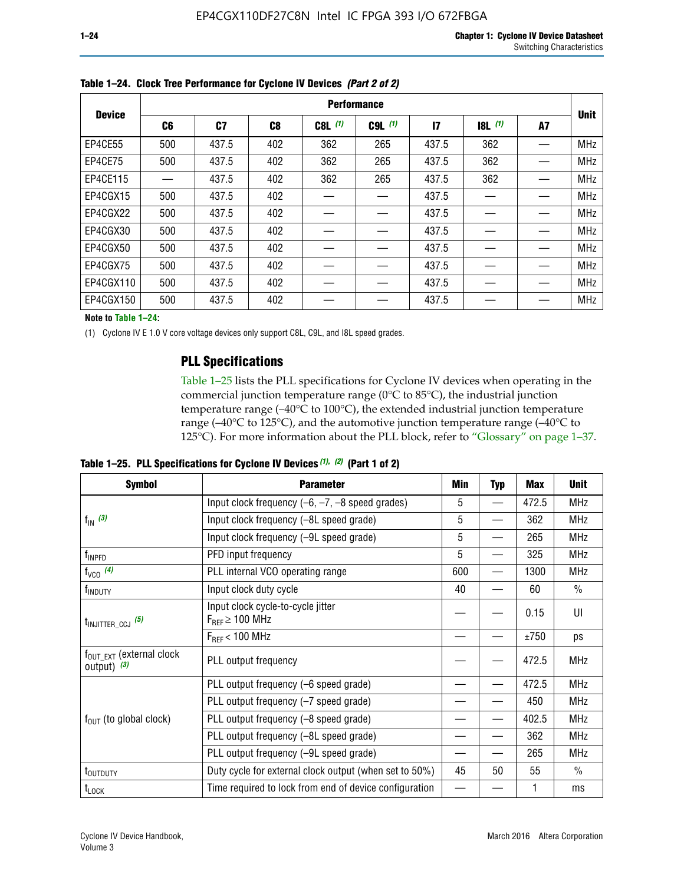**Table 1–24. Clock Tree Performance for Cyclone IV Devices *(Part 2 of 2)***

| Device | Performance | | | | | | | | Unit |
|---|---|---|---|---|---|---|---|---|---|
| | C6 | C7 | C8 | C8L (1) | C9L (1) | I7 | I8L (1) | A7 | |
| EP4CE55 | 500 | 437.5 | 402 | 362 | 265 | 437.5 | 362 | — | MHz |
| EP4CE75 | 500 | 437.5 | 402 | 362 | 265 | 437.5 | 362 | — | MHz |
| EP4CE115 | — | 437.5 | 402 | 362 | 265 | 437.5 | 362 | — | MHz |
| EP4CGX15 | 500 | 437.5 | 402 | — | — | 437.5 | — | — | MHz |
| EP4CGX22 | 500 | 437.5 | 402 | — | — | 437.5 | — | — | MHz |
| EP4CGX30 | 500 | 437.5 | 402 | — | — | 437.5 | — | — | MHz |
| EP4CGX50 | 500 | 437.5 | 402 | — | — | 437.5 | — | — | MHz |
| EP4CGX75 | 500 | 437.5 | 402 | — | — | 437.5 | — | — | MHz |
| EP4CGX110 | 500 | 437.5 | 402 | — | — | 437.5 | — | — | MHz |
| EP4CGX150 | 500 | 437.5 | 402 | — | — | 437.5 | — | — | MHz |

**Note to Table 1–24:**

(1) Cyclone IV E 1.0 V core voltage devices only support C8L, C9L, and I8L speed grades.

## PLL Specifications

Table 1–25 lists the PLL specifications for Cyclone IV devices when operating in the commercial junction temperature range (0°C to 85°C), the industrial junction temperature range (–40°C to 100°C), the extended industrial junction temperature range (–40°C to 125°C), and the automotive junction temperature range (–40°C to 125°C). For more information about the PLL block, refer to "Glossary" on page 1–37.

**Table 1–25. PLL Specifications for Cyclone IV Devices *(1), (2)* (Part 1 of 2)**

| Symbol | Parameter | Min | Typ | Max | Unit |
|---|---|---|---|---|---|
| $f_{IN}$ (3) | Input clock frequency (–6, –7, –8 speed grades) | 5 | — | 472.5 | MHz |
| | Input clock frequency (–8L speed grade) | 5 | — | 362 | MHz |
| | Input clock frequency (–9L speed grade) | 5 | — | 265 | MHz |
| $f_{INPFD}$ | PFD input frequency | 5 | — | 325 | MHz |
| $f_{VCO}$ (4) | PLL internal VCO operating range | 600 | — | 1300 | MHz |
| $f_{INDUTY}$ | Input clock duty cycle | 40 | — | 60 | % |
| $t_{INJITTER\_CCJ}$ (5) | Input clock cycle-to-cycle jitter $F_{REF} \geq 100$ MHz | — | — | 0.15 | UI |
| | $F_{REF} < 100$ MHz | — | — | ±750 | ps |
| $f_{OUT\_EXT}$ (external clock output) (3) | PLL output frequency | — | — | 472.5 | MHz |
| $f_{OUT}$ (to global clock) | PLL output frequency (–6 speed grade) | — | — | 472.5 | MHz |
| | PLL output frequency (–7 speed grade) | — | — | 450 | MHz |
| | PLL output frequency (–8 speed grade) | — | — | 402.5 | MHz |
| | PLL output frequency (–8L speed grade) | — | — | 362 | MHz |
| | PLL output frequency (–9L speed grade) | — | — | 265 | MHz |
| $t_{OUTDUTY}$ | Duty cycle for external clock output (when set to 50%) | 45 | 50 | 55 | % |
| $t_{LOCK}$ | Time required to lock from end of device configuration | — | — | 1 | ms |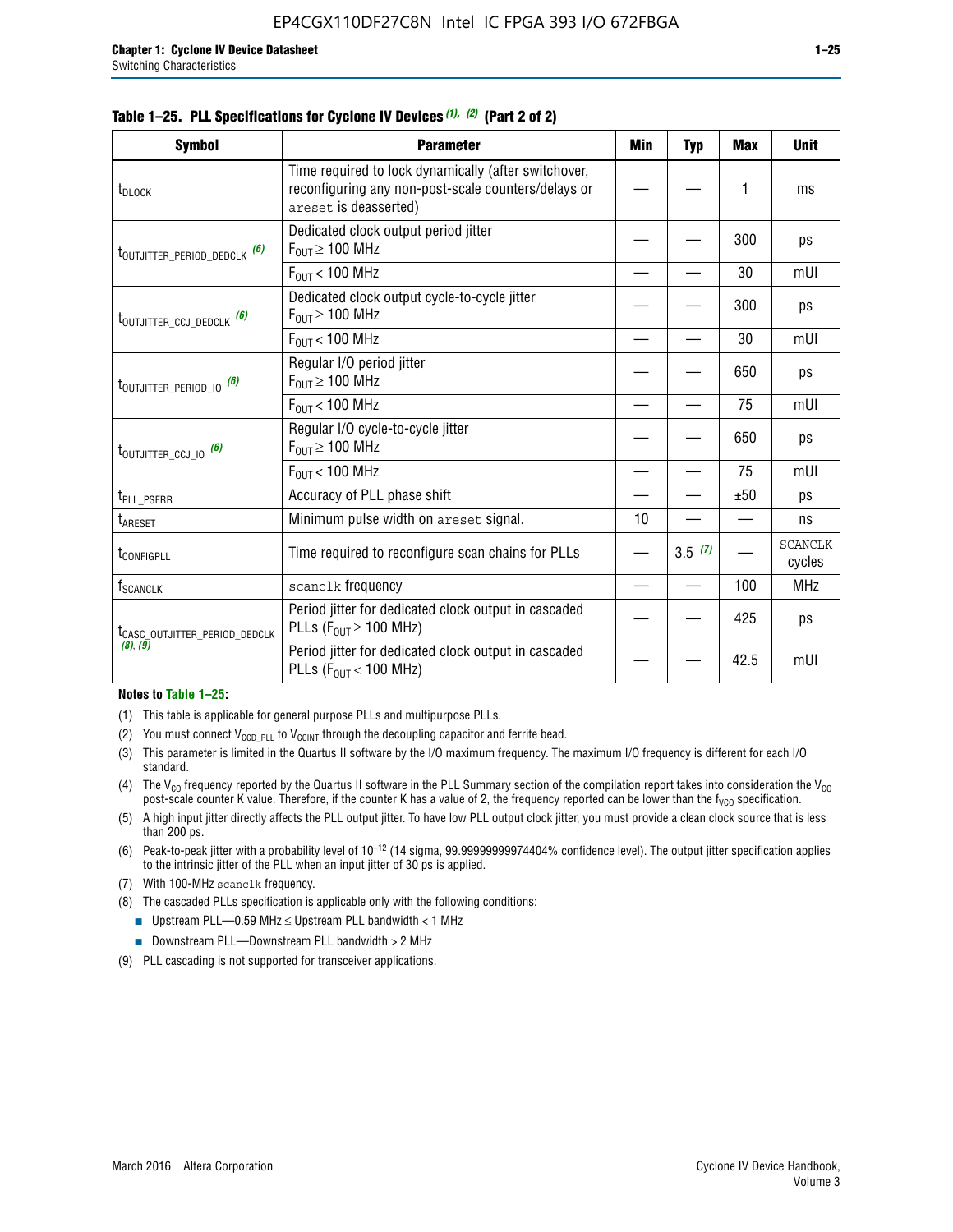**Table 1–25. PLL Specifications for Cycloneeu IV Devices (1), (2) (Part 2 of 2)**

| Symbol | Parameter | Min | Typ | Max | Unit |
|---|---|---|---|---|---|
| $t_{DLOCK}$ | Time required to lock dynamically (after switchover, reconfiguring any non-post-scale counters/delays or `areset` is deasserted) | — | — | 1 | ms |
| $t_{OUTJITTER\_PERIOD\_DEDCLK}$ (6) | Dedicated clock output period jitter $F_{OUT} \geq 100$ MHz | — | — | 300 | ps |
| | $F_{OUT} < 100$ MHz | — | — | 30 | mUI |
| $t_{OUTJITTER\_CCJ\_DEDCLK}$ (6) | Dedicated clock output cycle-to-cycle jitter $F_{OUT} \geq 100$ MHz | — | — | 300 | ps |
| | $F_{OUT} < 100$ MHz | — | — | 30 | mUI |
| $t_{OUTJITTER\_PERIOD\_IO}$ (6) | Regular I/O period jitter $F_{OUT} \geq 100$ MHz | — | — | 650 | ps |
| | $F_{OUT} < 100$ MHz | — | — | 75 | mUI |
| $t_{OUTJITTER\_CCJ\_IO}$ (6) | Regular I/O cycle-to-cycle jitter $F_{OUT} \geq 100$ MHz | — | — | 650 | ps |
| | $F_{OUT} < 100$ MHz | — | — | 75 | mUI |
| $t_{PLL\_PSERR}$ | Accuracy of PLL phase shift | — | — | ±50 | ps |
| $t_{ARESET}$ | Minimum pulse width on `areset` signal. | 10 | — | — | ns |
| $t_{CONFIGPLL}$ | Time required to reconfigure scan chains for PLLs | — | 3.5 (7) | — | SCANCLK cycles |
| $f_{SCANCLK}$ | `scanclk` frequency | — | — | 100 | MHz |
| $t_{CASC\_OUTJITTER\_PERIOD\_DEDCLK}$ (8), (9) | Period jitter for dedicated clock output in cascaded PLLs ($F_{OUT} \geq 100$ MHz) | — | — | 425 | ps |
| | Period jitter for dedicated clock output in cascaded PLLs ($F_{OUT} < 100$ MHz) | — | — | 42.5 | mUI |

**Notes to Table 1–25:**

(1) This table is applicable for general purpose PLLs and multipurpose PLLs.

(2) You must connect $V_{CCD\_PLL}$ to $V_{CCINT}$ through the decoupling capacitor and ferrite bead.

(3) This parameter is limited in the Quartus II software by the I/O maximum frequency. The maximum I/O frequency is different for each I/O standard.

(4) The $V_{CO}$ frequency reported by the Quartus II software in the PLL Summary section of the compilation report takes into consideration the $V_{CO}$ post-scale counter K value. Therefore, if the counter K has a value of 2, the frequency reported can be lower than the $f_{VCO}$ specification.

(5) A high input jitter directly affects the PLL output jitter. To have low PLL output clock jitter, you must provide a clean clock source that is less than 200 ps.

(6) Peak-to-peak jitter with a probability level of $10^{-12}$ (14 sigma, 99.99999999974404% confidence level). The output jitter specification applies to the intrinsic jitter of the PLL when an input jitter of 30 ps is applied.

(7) With 100-MHz `scanclk` frequency.

(8) The cascaded PLLs specification is applicable only with the following conditions:

- Upstream PLL—0.59 MHz ≤ Upstream PLL bandwidth < 1 MHz
- Downstream PLL—Downstream PLL bandwidth > 2 MHz

(9) PLL cascading is not supported for transceiver applications.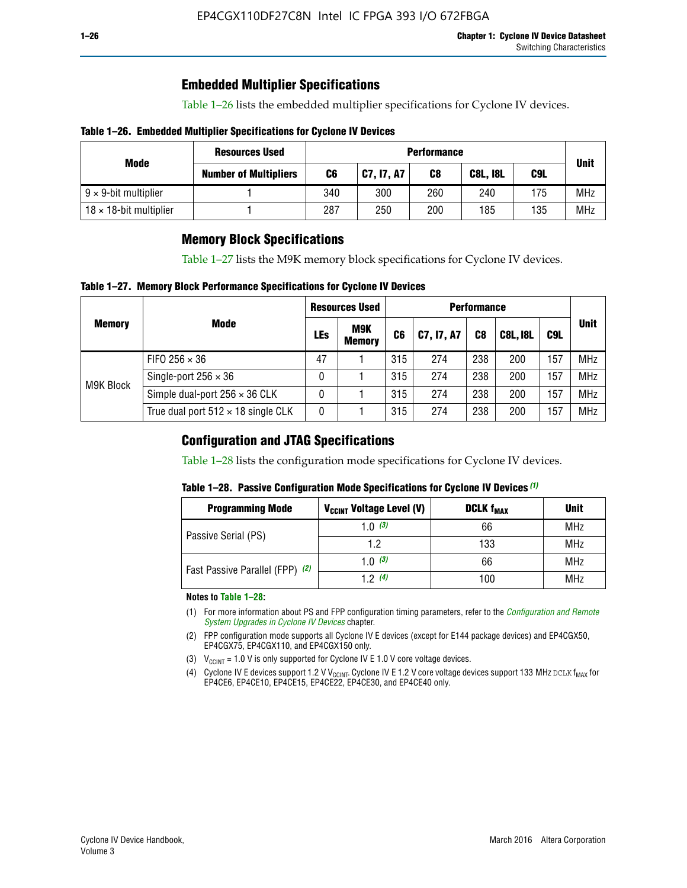## Embedded Multiplier Specifications

Table 1–26 lists the embedded multiplier specifications for Cyclone IV devices.

**Table 1–26. Embedded Multiplier Specifications for Cyclone IV Devices**

| Mode | Resources Used | Performance | | | | | Unit |
|---|---|---|---|---|---|---|---|
| | Number of Multipliers | C6 | C7, I7, A7 | C8 | C8L, I8L | C9L | |
| 9 × 9-bit multiplier | 1 | 340 | 300 | 260 | 240 | 175 | MHz |
| 18 × 18-bit multiplier | 1 | 287 | 250 | 200 | 185 | 135 | MHz |

## Memory Block Specifications

Table 1–27 lists the M9K memory block specifications for Cyclone IV devices.

**Table 1–27. Memory Block Performance Specifications for Cyclone IV Devices**

| Memory | Mode | Resources Used | | Performance | | | | | Unit |
|---|---|---|---|---|---|---|---|---|---|
| | | LEs | M9K Memory | C6 | C7, I7, A7 | C8 | C8L, I8L | C9L | |
| M9K Block | FIFO 256 × 36 | 47 | 1 | 315 | 274 | 238 | 200 | 157 | MHz |
| | Single-port 256 × 36 | 0 | 1 | 315 | 274 | 238 | 200 | 157 | MHz |
| | Simple dual-port 256 × 36 CLK | 0 | 1 | 315 | 274 | 238 | 200 | 157 | MHz |
| | True dual port 512 × 18 single CLK | 0 | 1 | 315 | 274 | 238 | 200 | 157 | MHz |

## Configuration and JTAG Specifications

Table 1–28 lists the configuration mode specifications for Cyclone IV devices.

**Table 1–28. Passive Configuration Mode Specifications for Cyclone IV Devices (1)**

| Programming Mode | $V_{CCINT}$ Voltage Level (V) | DCLK $f_{MAX}$ | Unit |
|---|---|---|---|
| Passive Serial (PS) | 1.0 (3) | 66 | MHz |
| | 1.2 | 133 | MHz |
| Fast Passive Parallel (FPP) (2) | 1.0 (3) | 66 | MHz |
| | 1.2 (4) | 100 | MHz |

**Notes to Table 1–28:**

(1) For more information about PS and FPP configuration timing parameters, refer to the *Configuration and Remote System Upgrades in Cyclone IV Devices* chapter.

(2) FPP configuration mode supports all Cyclone IV E devices (except for E144 package devices) and EP4CGX50, EP4CGX75, EP4CGX110, and EP4CGX150 only.

(3) $V_{CCINT}$ = 1.0 V is only supported for Cyclone IV E 1.0 V core voltage devices.

(4) Cyclone IV E devices support 1.2 V $V_{CCINT}$. Cyclone IV E 1.2 V core voltage devices support 133 MHz DCLK $f_{MAX}$ for EP4CE6, EP4CE10, EP4CE15, EP4CE22, EP4CE30, and EP4CE40 only.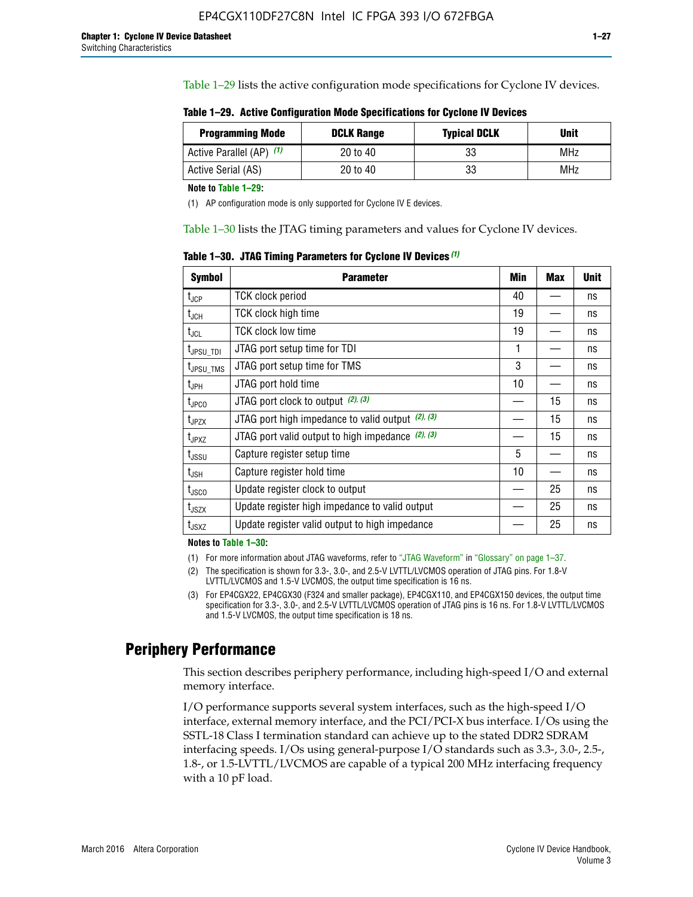Table 1–29 lists the active configuration mode specifications for Cyclone IV devices.

**Table 1–29. Active Configuration Mode Specifications for Cyclone IV Devices**

| Programming Mode | DCLK Range | Typical DCLK | Unit |
|---|---|---|---|
| Active Parallel (AP) (1) | 20 to 40 | 33 | MHz |
| Active Serial (AS) | 20 to 40 | 33 | MHz |

**Note to Table 1–29:**

(1) AP configuration mode is only supported for Cyclone IV E devices.

Table 1–30 lists the JTAG timing parameters and values for Cyclone IV devices.

**Table 1–30. JTAG Timing Parameters for Cyclone IV Devices (1)**

| Symbol | Parameter | Min | Max | Unit |
|---|---|---|---|---|
| $t_{JCP}$ | TCK clock period | 40 | — | ns |
| $t_{JCH}$ | TCK clock high time | 19 | — | ns |
| $t_{JCL}$ | TCK clock low time | 19 | — | ns |
| $t_{JPSU\_TDI}$ | JTAG port setup time for TDI | 1 | — | ns |
| $t_{JPSU\_TMS}$ | JTAG port setup time for TMS | 3 | — | ns |
| $t_{JPH}$ | JTAG port hold time | 10 | — | ns |
| $t_{JPCO}$ | JTAG port clock to output (2), (3) | — | 15 | ns |
| $t_{JPZX}$ | JTAG port high impedance to valid output (2), (3) | — | 15 | ns |
| $t_{JPXZ}$ | JTAG port valid output to high impedance (2), (3) | — | 15 | ns |
| $t_{JSSU}$ | Capture register setup time | 5 | — | ns |
| $t_{JSH}$ | Capture register hold time | 10 | — | ns |
| $t_{JSCO}$ | Update register clock to output | — | 25 | ns |
| $t_{JSZX}$ | Update register high impedance to valid output | — | 25 | ns |
| $t_{JSXZ}$ | Update register valid output to high impedance | — | 25 | ns |

**Notes to Table 1–30:**

(1) For more information about JTAG waveforms, refer to "JTAG Waveform" in "Glossary" on page 1–37.

(2) The specification is shown for 3.3-, 3.0-, and 2.5-V LVTTL/LVCMOS operation of JTAG pins. For 1.8-V LVTTL/LVCMOS and 1.5-V LVCMOS, the output time specification is 16 ns.

(3) For EP4CGX22, EP4CGX30 (F324 and smaller package), EP4CGX110, and EP4CGX150 devices, the output time specification for 3.3-, 3.0-, and 2.5-V LVTTL/LVCMOS operation of JTAG pins is 16 ns. For 1.8-V LVTTL/LVCMOS and 1.5-V LVCMOS, the output time specification is 18 ns.

## Periphery Performance

This section describes periphery performance, including high-speed I/O and external memory interface.

I/O performance supports several system interfaces, such as the high-speed I/O interface, external memory interface, and the PCI/PCI-X bus interface. I/Os using the SSTL-18 Class I termination standard can achieve up to the stated DDR2 SDRAM interfacing speeds. I/Os using general-purpose I/O standards such as 3.3-, 3.0-, 2.5-, 1.8-, or 1.5-LVTTL/LVCMOS are capable of a typical 200 MHz interfacing frequency with a 10 pF load.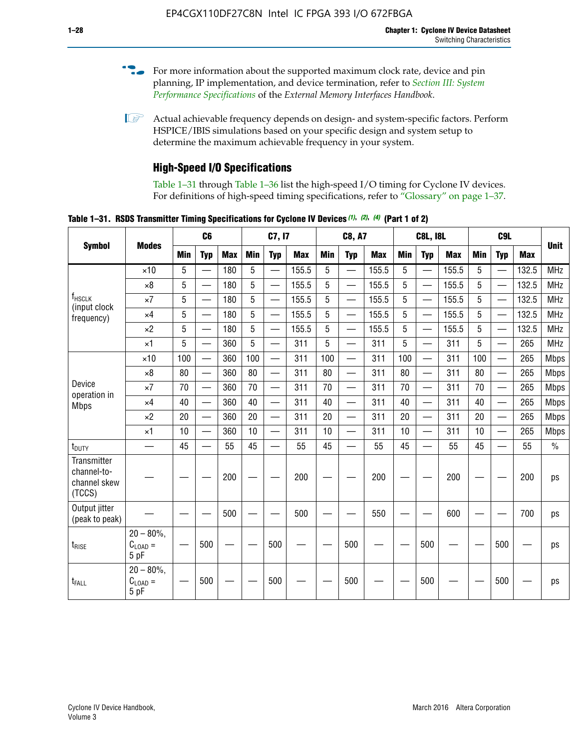For more information about the supported maximum clock rate, device and pin planning, IP implementation, and device termination, refer to *Section III: System Performance Specifications* of the *External Memory Interfaces Handbook*.

Actual achievable frequency depends on design- and system-specific factors. Perform HSPICE/IBIS simulations based on your specific design and system setup to determine the maximum achievable frequency in your system.

## High-Speed I/O Specifications

Table 1–31 through Table 1–36 list the high-speed I/O timing for Cyclone IV devices. For definitions of high-speed timing specifications, refer to "Glossary" on page 1–37.

**Table 1–31. RSDS Transmitter Timing Specifications for Cyclone IV Devices (1), (2), (4) (Part 1 of 2)**

| Symbol | Modes | C6 | | | C7, I7 | | | C8, A7 | | | C8L, I8L | | | C9L | | | Unit |
|---|---|---|---|---|---|---|---|---|---|---|---|---|---|---|---|---|---|
| | | Min | Typ | Max | Min | Typ | Max | Min | Typ | Max | Min | Typ | Max | Min | Typ | Max | |
| $f_{HSCLK}$ (input clock frequency) | ×10 | 5 | — | 180 | 5 | — | 155.5 | 5 | — | 155.5 | 5 | — | 155.5 | 5 | — | 132.5 | MHz |
| | ×8 | 5 | — | 180 | 5 | — | 155.5 | 5 | — | 155.5 | 5 | — | 155.5 | 5 | — | 132.5 | MHz |
| | ×7 | 5 | — | 180 | 5 | — | 155.5 | 5 | — | 155.5 | 5 | — | 155.5 | 5 | — | 132.5 | MHz |
| | ×4 | 5 | — | 180 | 5 | — | 155.5 | 5 | — | 155.5 | 5 | — | 155.5 | 5 | — | 132.5 | MHz |
| | ×2 | 5 | — | 180 | 5 | — | 155.5 | 5 | — | 155.5 | 5 | — | 155.5 | 5 | — | 132.5 | MHz |
| | ×1 | 5 | — | 360 | 5 | — | 311 | 5 | — | 311 | 5 | — | 311 | 5 | — | 265 | MHz |
| Device operation in Mbps | ×10 | 100 | — | 360 | 100 | — | 311 | 100 | — | 311 | 100 | — | 311 | 100 | — | 265 | Mbps |
| | ×8 | 80 | — | 360 | 80 | — | 311 | 80 | — | 311 | 80 | — | 311 | 80 | — | 265 | Mbps |
| | ×7 | 70 | — | 360 | 70 | — | 311 | 70 | — | 311 | 70 | — | 311 | 70 | — | 265 | Mbps |
| | ×4 | 40 | — | 360 | 40 | — | 311 | 40 | — | 311 | 40 | — | 311 | 40 | — | 265 | Mbps |
| | ×2 | 20 | — | 360 | 20 | — | 311 | 20 | — | 311 | 20 | — | 311 | 20 | — | 265 | Mbps |
| | ×1 | 10 | — | 360 | 10 | — | 311 | 10 | — | 311 | 10 | — | 311 | 10 | — | 265 | Mbps |
| $t_{DUTY}$ | — | 45 | — | 55 | 45 | — | 55 | 45 | — | 55 | 45 | — | 55 | 45 | — | 55 | % |
| Transmitter channel-to-channel skew (TCCS) | — | — | — | 200 | — | — | 200 | — | — | 200 | — | — | 200 | — | — | 200 | ps |
| Output jitter (peak to peak) | — | — | — | 500 | — | — | 500 | — | — | 550 | — | — | 600 | — | — | 700 | ps |
| $t_{RISE}$ | 20 – 80%, $C_{LOAD}$ = 5 pF | — | 500 | — | — | 500 | — | — | 500 | — | — | 500 | — | — | 500 | — | ps |
| $t_{FALL}$ | 20 – 80%, $C_{LOAD}$ = 5 pF | — | 500 | — | — | 500 | — | — | 500 | — | — | 500 | — | — | 500 | — | ps |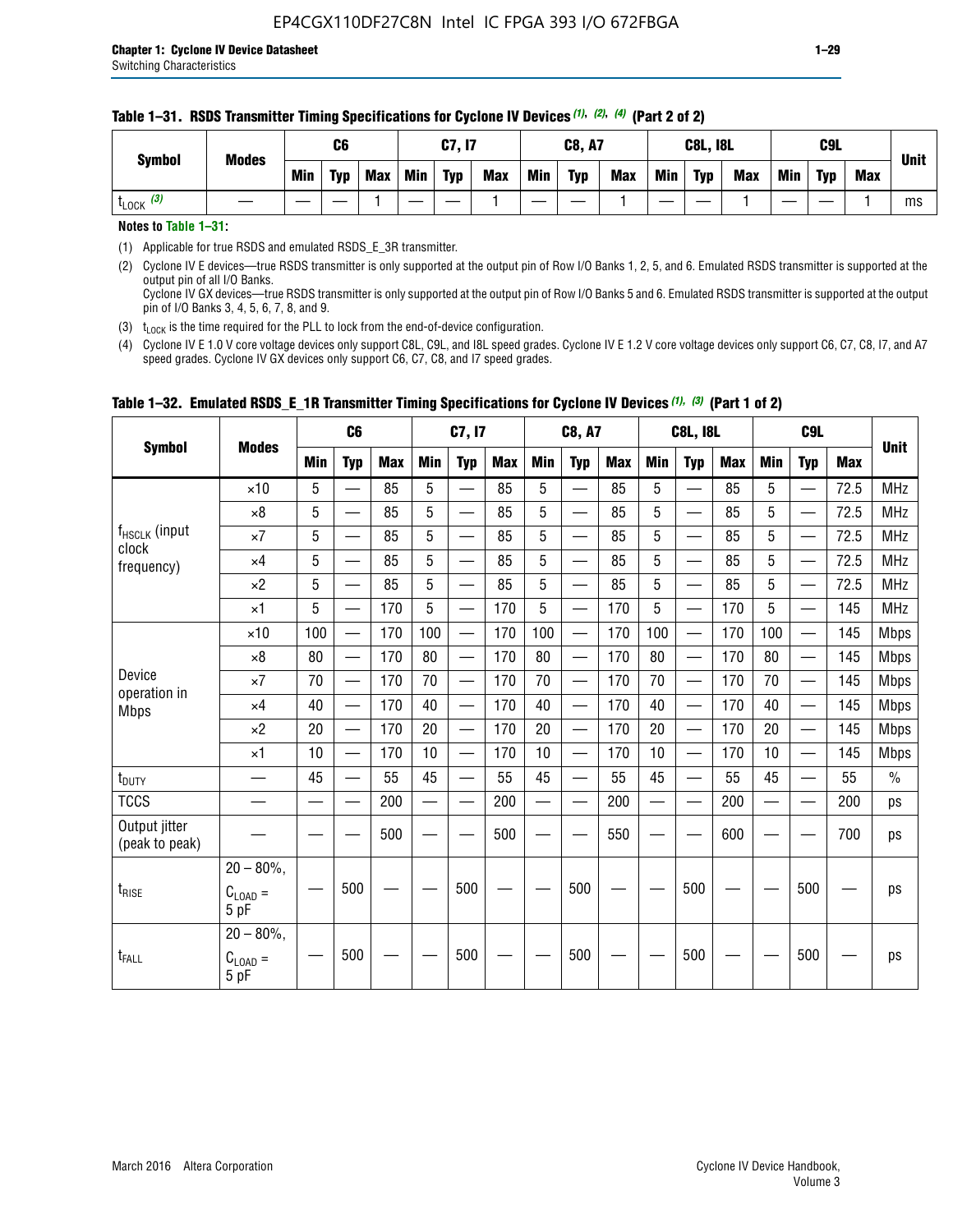**Table 1–31. RSDS Transmitter Timing Specifications for Cyclone IV Devices (1), (2), (4) (Part 2 of 2)**

| Symbol | Modes | C6 | | | C7, I7 | | | C8, A7 | | | C8L, I8L | | | C9L | | | Unit |
|---|---|---|---|---|---|---|---|---|---|---|---|---|---|---|---|---|---|
| | | Min | Typ | Max | Min | Typ | Max | Min | Typ | Max | Min | Typ | Max | Min | Typ | Max | |
| $t_{LOCK}$ (3) | — | — | — | 1 | — | — | 1 | — | — | 1 | — | — | 1 | — | — | 1 | ms |

**Notes to Table 1–31:**

(1) Applicable for true RSDS and emulated RSDS_E_3R transmitter.

(2) Cyclone IV E devices—true RSDS transmitter is only supported at the output pin of Row I/O Banks 1, 2, 5, and 6. Emulated RSDS transmitter is supported at the output pin of all I/O Banks.
Cyclone IV GX devices—true RSDS transmitter is only supported at the output pin of Row I/O Banks 5 and 6. Emulated RSDS transmitter is supported at the output pin of I/O Banks 3, 4, 5, 6, 7, 8, and 9.

(3) $t_{LOCK}$ is the time required for the PLL to lock from the end-of-device configuration.

(4) Cyclone IV E 1.0 V core voltage devices only support C8L, C9L, and I8L speed grades. Cyclone IV E 1.2 V core voltage devices only support C6, C7, C8, I7, and A7 speed grades. Cyclone IV GX devices only support C6, C7, C8, and I7 speed grades.

**Table 1–32. Emulated RSDS_E_1R Transmitter Timing Specifications for Cyclone IV Devices (1), (3) (Part 1 of 2)**

| Symbol | Modes | C6 | | | C7, I7 | | | C8, A7 | | | C8L, I8L | | | C9L | | | Unit |
|---|---|---|---|---|---|---|---|---|---|---|---|---|---|---|---|---|---|
| | | Min | Typ | Max | Min | Typ | Max | Min | Typ | Max | Min | Typ | Max | Min | Typ | Max | |
| $f_{HSCLK}$ (input clock frequency) | ×10 | 5 | — | 85 | 5 | — | 85 | 5 | — | 85 | 5 | — | 85 | 5 | — | 72.5 | MHz |
| | ×8 | 5 | — | 85 | 5 | — | 85 | 5 | — | 85 | 5 | — | 85 | 5 | — | 72.5 | MHz |
| | ×7 | 5 | — | 85 | 5 | — | 85 | 5 | — | 85 | 5 | — | 85 | 5 | — | 72.5 | MHz |
| | ×4 | 5 | — | 85 | 5 | — | 85 | 5 | — | 85 | 5 | — | 85 | 5 | — | 72.5 | MHz |
| | ×2 | 5 | — | 85 | 5 | — | 85 | 5 | — | 85 | 5 | — | 85 | 5 | — | 72.5 | MHz |
| | ×1 | 5 | — | 170 | 5 | — | 170 | 5 | — | 170 | 5 | — | 170 | 5 | — | 145 | MHz |
| Device operation in Mbps | ×10 | 100 | — | 170 | 100 | — | 170 | 100 | — | 170 | 100 | — | 170 | 100 | — | 145 | Mbps |
| | ×8 | 80 | — | 170 | 80 | — | 170 | 80 | — | 170 | 80 | — | 170 | 80 | — | 145 | Mbps |
| | ×7 | 70 | — | 170 | 70 | — | 170 | 70 | — | 170 | 70 | — | 170 | 70 | — | 145 | Mbps |
| | ×4 | 40 | — | 170 | 40 | — | 170 | 40 | — | 170 | 40 | — | 170 | 40 | — | 145 | Mbps |
| | ×2 | 20 | — | 170 | 20 | — | 170 | 20 | — | 170 | 20 | — | 170 | 20 | — | 145 | Mbps |
| | ×1 | 10 | — | 170 | 10 | — | 170 | 10 | — | 170 | 10 | — | 170 | 10 | — | 145 | Mbps |
| $t_{DUTY}$ | — | 45 | — | 55 | 45 | — | 55 | 45 | — | 55 | 45 | — | 55 | 45 | — | 55 | % |
| TCCS | — | — | — | 200 | — | — | 200 | — | — | 200 | — | — | 200 | — | — | 200 | ps |
| Output jitter (peak to peak) | — | — | — | 500 | — | — | 500 | — | — | 550 | — | — | 600 | — | — | 700 | ps |
| $t_{RISE}$ | 20 – 80%, $C_{LOAD}$ = 5 pF | — | 500 | — | — | 500 | — | — | 500 | — | — | 500 | — | — | 500 | — | ps |
| $t_{FALL}$ | 20 – 80%, $C_{LOAD}$ = 5 pF | — | 500 | — | — | 500 | — | — | 500 | — | — | 500 | — | — | 500 | — | ps |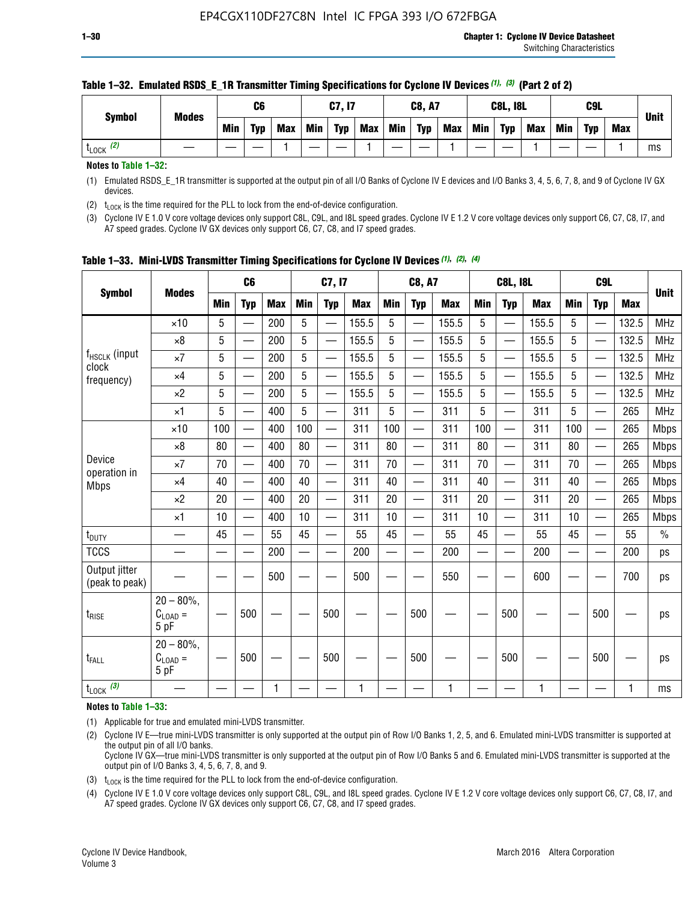**Table 1–32. Emulated RSDS_E_1R Transmitter Timing Specifications for Cyclone IV Devices (1), (3) (Part 2 of 2)**

| Symbol | Modes | C6 | | | C7, I7 | | | C8, A7 | | | C8L, I8L | | | C9L | | | Unit |
|---|---|---|---|---|---|---|---|---|---|---|---|---|---|---|---|---|---|
| | | Min | Typ | Max | Min | Typ | Max | Min | Typ | Max | Min | Typ | Max | Min | Typ | Max | |
| $t_{LOCK}$ (2) | — | — | — | 1 | — | — | 1 | — | — | 1 | — | — | 1 | — | — | 1 | ms |

**Notes to Table 1–32:**

(1) Emulated RSDS_E_1R transmitter is supported at the output pin of all I/O Banks of Cyclone IV E devices and I/O Banks 3, 4, 5, 6, 7, 8, and 9 of Cyclone IV GX devices.

(2) $t_{LOCK}$ is the time required for the PLL to lock from the end-of-device configuration.

(3) Cyclone IV E 1.0 V core voltage devices only support C8L, C9L, and I8L speed grades. Cyclone IV E 1.2 V core voltage devices only support C6, C7, C8, I7, and A7 speed grades. Cyclone IV GX devices only support C6, C7, C8, and I7 speed grades.

**Table 1–33. Mini-LVDS Transmitter Timing Specifications for Cyclone IV Devices (1), (2), (4)**

| Symbol | Modes | C6 | | | C7, I7 | | | C8, A7 | | | C8L, I8L | | | C9L | | | Unit |
|---|---|---|---|---|---|---|---|---|---|---|---|---|---|---|---|---|---|
| | | Min | Typ | Max | Min | Typ | Max | Min | Typ | Max | Min | Typ | Max | Min | Typ | Max | |
| $f_{HSCLK}$ (input clock frequency) | ×10 | 5 | — | 200 | 5 | — | 155.5 | 5 | — | 155.5 | 5 | — | 155.5 | 5 | — | 132.5 | MHz |
| | ×8 | 5 | — | 200 | 5 | — | 155.5 | 5 | — | 155.5 | 5 | — | 155.5 | 5 | — | 132.5 | MHz |
| | ×7 | 5 | — | 200 | 5 | — | 155.5 | 5 | — | 155.5 | 5 | — | 155.5 | 5 | — | 132.5 | MHz |
| | ×4 | 5 | — | 200 | 5 | — | 155.5 | 5 | — | 155.5 | 5 | — | 155.5 | 5 | — | 132.5 | MHz |
| | ×2 | 5 | — | 200 | 5 | — | 155.5 | 5 | — | 155.5 | 5 | — | 155.5 | 5 | — | 132.5 | MHz |
| | ×1 | 5 | — | 400 | 5 | — | 311 | 5 | — | 311 | 5 | — | 311 | 5 | — | 265 | MHz |
| Device operation in Mbps | ×10 | 100 | — | 400 | 100 | — | 311 | 100 | — | 311 | 100 | — | 311 | 100 | — | 265 | Mbps |
| | ×8 | 80 | — | 400 | 80 | — | 311 | 80 | — | 311 | 80 | — | 311 | 80 | — | 265 | Mbps |
| | ×7 | 70 | — | 400 | 70 | — | 311 | 70 | — | 311 | 70 | — | 311 | 70 | — | 265 | Mbps |
| | ×4 | 40 | — | 400 | 40 | — | 311 | 40 | — | 311 | 40 | — | 311 | 40 | — | 265 | Mbps |
| | ×2 | 20 | — | 400 | 20 | — | 311 | 20 | — | 311 | 20 | — | 311 | 20 | — | 265 | Mbps |
| | ×1 | 10 | — | 400 | 10 | — | 311 | 10 | — | 311 | 10 | — | 311 | 10 | — | 265 | Mbps |
| $t_{DUTY}$ | — | 45 | — | 55 | 45 | — | 55 | 45 | — | 55 | 45 | — | 55 | 45 | — | 55 | % |
| TCCS | — | — | — | 200 | — | — | 200 | — | — | 200 | — | — | 200 | — | — | 200 | ps |
| Output jitter (peak to peak) | — | — | — | 500 | — | — | 500 | — | — | 550 | — | — | 600 | — | — | 700 | ps |
| $t_{RISE}$ | 20 – 80%, $C_{LOAD}$ = 5 pF | — | 500 | — | — | 500 | — | — | 500 | — | — | 500 | — | — | 500 | — | ps |
| $t_{FALL}$ | 20 – 80%, $C_{LOAD}$ = 5 pF | — | 500 | — | — | 500 | — | — | 500 | — | — | 500 | — | — | 500 | — | ps |
| $t_{LOCK}$ (3) | — | — | — | 1 | — | — | 1 | — | — | 1 | — | — | 1 | — | — | 1 | ms |

**Notes to Table 1–33:**

(1) Applicable for true and emulated mini-LVDS transmitter.

(2) Cyclone IV E—true mini-LVDS transmitter is only supported at the output pin of Row I/O Banks 1, 2, 5, and 6. Emulated mini-LVDS transmitter is supported at the output pin of all I/O banks.
Cyclone IV GX—true mini-LVDS transmitter is only supported at the output pin of Row I/O Banks 5 and 6. Emulated mini-LVDS transmitter is supported at the output pin of I/O Banks 3, 4, 5, 6, 7, 8, and 9.

(3) $t_{LOCK}$ is the time required for the PLL to lock from the end-of-device configuration.

(4) Cyclone IV E 1.0 V core voltage devices only support C8L, C9L, and I8L speed grades. Cyclone IV E 1.2 V core voltage devices only support C6, C7, C8, I7, and A7 speed grades. Cyclone IV GX devices only support C6, C7, C8, and I7 speed grades.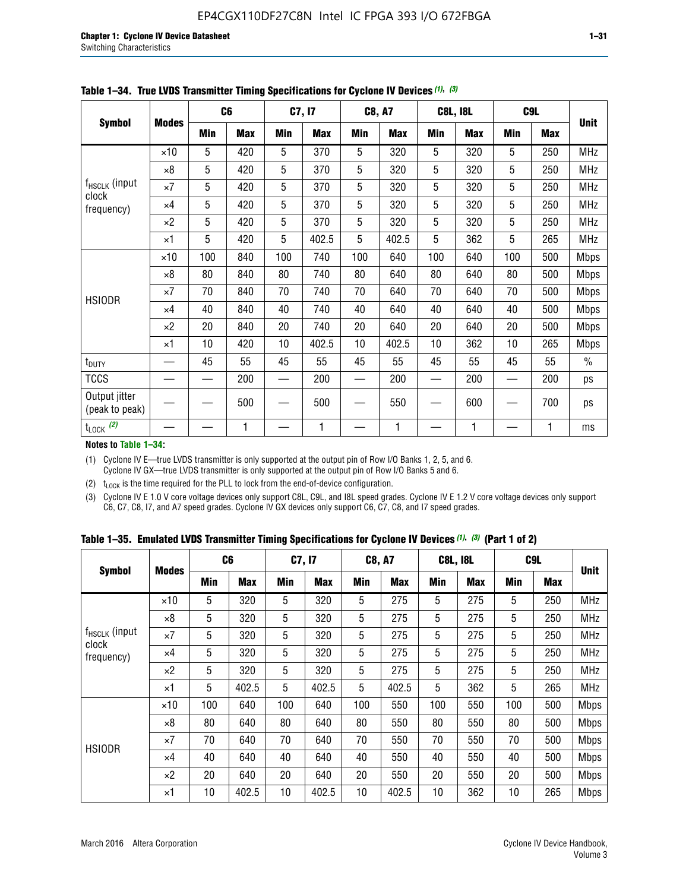**Table 1–34. True LVDS Transmitter Timing Specifications for Cyclone IV Devices (1), (3)**

| Symbol | Modes | C6 | | C7, I7 | | C8, A7 | | C8L, I8L | | C9L | | Unit |
|---|---|---|---|---|---|---|---|---|---|---|---|---|
| | | Min | Max | Min | Max | Min | Max | Min | Max | Min | Max | |
| $f_{HSCLK}$ (input clock frequency) | ×10 | 5 | 420 | 5 | 370 | 5 | 320 | 5 | 320 | 5 | 250 | MHz |
| | ×8 | 5 | 420 | 5 | 370 | 5 | 320 | 5 | 320 | 5 | 250 | MHz |
| | ×7 | 5 | 420 | 5 | 370 | 5 | 320 | 5 | 320 | 5 | 250 | MHz |
| | ×4 | 5 | 420 | 5 | 370 | 5 | 320 | 5 | 320 | 5 | 250 | MHz |
| | ×2 | 5 | 420 | 5 | 370 | 5 | 320 | 5 | 320 | 5 | 250 | MHz |
| | ×1 | 5 | 420 | 5 | 402.5 | 5 | 402.5 | 5 | 362 | 5 | 265 | MHz |
| HSIODR | ×10 | 100 | 840 | 100 | 740 | 100 | 640 | 100 | 640 | 100 | 500 | Mbps |
| | ×8 | 80 | 840 | 80 | 740 | 80 | 640 | 80 | 640 | 80 | 500 | Mbps |
| | ×7 | 70 | 840 | 70 | 740 | 70 | 640 | 70 | 640 | 70 | 500 | Mbps |
| | ×4 | 40 | 840 | 40 | 740 | 40 | 640 | 40 | 640 | 40 | 500 | Mbps |
| | ×2 | 20 | 840 | 20 | 740 | 20 | 640 | 20 | 640 | 20 | 500 | Mbps |
| | ×1 | 10 | 420 | 10 | 402.5 | 10 | 402.5 | 10 | 362 | 10 | 265 | Mbps |
| $t_{DUTY}$ | — | 45 | 55 | 45 | 55 | 45 | 55 | 45 | 55 | 45 | 55 | % |
| TCCS | — | — | 200 | — | 200 | — | 200 | — | 200 | — | 200 | ps |
| Output jitter (peak to peak) | — | — | 500 | — | 500 | — | 550 | — | 600 | — | 700 | ps |
| $t_{LOCK}$ (2) | — | — | 1 | — | 1 | — | 1 | — | 1 | — | 1 | ms |

**Notes to Table 1–34:**

(1) Cyclone IV E—true LVDS transmitter is only supported at the output pin of Row I/O Banks 1, 2, 5, and 6. Cyclone IV GX—true LVDS transmitter is only supported at the output pin of Row I/O Banks 5 and 6.

(2) $t_{LOCK}$ is the time required for the PLL to lock from the end-of-device configuration.

(3) Cyclone IV E 1.0 V core voltage devices only support C8L, C9L, and I8L speed grades. Cyclone IV E 1.2 V core voltage devices only support C6, C7, C8, I7, and A7 speed grades. Cyclone IV GX devices only support C6, C7, C8, and I7 speed grades.

**Table 1–35. Emulated LVDS Transmitter Timing Specifications for Cyclone IV Devices (1), (3) (Part 1 of 2)**

| Symbol | Modes | C6 | | C7, I7 | | C8, A7 | | C8L, I8L | | C9L | | Unit |
|---|---|---|---|---|---|---|---|---|---|---|---|---|
| | | Min | Max | Min | Max | Min | Max | Min | Max | Min | Max | |
| $f_{HSCLK}$ (input clock frequency) | ×10 | 5 | 320 | 5 | 320 | 5 | 275 | 5 | 275 | 5 | 250 | MHz |
| | ×8 | 5 | 320 | 5 | 320 | 5 | 275 | 5 | 275 | 5 | 250 | MHz |
| | ×7 | 5 | 320 | 5 | 320 | 5 | 275 | 5 | 275 | 5 | 250 | MHz |
| | ×4 | 5 | 320 | 5 | 320 | 5 | 275 | 5 | 275 | 5 | 250 | MHz |
| | ×2 | 5 | 320 | 5 | 320 | 5 | 275 | 5 | 275 | 5 | 250 | MHz |
| | ×1 | 5 | 402.5 | 5 | 402.5 | 5 | 402.5 | 5 | 362 | 5 | 265 | MHz |
| HSIODR | ×10 | 100 | 640 | 100 | 640 | 100 | 550 | 100 | 550 | 100 | 500 | Mbps |
| | ×8 | 80 | 640 | 80 | 640 | 80 | 550 | 80 | 550 | 80 | 500 | Mbps |
| | ×7 | 70 | 640 | 70 | 640 | 70 | 550 | 70 | 550 | 70 | 500 | Mbps |
| | ×4 | 40 | 640 | 40 | 640 | 40 | 550 | 40 | 550 | 40 | 500 | Mbps |
| | ×2 | 20 | 640 | 20 | 640 | 20 | 550 | 20 | 550 | 20 | 500 | Mbps |
| | ×1 | 10 | 402.5 | 10 | 402.5 | 10 | 402.5 | 10 | 362 | 10 | 265 | Mbps |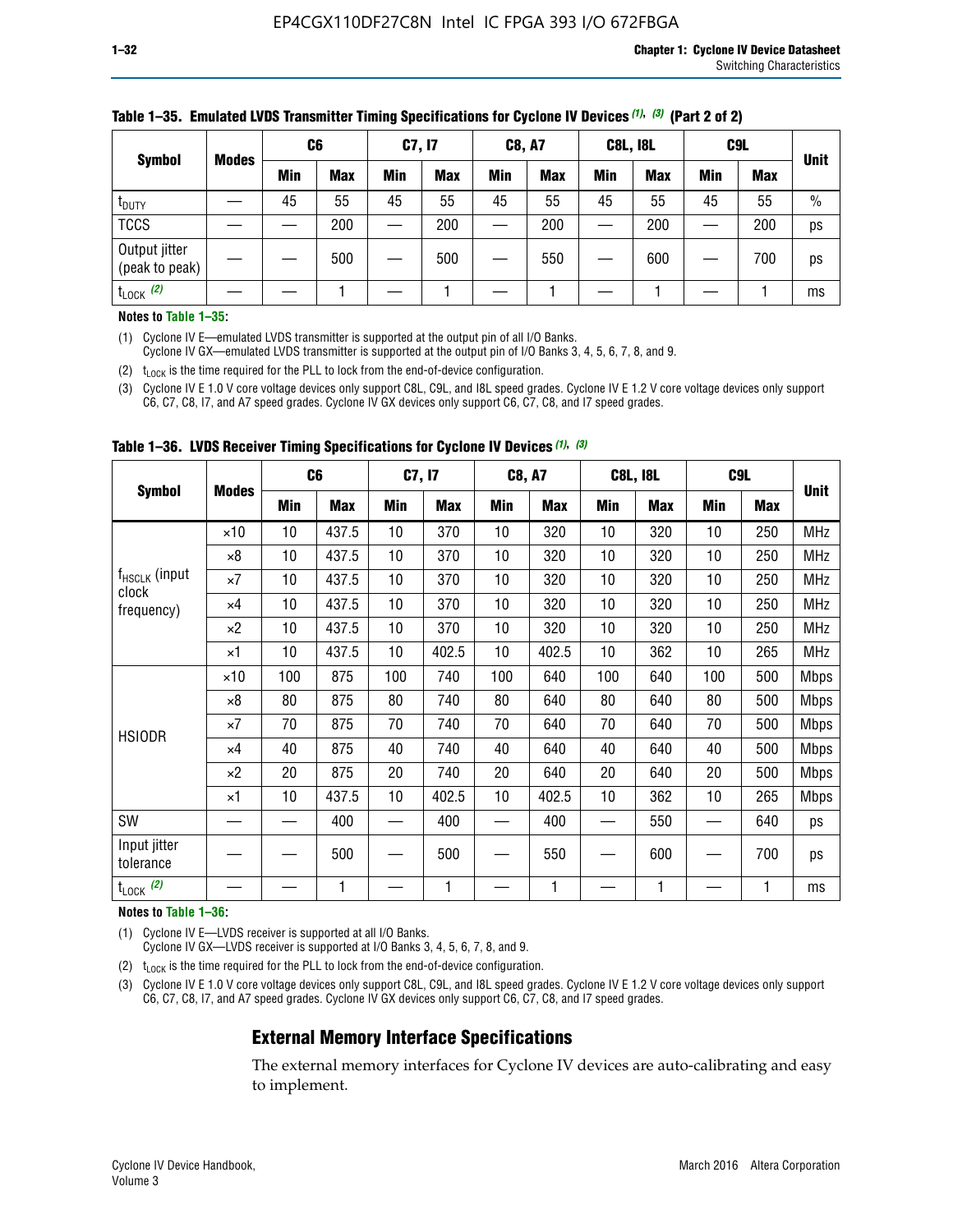**Table 1–35. Emulated LVDS Transmitter Timing Specifications for Cyclone IV Devices (1), (3) (Part 2 of 2)**

| Symbol | Modes | C6 | | C7, I7 | | C8, A7 | | C8L, I8L | | C9L | | Unit |
|---|---|---|---|---|---|---|---|---|---|---|---|---|
| | | Min | Max | Min | Max | Min | Max | Min | Max | Min | Max | |
| $t_{DUTY}$ | — | 45 | 55 | 45 | 55 | 45 | 55 | 45 | 55 | 45 | 55 | % |
| TCCS | — | — | 200 | — | 200 | — | 200 | — | 200 | — | 200 | ps |
| Output jitter (peak to peak) | — | — | 500 | — | 500 | — | 550 | — | 600 | — | 700 | ps |
| $t_{LOCK}$ (2) | — | — | 1 | — | 1 | — | 1 | — | 1 | — | 1 | ms |

**Notes to Table 1–35:**

(1) Cyclone IV E—emulated LVDS transmitter is supported at the output pin of all I/O Banks.
Cyclone IV GX—emulated LVDS transmitter is supported at the output pin of I/O Banks 3, 4, 5, 6, 7, 8, and 9.

(2) $t_{LOCK}$ is the time required for the PLL to lock from the end-of-device configuration.

(3) Cyclone IV E 1.0 V core voltage devices only support C8L, C9L, and I8L speed grades. Cyclone IV E 1.2 V core voltage devices only support C6, C7, C8, I7, and A7 speed grades. Cyclone IV GX devices only support C6, C7, C8, and I7 speed grades.

**Table 1–36. LVDS Receiver Timing Specifications for Cyclone IV Devices (1), (3)**

| Symbol | Modes | C6 | | C7, I7 | | C8, A7 | | C8L, I8L | | C9L | | Unit |
|---|---|---|---|---|---|---|---|---|---|---|---|---|
| | | Min | Max | Min | Max | Min | Max | Min | Max | Min | Max | |
| $f_{HSCLK}$ (input clock frequency) | ×10 | 10 | 437.5 | 10 | 370 | 10 | 320 | 10 | 320 | 10 | 250 | MHz |
| | ×8 | 10 | 437.5 | 10 | 370 | 10 | 320 | 10 | 320 | 10 | 250 | MHz |
| | ×7 | 10 | 437.5 | 10 | 370 | 10 | 320 | 10 | 320 | 10 | 250 | MHz |
| | ×4 | 10 | 437.5 | 10 | 370 | 10 | 320 | 10 | 320 | 10 | 250 | MHz |
| | ×2 | 10 | 437.5 | 10 | 370 | 10 | 320 | 10 | 320 | 10 | 250 | MHz |
| | ×1 | 10 | 437.5 | 10 | 402.5 | 10 | 402.5 | 10 | 362 | 10 | 265 | MHz |
| HSIODR | ×10 | 100 | 875 | 100 | 740 | 100 | 640 | 100 | 640 | 100 | 500 | Mbps |
| | ×8 | 80 | 875 | 80 | 740 | 80 | 640 | 80 | 640 | 80 | 500 | Mbps |
| | ×7 | 70 | 875 | 70 | 740 | 70 | 640 | 70 | 640 | 70 | 500 | Mbps |
| | ×4 | 40 | 875 | 40 | 740 | 40 | 640 | 40 | 640 | 40 | 500 | Mbps |
| | ×2 | 20 | 875 | 20 | 740 | 20 | 640 | 20 | 640 | 20 | 500 | Mbps |
| | ×1 | 10 | 437.5 | 10 | 402.5 | 10 | 402.5 | 10 | 362 | 10 | 265 | Mbps |
| SW | — | — | 400 | — | 400 | — | 400 | — | 550 | — | 640 | ps |
| Input jitter tolerance | — | — | 500 | — | 500 | — | 550 | — | 600 | — | 700 | ps |
| $t_{LOCK}$ (2) | — | — | 1 | — | 1 | — | 1 | — | 1 | — | 1 | ms |

**Notes to Table 1–36:**

(1) Cyclone IV E—LVDS receiver is supported at all I/O Banks.
Cyclone IV GX—LVDS receiver is supported at I/O Banks 3, 4, 5, 6, 7, 8, and 9.

(2) $t_{LOCK}$ is the time required for the PLL to lock from the end-of-device configuration.

(3) Cyclone IV E 1.0 V core voltage devices only support C8L, C9L, and I8L speed grades. Cyclone IV E 1.2 V core voltage devices only support C6, C7, C8, I7, and A7 speed grades. Cyclone IV GX devices only support C6, C7, C8, and I7 speed grades.

## External Memory Interface Specifications

The external memory interfaces for Cyclone IV devices are auto-calibrating and easy to implement.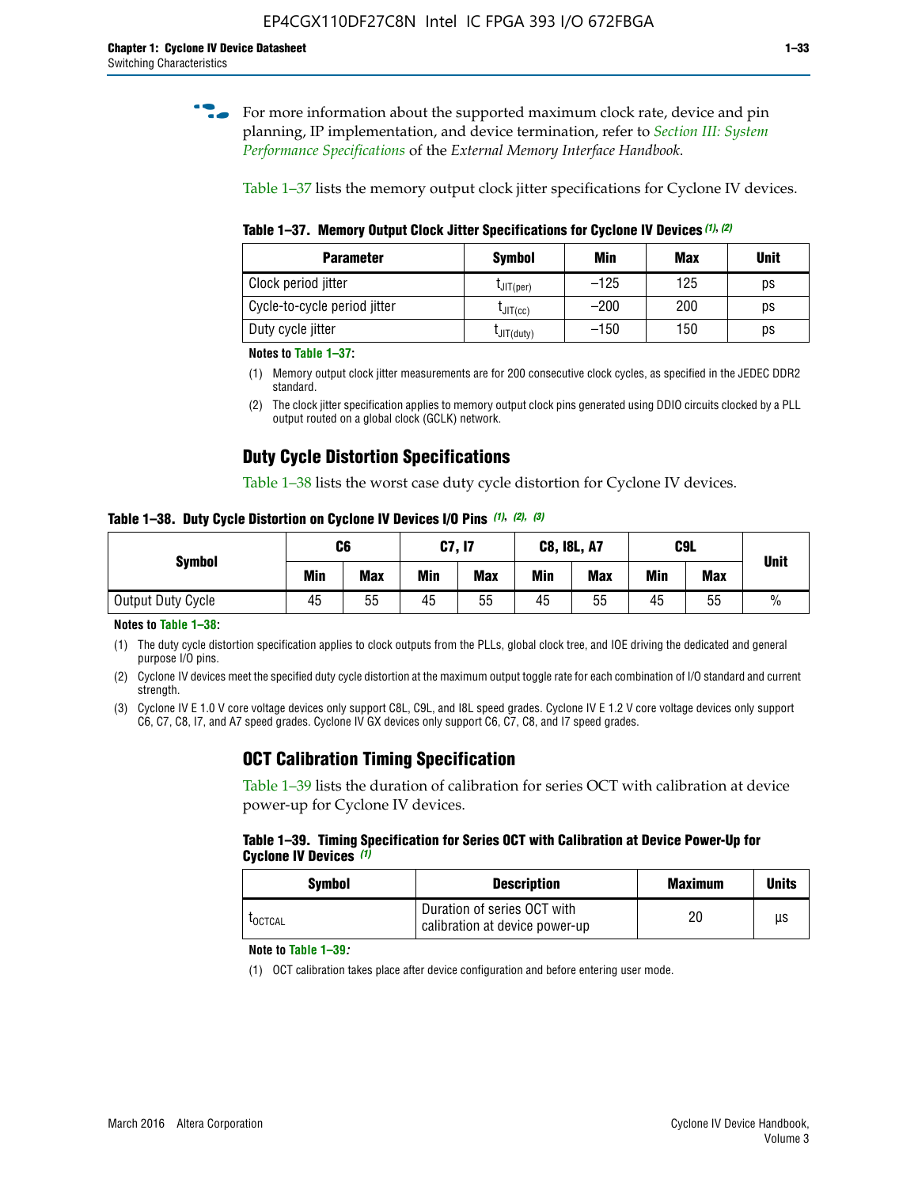For more information about the supported maximum clock rate, device and pin planning, IP implementation, and device termination, refer to *Section III: System Performance Specifications* of the *External Memory Interface Handbook*.

Table 1–37 lists the memory output clock jitter specifications for Cyclone IV devices.

**Table 1–37. Memory Output Clock Jitter Specifications for Cyclone IV Devices** *(1), (2)*

| Parameter | Symbol | Min | Max | Unit |
|---|---|---|---|---|
| Clock period jitter | $t_{JIT(per)}$ | –125 | 125 | ps |
| Cycle-to-cycle period jitter | $t_{JIT(cc)}$ | –200 | 200 | ps |
| Duty cycle jitter | $t_{JIT(duty)}$ | –150 | 150 | ps |

**Notes to Table 1–37:**

(1) Memory output clock jitter measurements are for 200 consecutive clock cycles, as specified in the JEDEC DDR2 standard.

(2) The clock jitter specification applies to memory output clock pins generated using DDIO circuits clocked by a PLL output routed on a global clock (GCLK) network.

## Duty Cycle Distortion Specifications

Table 1–38 lists the worst case duty cycle distortion for Cyclone IV devices.

**Table 1–38. Duty Cycle Distortion on Cyclone IV Devices I/O Pins** *(1), (2), (3)*

| Symbol | C6 | | C7, I7 | | C8, I8L, A7 | | C9L | | Unit |
|---|---|---|---|---|---|---|---|---|---|
| | Min | Max | Min | Max | Min | Max | Min | Max | |
| Output Duty Cycle | 45 | 55 | 45 | 55 | 45 | 55 | 45 | 55 | % |

**Notes to Table 1–38:**

(1) The duty cycle distortion specification applies to clock outputs from the PLLs, global clock tree, and IOE driving the dedicated and general purpose I/O pins.

(2) Cyclone IV devices meet the specified duty cycle distortion at the maximum output toggle rate for each combination of I/O standard and current strength.

(3) Cyclone IV E 1.0 V core voltage devices only support C8L, C9L, and I8L speed grades. Cyclone IV E 1.2 V core voltage devices only support C6, C7, C8, I7, and A7 speed grades. Cyclone IV GX devices only support C6, C7, C8, and I7 speed grades.

## OCT Calibration Timing Specification

Table 1–39 lists the duration of calibration for series OCT with calibration at device power-up for Cyclone IV devices.

**Table 1–39. Timing Specification for Series OCT with Calibration at Device Power-Up for Cyclone IV Devices** *(1)*

| Symbol | Description | Maximum | Units |
|---|---|---|---|
| $t_{OCTCAL}$ | Duration of series OCT with calibration at device power-up | 20 | µs |

**Note to Table 1–39:**

(1) OCT calibration takes place after device configuration and before entering user mode.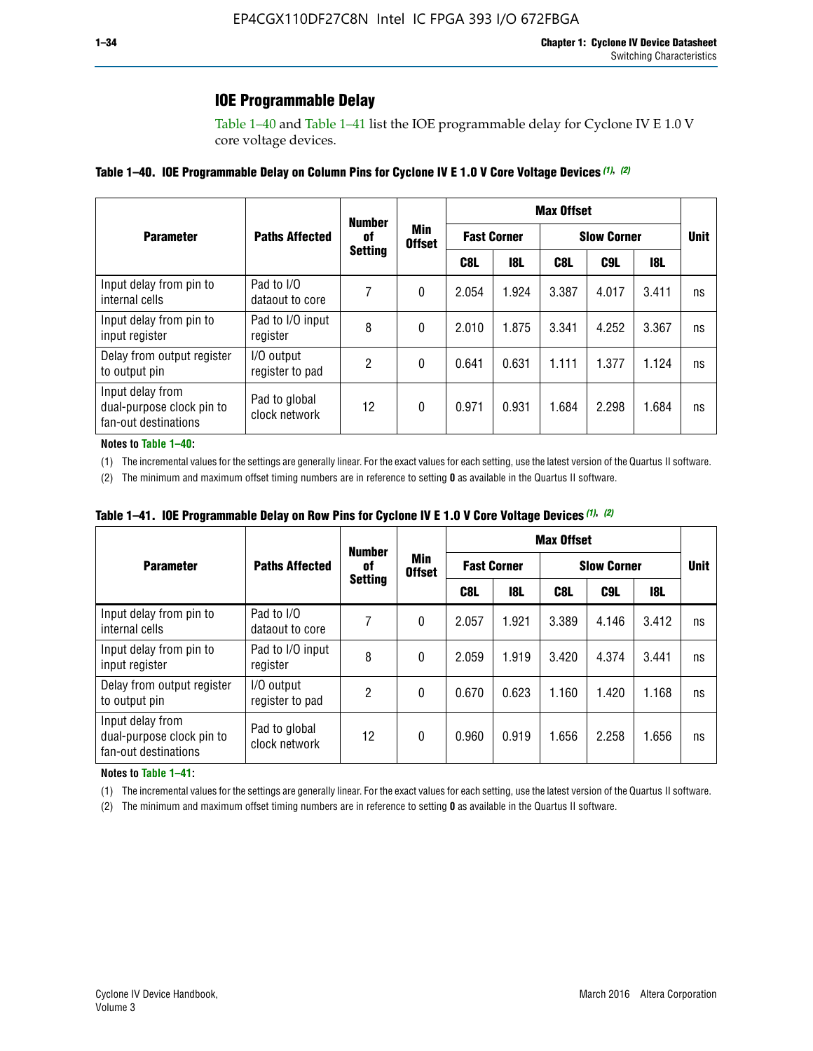## IOE Programmable Delay

Table 1–40 and Table 1–41 list the IOE programmable delay for Cyclone IV E 1.0 V core voltage devices.

**Table 1–40. IOE Programmable Delay on Column Pins for Cyclone IV E 1.0 V Core Voltage Devices (1), (2)**

| Parameter | Paths Affected | Number of Setting | Min Offset | Max Offset | | | | | Unit |
|---|---|---|---|---|---|---|---|---|---|
| | | | | Fast Corner | | Slow Corner | | | |
| | | | | C8L | I8L | C8L | C9L | I8L | |
| Input delay from pin to internal cells | Pad to I/O dataout to core | 7 | 0 | 2.054 | 1.924 | 3.387 | 4.017 | 3.411 | ns |
| Input delay from pin to input register | Pad to I/O input register | 8 | 0 | 2.010 | 1.875 | 3.341 | 4.252 | 3.367 | ns |
| Delay from output register to output pin | I/O output register to pad | 2 | 0 | 0.641 | 0.631 | 1.111 | 1.377 | 1.124 | ns |
| Input delay from dual-purpose clock pin to fan-out destinations | Pad to global clock network | 12 | 0 | 0.971 | 0.931 | 1.684 | 2.298 | 1.684 | ns |

**Notes to Table 1–40:**

(1) The incremental values for the settings are generally linear. For the exact values for each setting, use the latest version of the Quartus II software.

(2) The minimum and maximum offset timing numbers are in reference to setting **0** as available in the Quartus II software.

**Table 1–41. IOE Programmable Delay on Row Pins for Cyclone IV E 1.0 V Core Voltage Devices (1), (2)**

| Parameter | Paths Affected | Number of Setting | Min Offset | Max Offset | | | | | Unit |
|---|---|---|---|---|---|---|---|---|---|
| | | | | Fast Corner | | Slow Corner | | | |
| | | | | C8L | I8L | C8L | C9L | I8L | |
| Input delay from pin to internal cells | Pad to I/O dataout to core | 7 | 0 | 2.057 | 1.921 | 3.389 | 4.146 | 3.412 | ns |
| Input delay from pin to input register | Pad to I/O input register | 8 | 0 | 2.059 | 1.919 | 3.420 | 4.374 | 3.441 | ns |
| Delay from output register to output pin | I/O output register to pad | 2 | 0 | 0.670 | 0.623 | 1.160 | 1.420 | 1.168 | ns |
| Input delay from dual-purpose clock pin to fan-out destinations | Pad to global clock network | 12 | 0 | 0.960 | 0.919 | 1.656 | 2.258 | 1.656 | ns |

**Notes to Table 1–41:**

(1) The incremental values for the settings are generally linear. For the exact values for each setting, use the latest version of the Quartus II software.

(2) The minimum and maximum offset timing numbers are in reference to setting **0** as available in the Quartus II software.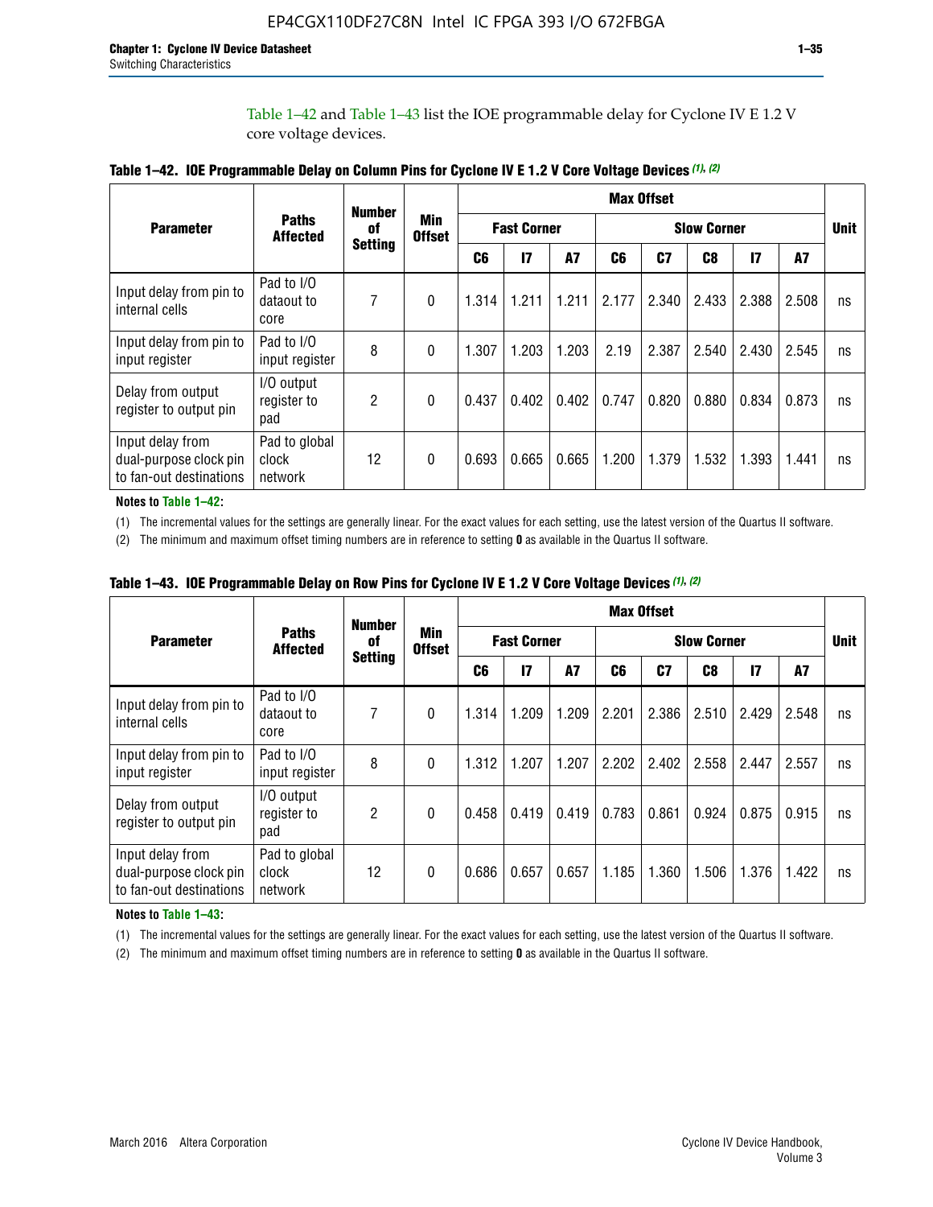Table 1–42 and Table 1–43 list the IOE programmable delay for Cyclone IV E 1.2 V core voltage devices.

**Table 1–42. IOE Programmable Delay on Column Pins for Cyclone IV E 1.2 V Core Voltage Devices (1), (2)**

| Parameter | Paths Affected | Number of Setting | Min Offset | Max Offset | | | | | | | | Unit |
|---|---|---|---|---|---|---|---|---|---|---|---|---|
| | | | | Fast Corner | | | Slow Corner | | | | | |
| | | | | C6 | I7 | A7 | C6 | C7 | C8 | I7 | A7 | |
| Input delay from pin to internal cells | Pad to I/O dataout to core | 7 | 0 | 1.314 | 1.211 | 1.211 | 2.177 | 2.340 | 2.433 | 2.388 | 2.508 | ns |
| Input delay from pin to input register | Pad to I/O input register | 8 | 0 | 1.307 | 1.203 | 1.203 | 2.19 | 2.387 | 2.540 | 2.430 | 2.545 | ns |
| Delay from output register to output pin | I/O output register to pad | 2 | 0 | 0.437 | 0.402 | 0.402 | 0.747 | 0.820 | 0.880 | 0.834 | 0.873 | ns |
| Input delay from dual-purpose clock pin to fan-out destinations | Pad to global clock network | 12 | 0 | 0.693 | 0.665 | 0.665 | 1.200 | 1.379 | 1.532 | 1.393 | 1.441 | ns |

**Notes to Table 1–42:**

(1) The incremental values for the settings are generally linear. For the exact values for each setting, use the latest version of the Quartus II software.

(2) The minimum and maximum offset timing numbers are in reference to setting **0** as available in the Quartus II software.

**Table 1–43. IOE Programmable Delay on Row Pins for Cyclone IV E 1.2 V Core Voltage Devices (1), (2)**

| Parameter | Paths Affected | Number of Setting | Min Offset | Max Offset | | | | | | | | Unit |
|---|---|---|---|---|---|---|---|---|---|---|---|---|
| | | | | Fast Corner | | | Slow Corner | | | | | |
| | | | | C6 | I7 | A7 | C6 | C7 | C8 | I7 | A7 | |
| Input delay from pin to internal cells | Pad to I/O dataout to core | 7 | 0 | 1.314 | 1.209 | 1.209 | 2.201 | 2.386 | 2.510 | 2.429 | 2.548 | ns |
| Input delay from pin to input register | Pad to I/O input register | 8 | 0 | 1.312 | 1.207 | 1.207 | 2.202 | 2.402 | 2.558 | 2.447 | 2.557 | ns |
| Delay from output register to output pin | I/O output register to pad | 2 | 0 | 0.458 | 0.419 | 0.419 | 0.783 | 0.861 | 0.924 | 0.875 | 0.915 | ns |
| Input delay from dual-purpose clock pin to fan-out destinations | Pad to global clock network | 12 | 0 | 0.686 | 0.657 | 0.657 | 1.185 | 1.360 | 1.506 | 1.376 | 1.422 | ns |

**Notes to Table 1–43:**

(1) The incremental values for the settings are generally linear. For the exact values for each setting, use the latest version of the Quartus II software.

(2) The minimum and maximum offset timing numbers are in reference to setting **0** as available in the Quartus II software.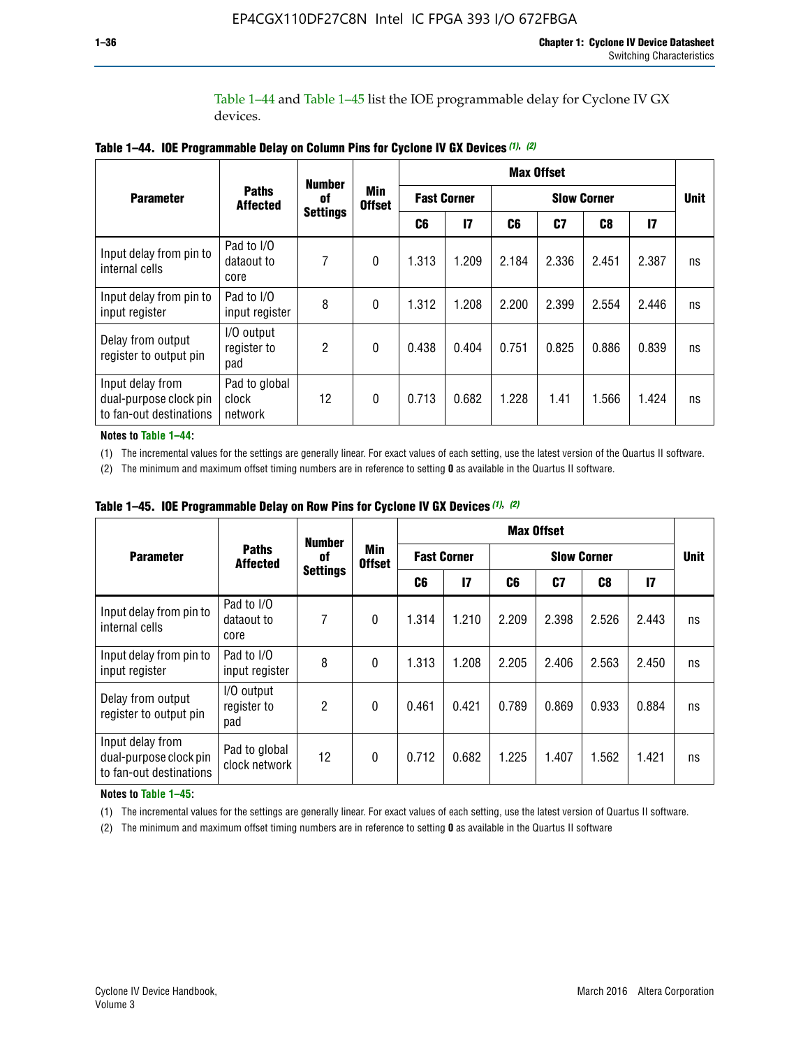Table 1–44 and Table 1–45 list the IOE programmable delay for Cyclone IV GX devices.

**Table 1–44. IOE Programmable Delay on Column Pins for Cyclone IV GX Devices (1), (2)**

| Parameter | Paths Affected | Number of Settings | Min Offset | Max Offset | | | | | | Unit |
|---|---|---|---|---|---|---|---|---|---|---|
| | | | | Fast Corner | | Slow Corner | | | | |
| | | | | C6 | I7 | C6 | C7 | C8 | I7 | |
| Input delay from pin to internal cells | Pad to I/O dataout to core | 7 | 0 | 1.313 | 1.209 | 2.184 | 2.336 | 2.451 | 2.387 | ns |
| Input delay from pin to input register | Pad to I/O input register | 8 | 0 | 1.312 | 1.208 | 2.200 | 2.399 | 2.554 | 2.446 | ns |
| Delay from output register to output pin | I/O output register to pad | 2 | 0 | 0.438 | 0.404 | 0.751 | 0.825 | 0.886 | 0.839 | ns |
| Input delay from dual-purpose clock pin to fan-out destinations | Pad to global clock network | 12 | 0 | 0.713 | 0.682 | 1.228 | 1.41 | 1.566 | 1.424 | ns |

**Notes to Table 1–44:**

(1) The incremental values for the settings are generally linear. For exact values of each setting, use the latest version of the Quartus II software.

(2) The minimum and maximum offset timing numbers are in reference to setting **0** as available in the Quartus II software.

**Table 1–45. IOE Programmable Delay on Row Pins for Cyclone IV GX Devices (1), (2)**

| Parameter | Paths Affected | Number of Settings | Min Offset | Max Offset | | | | | | Unit |
|---|---|---|---|---|---|---|---|---|---|---|
| | | | | Fast Corner | | Slow Corner | | | | |
| | | | | C6 | I7 | C6 | C7 | C8 | I7 | |
| Input delay from pin to internal cells | Pad to I/O dataout to core | 7 | 0 | 1.314 | 1.210 | 2.209 | 2.398 | 2.526 | 2.443 | ns |
| Input delay from pin to input register | Pad to I/O input register | 8 | 0 | 1.313 | 1.208 | 2.205 | 2.406 | 2.563 | 2.450 | ns |
| Delay from output register to output pin | I/O output register to pad | 2 | 0 | 0.461 | 0.421 | 0.789 | 0.869 | 0.933 | 0.884 | ns |
| Input delay from dual-purpose clock pin to fan-out destinations | Pad to global clock network | 12 | 0 | 0.712 | 0.682 | 1.225 | 1.407 | 1.562 | 1.421 | ns |

**Notes to Table 1–45:**

(1) The incremental values for the settings are generally linear. For exact values of each setting, use the latest version of Quartus II software.

(2) The minimum and maximum offset timing numbers are in reference to setting **0** as available in the Quartus II software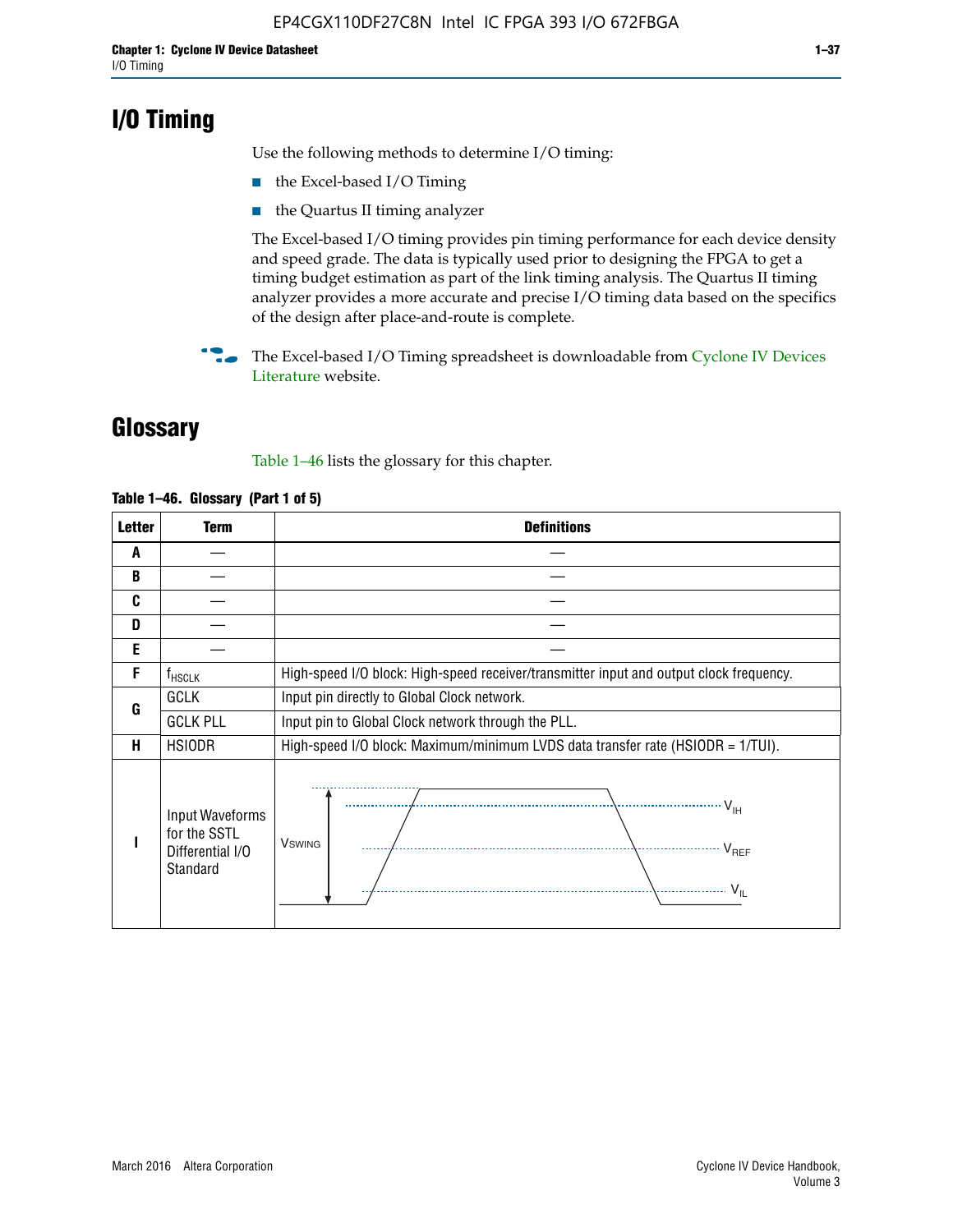# I/O Timing

Use the following methods to determine I/O timing:

- the Excel-based I/O Timing
- the Quartus II timing analyzer

The Excel-based I/O timing provides pin timing performance for each device density and speed grade. The data is typically used prior to designing the FPGA to get a timing budget estimation as part of the link timing analysis. The Quartus II timing analyzer provides a more accurate and precise I/O timing data based on the specifics of the design after place-and-route is complete.

The Excel-based I/O Timing spreadsheet is downloadable from Cyclone IV Devices Literature website.

# Glossary

Table 1–46 lists the glossary for this chapter.

**Table 1–46. Glossary (Part 1 of 5)**

| Letter | Term | Definitions |
|---|---|---|
| A | — | — |
| B | — | — |
| C | — | — |
| D | — | — |
| E | — | — |
| F | $f_{HSCLK}$ | High-speed I/O block: High-speed receiver/transmitter input and output clock frequency. |
| G | GCLK | Input pin directly to Global Clock network. |
| | GCLK PLL | Input pin to Global Clock network through the PLL. |
| H | HSIODR | High-speed I/O block: Maximum/minimum LVDS data transfer rate (HSIODR = 1/TUI). |
| I | Input Waveforms for the SSTL Differential I/O Standard | (waveform diagram: $V_{SWING}$, $V_{IH}$, $V_{REF}$, $V_{IL}$) |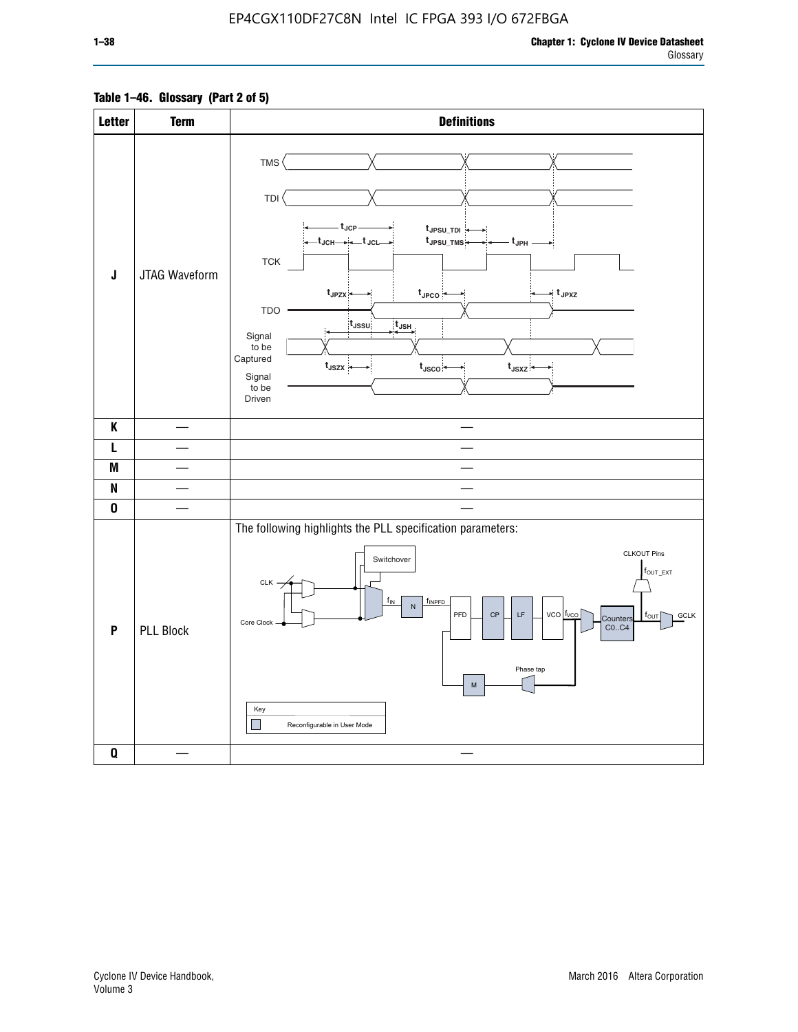**Table 1–46. Glossary (Part 2 of 5)**

| Letter | Term | Definitions |
|---|---|---|
| J | JTAG Waveform | TMS, TDI, TCK, TDO, Signal to be Captured, Signal to be Driven; $t_{JCP}$, $t_{JCH}$, $t_{JCL}$, $t_{JPSU\_TDI}$, $t_{JPSU\_TMS}$, $t_{JPH}$, $t_{JPZX}$, $t_{JPCO}$, $t_{JPXZ}$, $t_{JSSU}$, $t_{JSH}$, $t_{JSZX}$, $t_{JSCO}$, $t_{JSXZ}$ |
| K | — | — |
| L | — | — |
| M | — | — |
| N | — | — |
| O | — | — |
| P | PLL Block | The following highlights the PLL specification parameters: CLK, Core Clock, Switchover, $f_{IN}$, N, $f_{INPFD}$, PFD, CP, LF, VCO, $f_{VCO}$, Counters C0..C4, $f_{OUT}$, GCLK, CLKOUT Pins, $f_{OUT\_EXT}$, Phase tap, M. Key: Reconfigurable in User Mode |
| Q | — | — |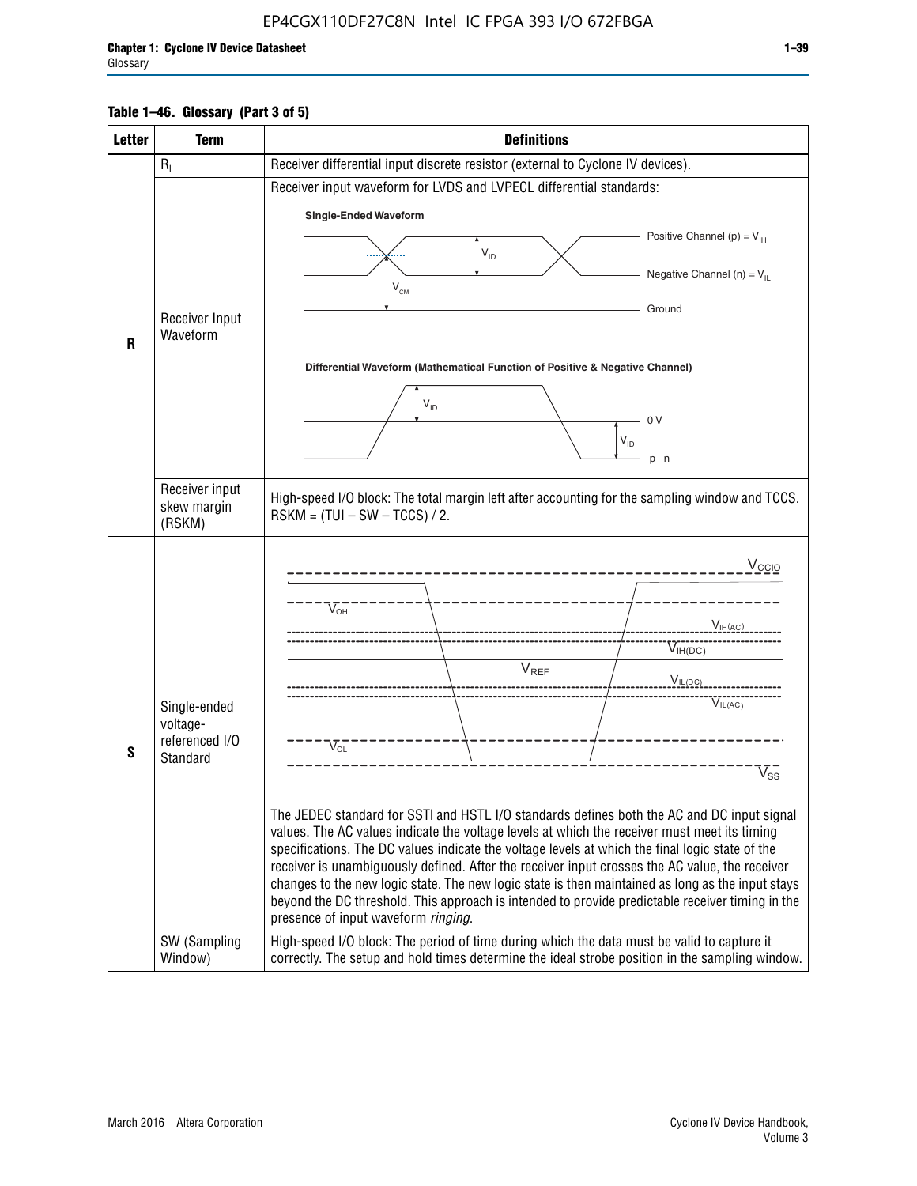**Table 1–46. Glossary (Part 3 of 5)**

| Letter | Term | Definitions |
|---|---|---|
| R | $R_L$ | Receiver differential input discrete resistor (external to Cyclone IV devices). |
| | Receiver Input Waveform | Receiver input waveform for LVDS and LVPECL differential standards: Single-Ended Waveform (Positive Channel (p) = $V_{IH}$; Negative Channel (n) = $V_{IL}$; $V_{ID}$; $V_{CM}$; Ground). Differential Waveform (Mathematical Function of Positive & Negative Channel) ($V_{ID}$; 0 V; $V_{ID}$; p - n) |
| | Receiver input skew margin (RSKM) | High-speed I/O block: The total margin left after accounting for the sampling window and TCCS. RSKM = (TUI – SW – TCCS) / 2. |
| S | Single-ended voltage-referenced I/O Standard | ($V_{CCIO}$; $V_{OH}$; $V_{IH(AC)}$; $V_{IH(DC)}$; $V_{REF}$; $V_{IL(DC)}$; $V_{IL(AC)}$; $V_{OL}$; $V_{SS}$) The JEDEC standard for SSTl and HSTL I/O standards defines both the AC and DC input signal values. The AC values indicate the voltage levels at which the receiver must meet its timing specifications. The DC values indicate the voltage levels at which the final logic state of the receiver is unambiguously defined. After the receiver input crosses the AC value, the receiver changes to the new logic state. The new logic state is then maintained as long as the input stays beyond the DC threshold. This approach is intended to provide predictable receiver timing in the presence of input waveform *ringing*. |
| | SW (Sampling Window) | High-speed I/O block: The period of time during which the data must be valid to capture it correctly. The setup and hold times determine the ideal strobe position in the sampling window. |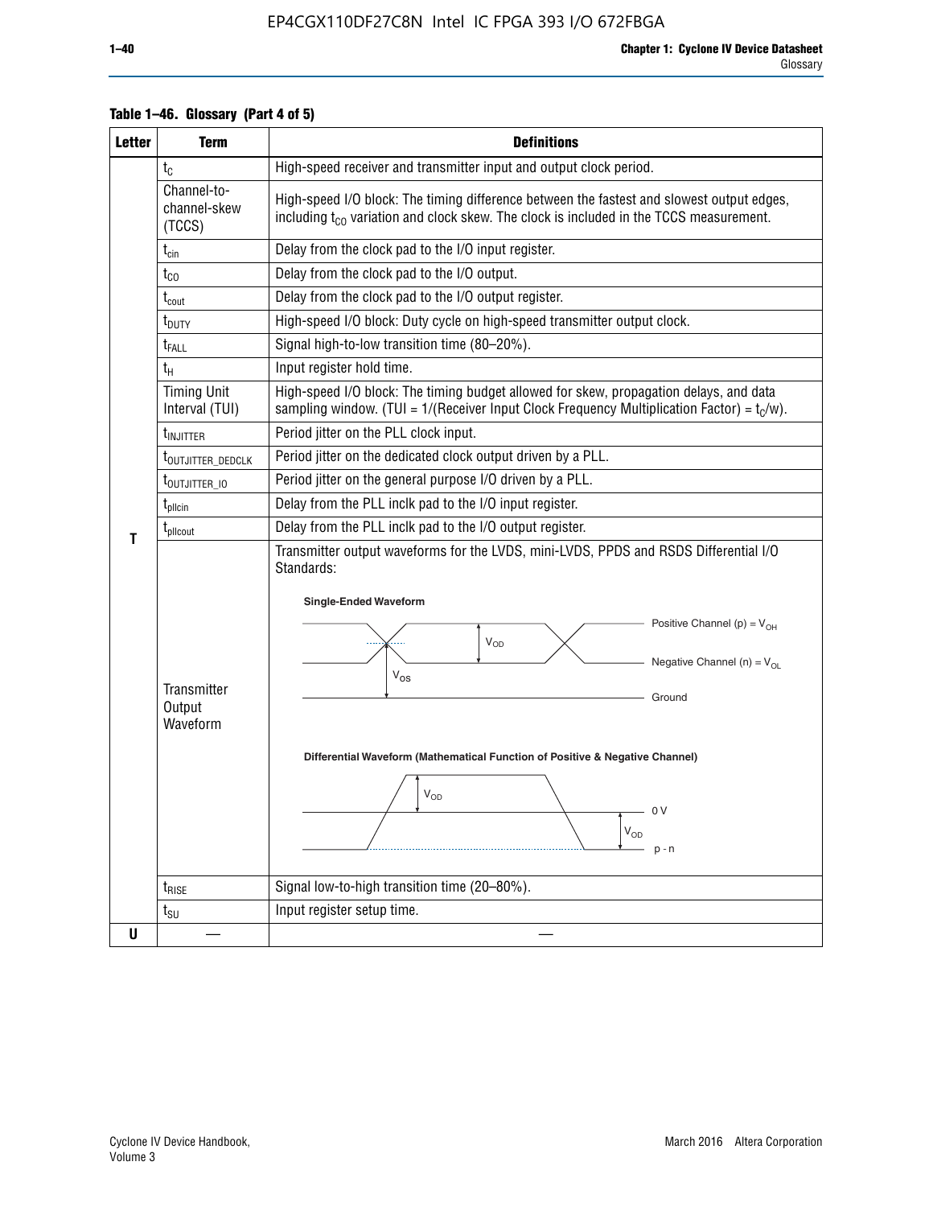**Table 1–46. Glossary (Part 4 of 5)**

| Letter | Term | Definitions |
|---|---|---|
| T | $t_C$ | High-speed receiver and transmitter input and output clock period. |
| | Channel-to-channel-skew (TCCS) | High-speed I/O block: The timing difference between the fastest and slowest output edges, including $t_{CO}$ variation and clock skew. The clock is included in the TCCS measurement. |
| | $t_{cin}$ | Delay from the clock pad to the I/O input register. |
| | $t_{CO}$ | Delay from the clock pad to the I/O output. |
| | $t_{cout}$ | Delay from the clock pad to the I/O output register. |
| | $t_{DUTY}$ | High-speed I/O block: Duty cycle on high-speed transmitter output clock. |
| | $t_{FALL}$ | Signal high-to-low transition time (80–20%). |
| | $t_H$ | Input register hold time. |
| | Timing Unit Interval (TUI) | High-speed I/O block: The timing budget allowed for skew, propagation delays, and data sampling window. (TUI = 1/(Receiver Input Clock Frequency Multiplication Factor) = $t_C/w$). |
| | $t_{INJITTER}$ | Period jitter on the PLL clock input. |
| | $t_{OUTJITTER\_DEDCLK}$ | Period jitter on the dedicated clock output driven by a PLL. |
| | $t_{OUTJITTER\_IO}$ | Period jitter on the general purpose I/O driven by a PLL. |
| | $t_{pllcin}$ | Delay from the PLL inclk pad to the I/O input register. |
| | $t_{pllcout}$ | Delay from the PLL inclk pad to the I/O output register. |
| | Transmitter Output Waveform | Transmitter output waveforms for the LVDS, mini-LVDS, PPDS and RSDS Differential I/O Standards: Single-Ended Waveform (Positive Channel (p) = $V_{OH}$; Negative Channel (n) = $V_{OL}$; $V_{OD}$; $V_{OS}$; Ground). Differential Waveform (Mathematical Function of Positive & Negative Channel) ($V_{OD}$; 0 V; p - n) |
| | $t_{RISE}$ | Signal low-to-high transition time (20–80%). |
| | $t_{SU}$ | Input register setup time. |
| U | — | — |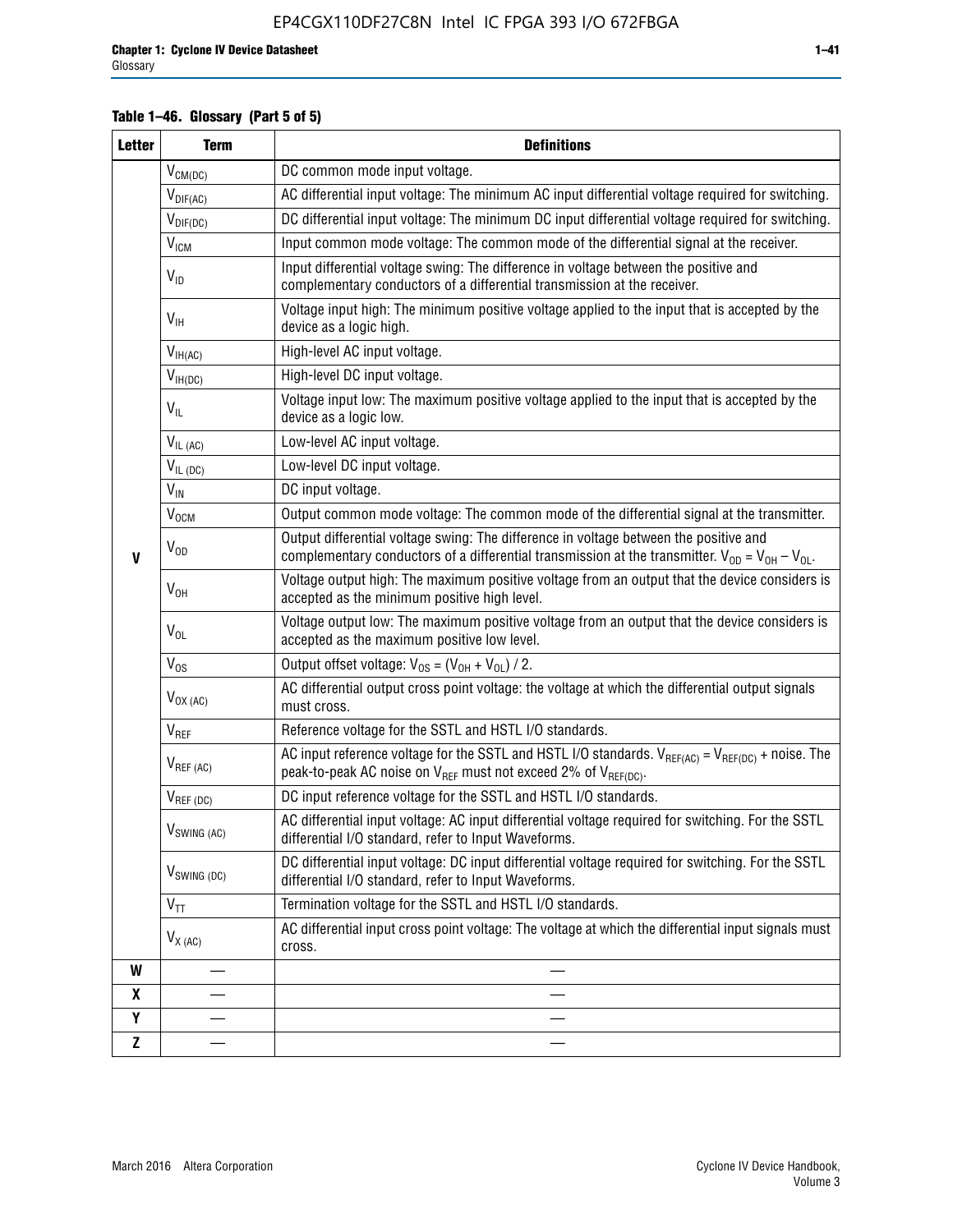**Table 1–46. Glossary (Part 5 of 5)**

| Letter | Term | Definitions |
|---|---|---|
| V | $V_{CM(DC)}$ | DC common mode input voltage. |
| | $V_{DIF(AC)}$ | AC differential input voltage: The minimum AC input differential voltage required for switching. |
| | $V_{DIF(DC)}$ | DC differential input voltage: The minimum DC input differential voltage required for switching. |
| | $V_{ICM}$ | Input common mode voltage: The common mode of the differential signal at the receiver. |
| | $V_{ID}$ | Input differential voltage swing: The difference in voltage between the positive and complementary conductors of a differential transmission at the receiver. |
| | $V_{IH}$ | Voltage input high: The minimum positive voltage applied to the input that is accepted by the device as a logic high. |
| | $V_{IH(AC)}$ | High-level AC input voltage. |
| | $V_{IH(DC)}$ | High-level DC input voltage. |
| | $V_{IL}$ | Voltage input low: The maximum positive voltage applied to the input that is accepted by the device as a logic low. |
| | $V_{IL\ (AC)}$ | Low-level AC input voltage. |
| | $V_{IL\ (DC)}$ | Low-level DC input voltage. |
| | $V_{IN}$ | DC input voltage. |
| | $V_{OCM}$ | Output common mode voltage: The common mode of the differential signal at the transmitter. |
| | $V_{OD}$ | Output differential voltage swing: The difference in voltage between the positive and complementary conductors of a differential transmission at the transmitter. $V_{OD} = V_{OH} - V_{OL}$. |
| | $V_{OH}$ | Voltage output high: The maximum positive voltage from an output that the device considers is accepted as the minimum positive high level. |
| | $V_{OL}$ | Voltage output low: The maximum positive voltage from an output that the device considers is accepted as the maximum positive low level. |
| | $V_{OS}$ | Output offset voltage: $V_{OS} = (V_{OH} + V_{OL}) / 2$. |
| | $V_{OX\ (AC)}$ | AC differential output cross point voltage: the voltage at which the differential output signals must cross. |
| | $V_{REF}$ | Reference voltage for the SSTL and HSTL I/O standards. |
| | $V_{REF\ (AC)}$ | AC input reference voltage for the SSTL and HSTL I/O standards. $V_{REF(AC)} = V_{REF(DC)}$ + noise. The peak-to-peak AC noise on $V_{REF}$ must not exceed 2% of $V_{REF(DC)}$. |
| | $V_{REF\ (DC)}$ | DC input reference voltage for the SSTL and HSTL I/O standards. |
| | $V_{SWING\ (AC)}$ | AC differential input voltage: AC input differential voltage required for switching. For the SSTL differential I/O standard, refer to Input Waveforms. |
| | $V_{SWING\ (DC)}$ | DC differential input voltage: DC input differential voltage required for switching. For the SSTL differential I/O standard, refer to Input Waveforms. |
| | $V_{TT}$ | Termination voltage for the SSTL and HSTL I/O standards. |
| | $V_{X\ (AC)}$ | AC differential input cross point voltage: The voltage at which the differential input signals must cross. |
| W | — | — |
| X | — | — |
| Y | — | — |
| Z | — | — |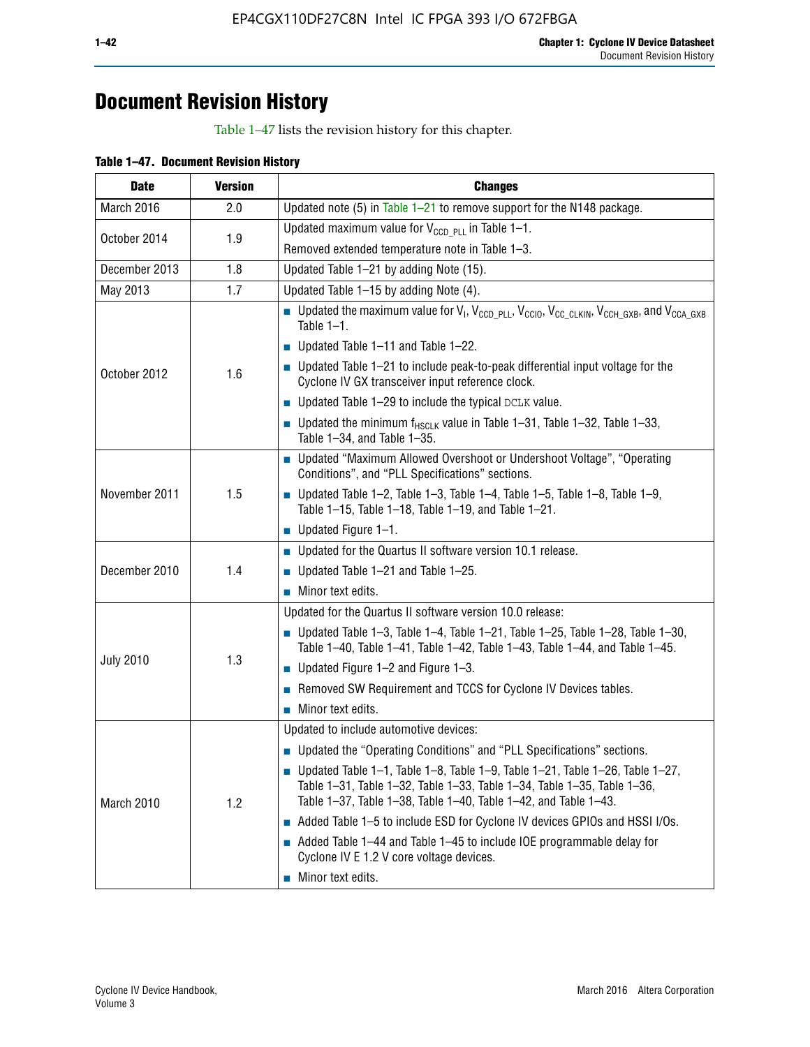# Document Revision History

Table 1–47 lists the revision history for this chapter.

**Table 1–47. Document Revision History**

| Date | Version | Changes |
|---|---|---|
| March 2016 | 2.0 | Updated note (5) in Table 1–21 to remove support for the N148 package. |
| October 2014 | 1.9 | Updated maximum value for $V_{CCD\_PLL}$ in Table 1–1.<br>Removed extended temperature note in Table 1–3. |
| December 2013 | 1.8 | Updated Table 1–21 by adding Note (15). |
| May 2013 | 1.7 | Updated Table 1–15 by adding Note (4). |
| October 2012 | 1.6 | ■ Updated the maximum value for $V_I$, $V_{CCD\_PLL}$, $V_{CCIO}$, $V_{CC\_CLKIN}$, $V_{CCH\_GXB}$, and $V_{CCA\_GXB}$ Table 1–1.<br>■ Updated Table 1–11 and Table 1–22.<br>■ Updated Table 1–21 to include peak-to-peak differential input voltage for the Cyclone IV GX transceiver input reference clock.<br>■ Updated Table 1–29 to include the typical DCLK value.<br>■ Updated the minimum $f_{HSCLK}$ value in Table 1–31, Table 1–32, Table 1–33, Table 1–34, and Table 1–35. |
| November 2011 | 1.5 | ■ Updated “Maximum Allowed Overshoot or Undershoot Voltage”, “Operating Conditions”, and “PLL Specifications” sections.<br>■ Updated Table 1–2, Table 1–3, Table 1–4, Table 1–5, Table 1–8, Table 1–9, Table 1–15, Table 1–18, Table 1–19, and Table 1–21.<br>■ Updated Figure 1–1. |
| December 2010 | 1.4 | ■ Updated for the Quartus II software version 10.1 release.<br>■ Updated Table 1–21 and Table 1–25.<br>■ Minor text edits. |
| July 2010 | 1.3 | Updated for the Quartus II software version 10.0 release:<br>■ Updated Table 1–3, Table 1–4, Table 1–21, Table 1–25, Table 1–28, Table 1–30, Table 1–40, Table 1–41, Table 1–42, Table 1–43, Table 1–44, and Table 1–45.<br>■ Updated Figure 1–2 and Figure 1–3.<br>■ Removed SW Requirement and TCCS for Cyclone IV Devices tables.<br>■ Minor text edits. |
| March 2010 | 1.2 | Updated to include automotive devices:<br>■ Updated the “Operating Conditions” and “PLL Specifications” sections.<br>■ Updated Table 1–1, Table 1–8, Table 1–9, Table 1–21, Table 1–26, Table 1–27, Table 1–31, Table 1–32, Table 1–33, Table 1–34, Table 1–35, Table 1–36, Table 1–37, Table 1–38, Table 1–40, Table 1–42, and Table 1–43.<br>■ Added Table 1–5 to include ESD for Cyclone IV devices GPIOs and HSSI I/Os.<br>■ Added Table 1–44 and Table 1–45 to include IOE programmable delay for Cyclone IV E 1.2 V core voltage devices.<br>■ Minor text edits. |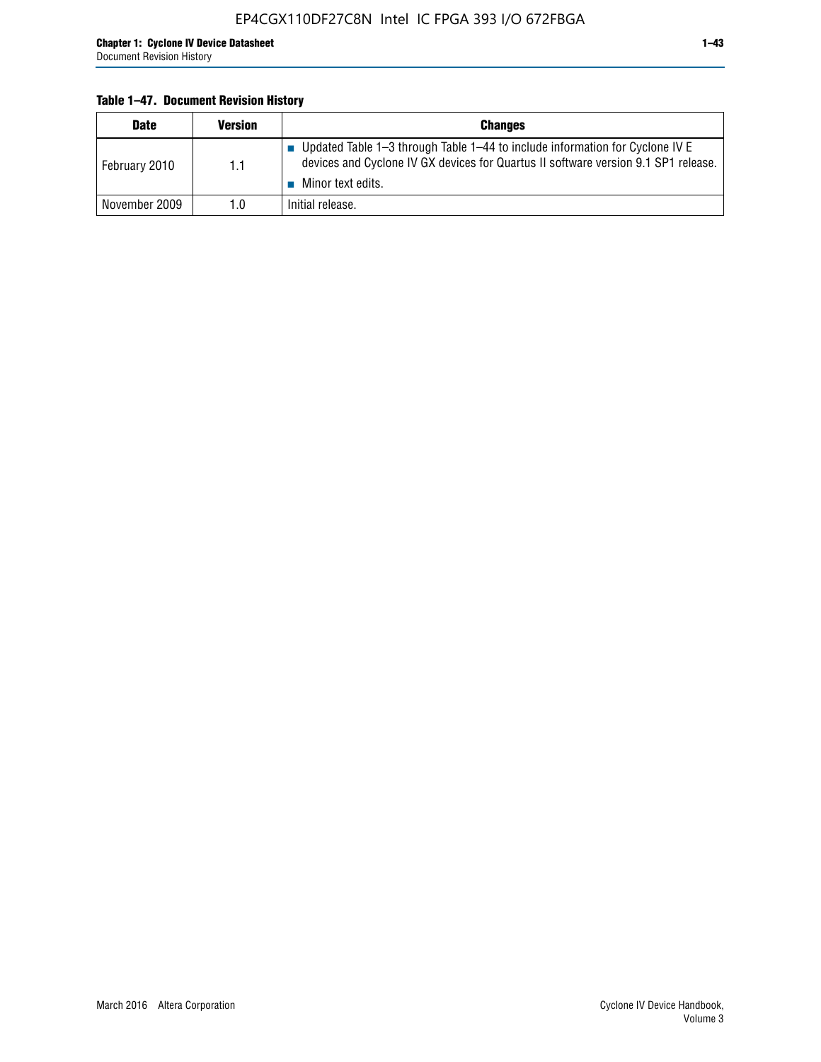**Table 1–47. Document Revision History**

| Date | Version | Changes |
|---|---|---|
| February 2010 | 1.1 | ■ Updated Table 1–3 through Table 1–44 to include information for Cyclone IV E devices and Cyclone IV GX devices for Quartus II software version 9.1 SP1 release. ■ Minor text edits. |
| November 2009 | 1.0 | Initial release. |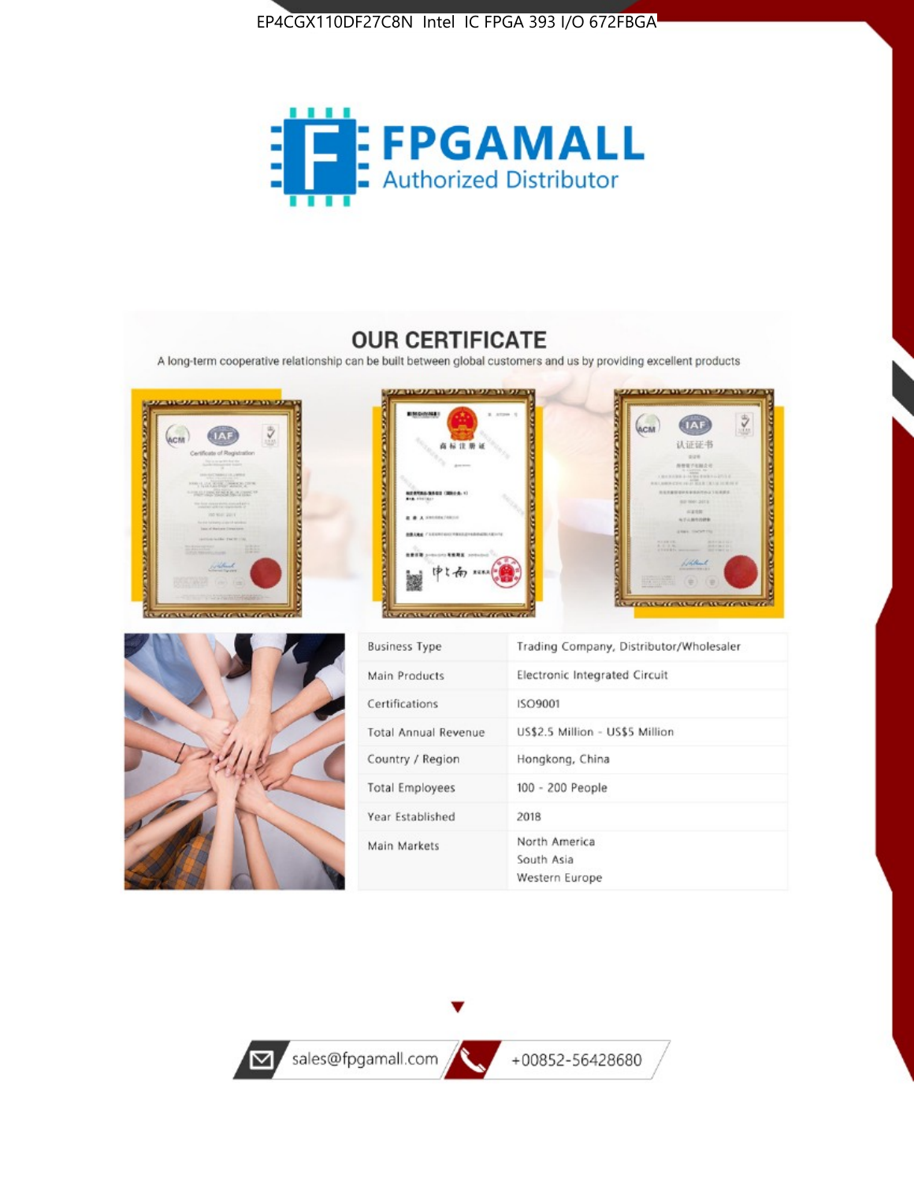FPGAMALL
Authorized Distributor

## OUR CERTIFICATE

A long-term cooperative relationship can be built between global customers and us by providing excellent products

| | |
|---|---|
| Business Type | Trading Company, Distributor/Wholesaler |
| Main Products | Electronic Integrated Circuit |
| Certifications | ISO9001 |
| Total Annual Revenue | US$2.5 Million - US$5 Million |
| Country / Region | Hongkong, China |
| Total Employees | 100 - 200 People |
| Year Established | 2018 |
| Main Markets | North America<br>South Asia<br>Western Europe |

sales@fpgamall.com

+00852-56428680